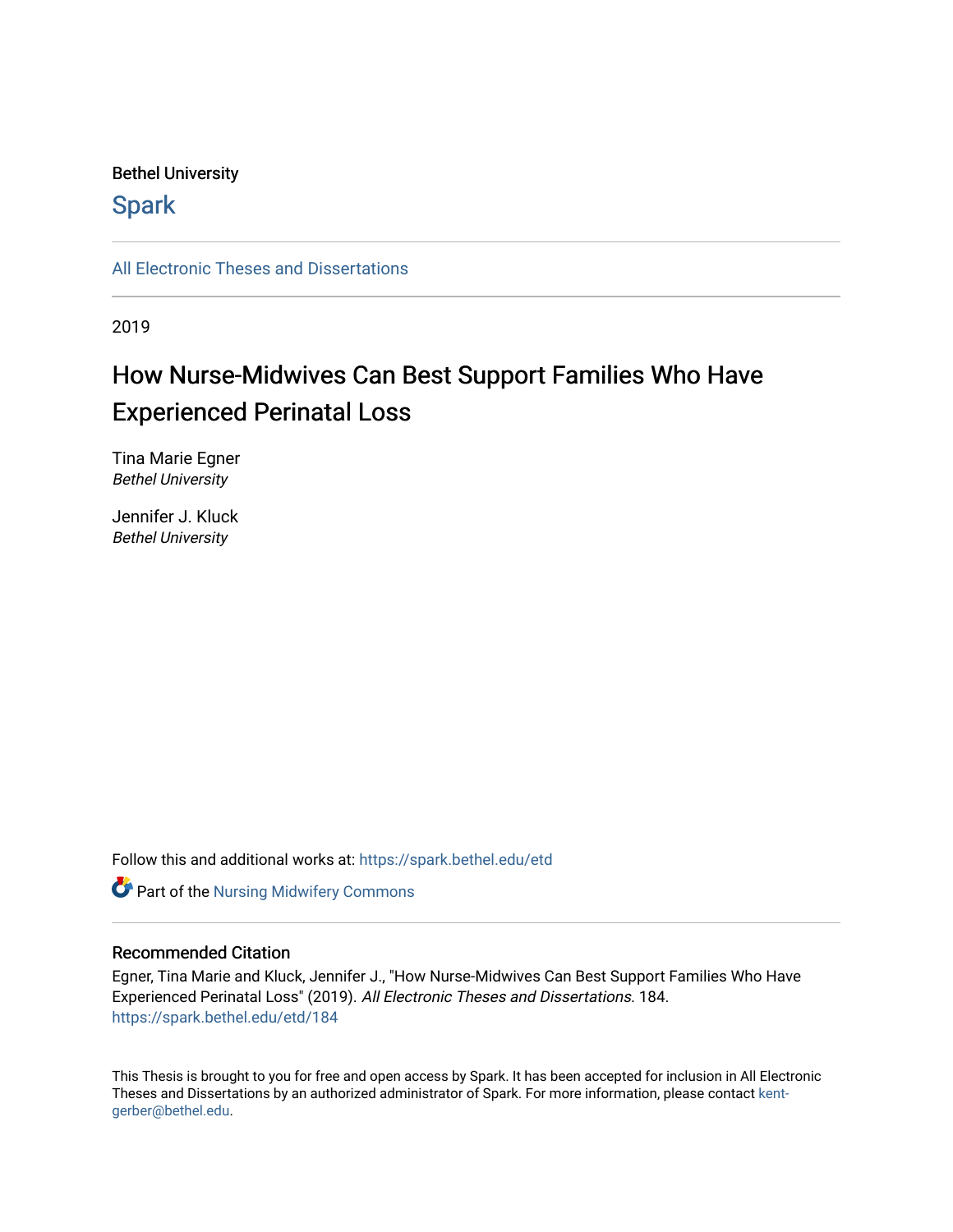Bethel University

# Spark

All Electronic Theses and Dissertations

2019

# How Nurse-Midwives Can Best Support Families Who Have Experienced Perinatal Loss

Tina Marie Egner
*Bethel University*

Jennifer J. Kluck
*Bethel University*

Follow this and additional works at: https://spark.bethel.edu/etd

Part of the Nursing Midwifery Commons

## Recommended Citation

Egner, Tina Marie and Kluck, Jennifer J., "How Nurse-Midwives Can Best Support Families Who Have Experienced Perinatal Loss" (2019). *All Electronic Theses and Dissertations*. 184.
https://spark.bethel.edu/etd/184

This Thesis is brought to you for free and open access by Spark. It has been accepted for inclusion in All Electronic Theses and Dissertations by an authorized administrator of Spark. For more information, please contact kent-gerber@bethel.edu.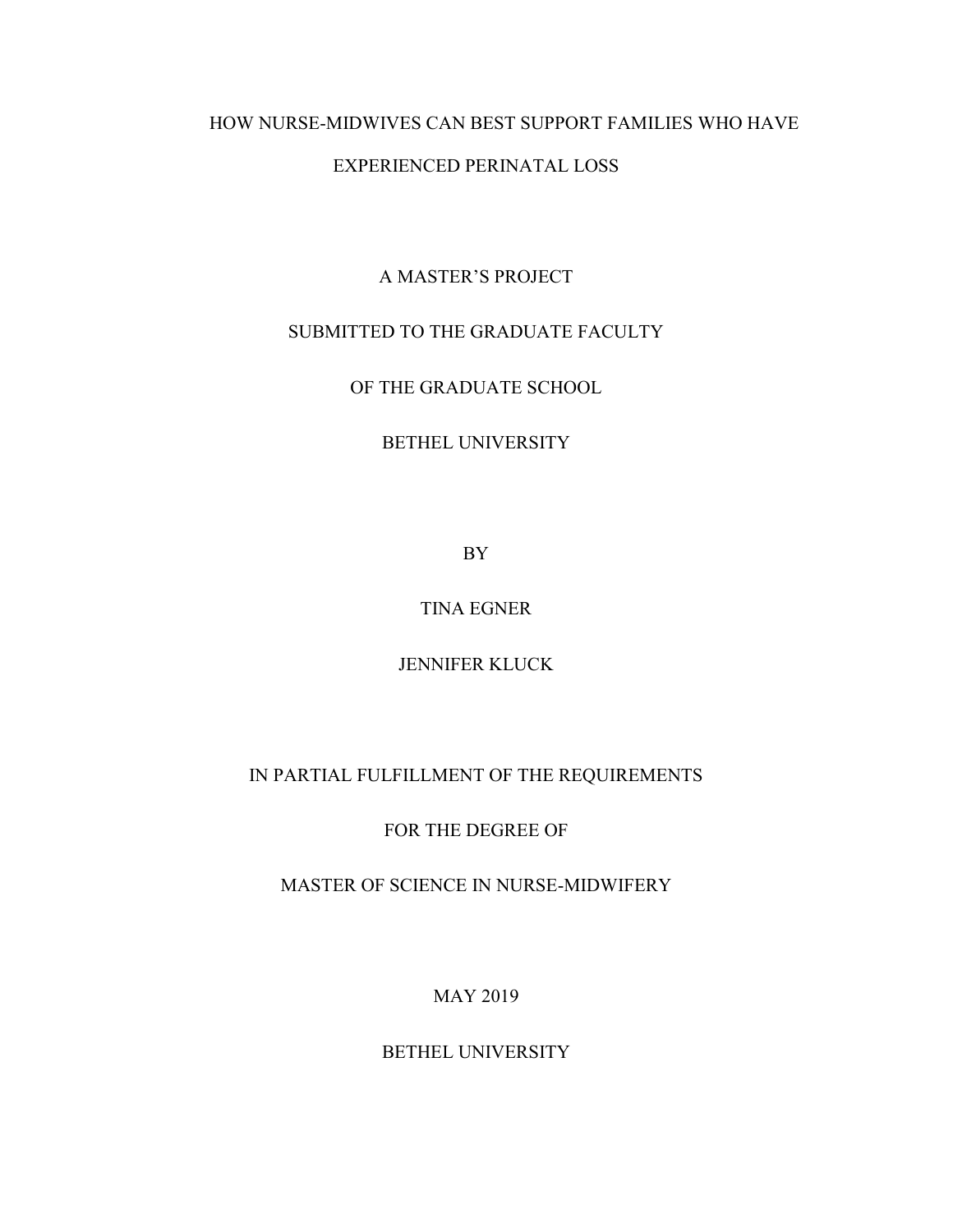# HOW NURSE-MIDWIVES CAN BEST SUPPORT FAMILIES WHO HAVE EXPERIENCED PERINATAL LOSS

A MASTER'S PROJECT

SUBMITTED TO THE GRADUATE FACULTY

OF THE GRADUATE SCHOOL

BETHEL UNIVERSITY

BY

TINA EGNER

JENNIFER KLUCK

IN PARTIAL FULFILLMENT OF THE REQUIREMENTS

FOR THE DEGREE OF

MASTER OF SCIENCE IN NURSE-MIDWIFERY

MAY 2019

BETHEL UNIVERSITY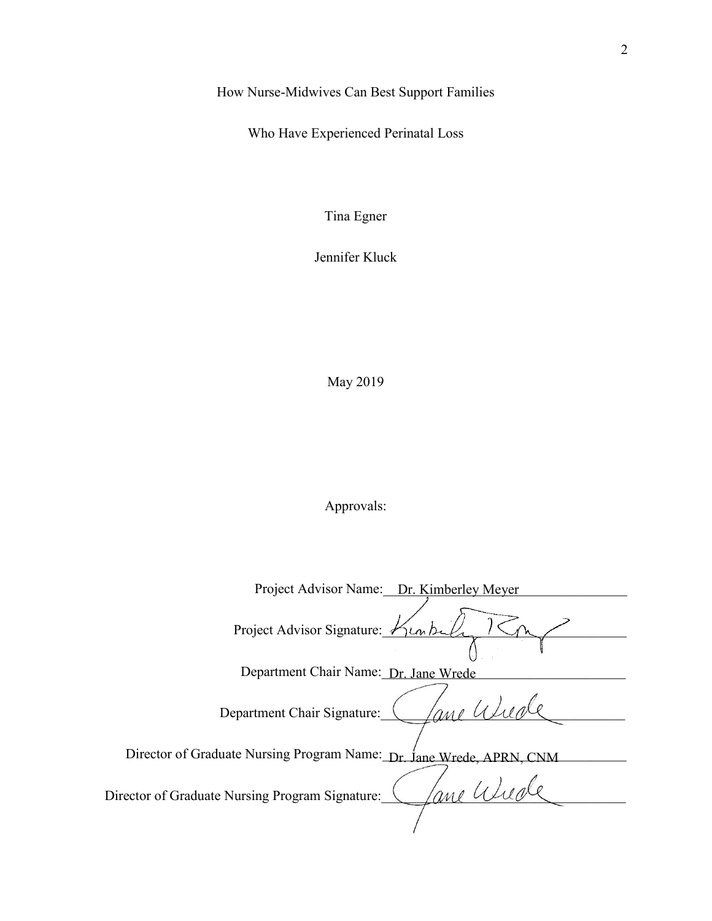How Nurse-Midwives Can Best Support Families

Who Have Experienced Perinatal Loss

Tina Egner

Jennifer Kluck

May 2019

Approvals:

Project Advisor Name: Dr. Kimberley Meyer

Project Advisor Signature: Kimberley Meyer

Department Chair Name: Dr. Jane Wrede

Department Chair Signature: Jane Wrede

Director of Graduate Nursing Program Name: Dr. Jane Wrede, APRN, CNM

Director of Graduate Nursing Program Signature: Jane Wrede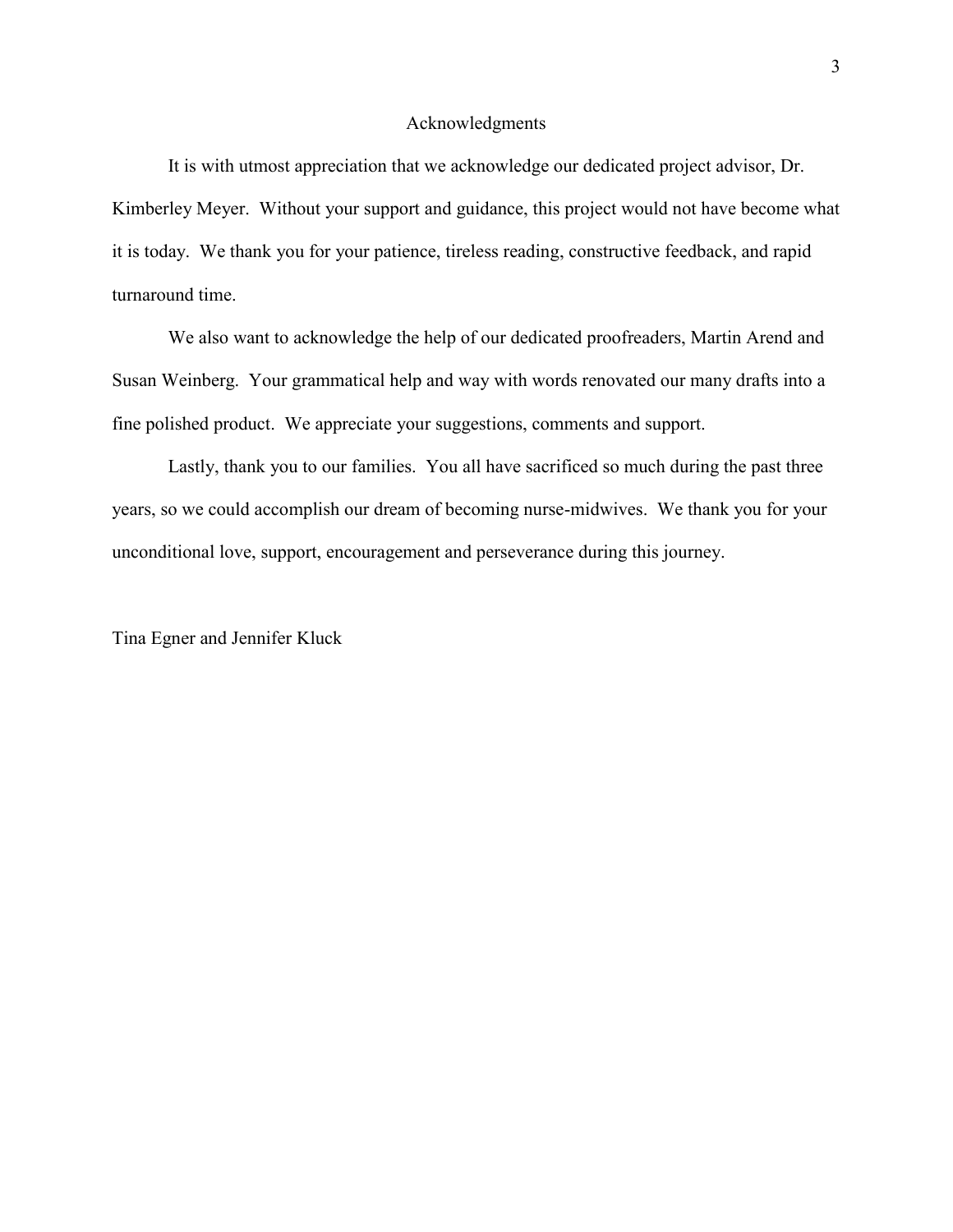# Acknowledgments

It is with utmost appreciation that we acknowledge our dedicated project advisor, Dr. Kimberley Meyer. Without your support and guidance, this project would not have become what it is today. We thank you for your patience, tireless reading, constructive feedback, and rapid turnaround time.

We also want to acknowledge the help of our dedicated proofreaders, Martin Arend and Susan Weinberg. Your grammatical help and way with words renovated our many drafts into a fine polished product. We appreciate your suggestions, comments and support.

Lastly, thank you to our families. You all have sacrificed so much during the past three years, so we could accomplish our dream of becoming nurse-midwives. We thank you for your unconditional love, support, encouragement and perseverance during this journey.

Tina Egner and Jennifer Kluck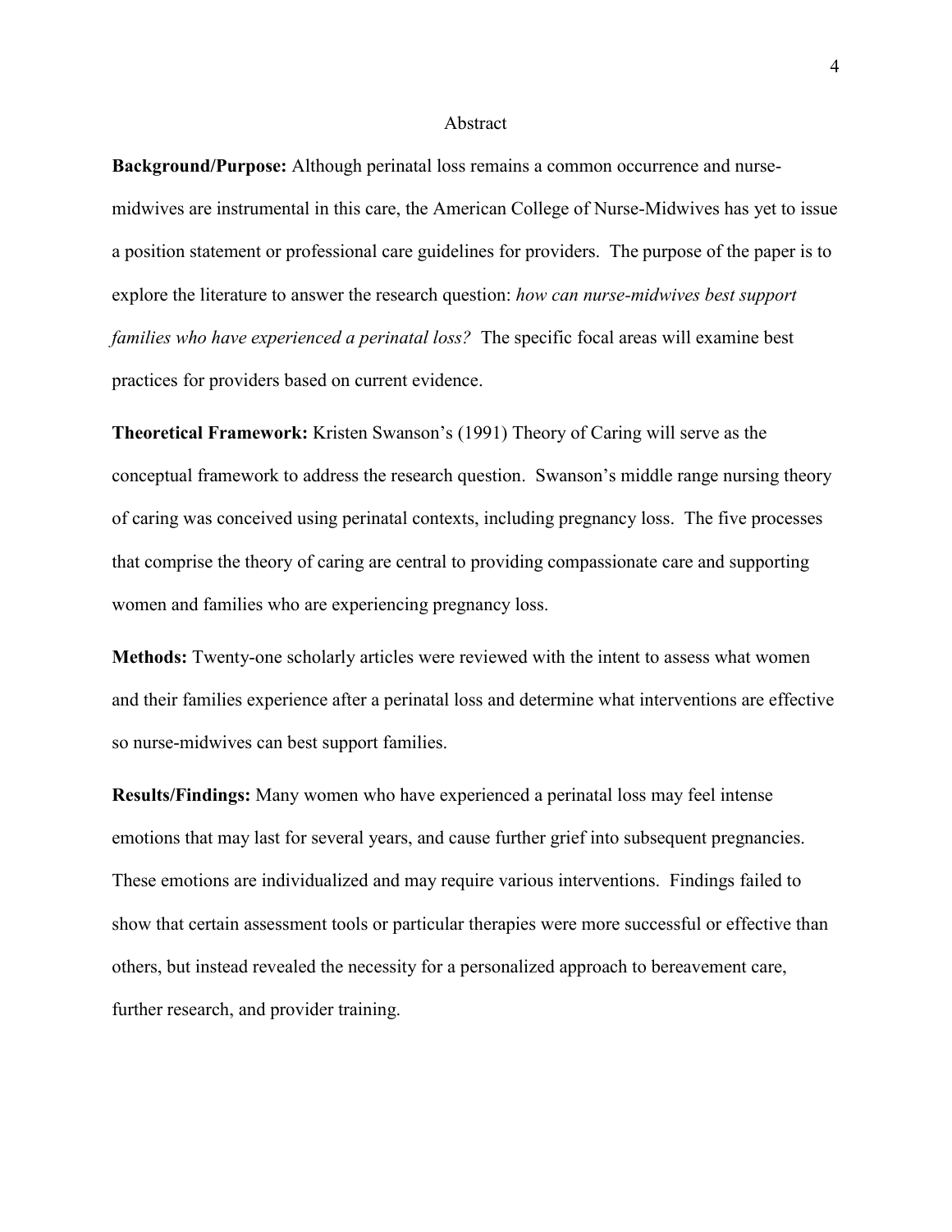# Abstract

**Background/Purpose:** Although perinatal loss remains a common occurrence and nurse-midwives are instrumental in this care, the American College of Nurse-Midwives has yet to issue a position statement or professional care guidelines for providers. The purpose of the paper is to explore the literature to answer the research question: *how can nurse-midwives best support families who have experienced a perinatal loss?* The specific focal areas will examine best practices for providers based on current evidence.

**Theoretical Framework:** Kristen Swanson's (1991) Theory of Caring will serve as the conceptual framework to address the research question. Swanson's middle range nursing theory of caring was conceived using perinatal contexts, including pregnancy loss. The five processes that comprise the theory of caring are central to providing compassionate care and supporting women and families who are experiencing pregnancy loss.

**Methods:** Twenty-one scholarly articles were reviewed with the intent to assess what women and their families experience after a perinatal loss and determine what interventions are effective so nurse-midwives can best support families.

**Results/Findings:** Many women who have experienced a perinatal loss may feel intense emotions that may last for several years, and cause further grief into subsequent pregnancies. These emotions are individualized and may require various interventions. Findings failed to show that certain assessment tools or particular therapies were more successful or effective than others, but instead revealed the necessity for a personalized approach to bereavement care, further research, and provider training.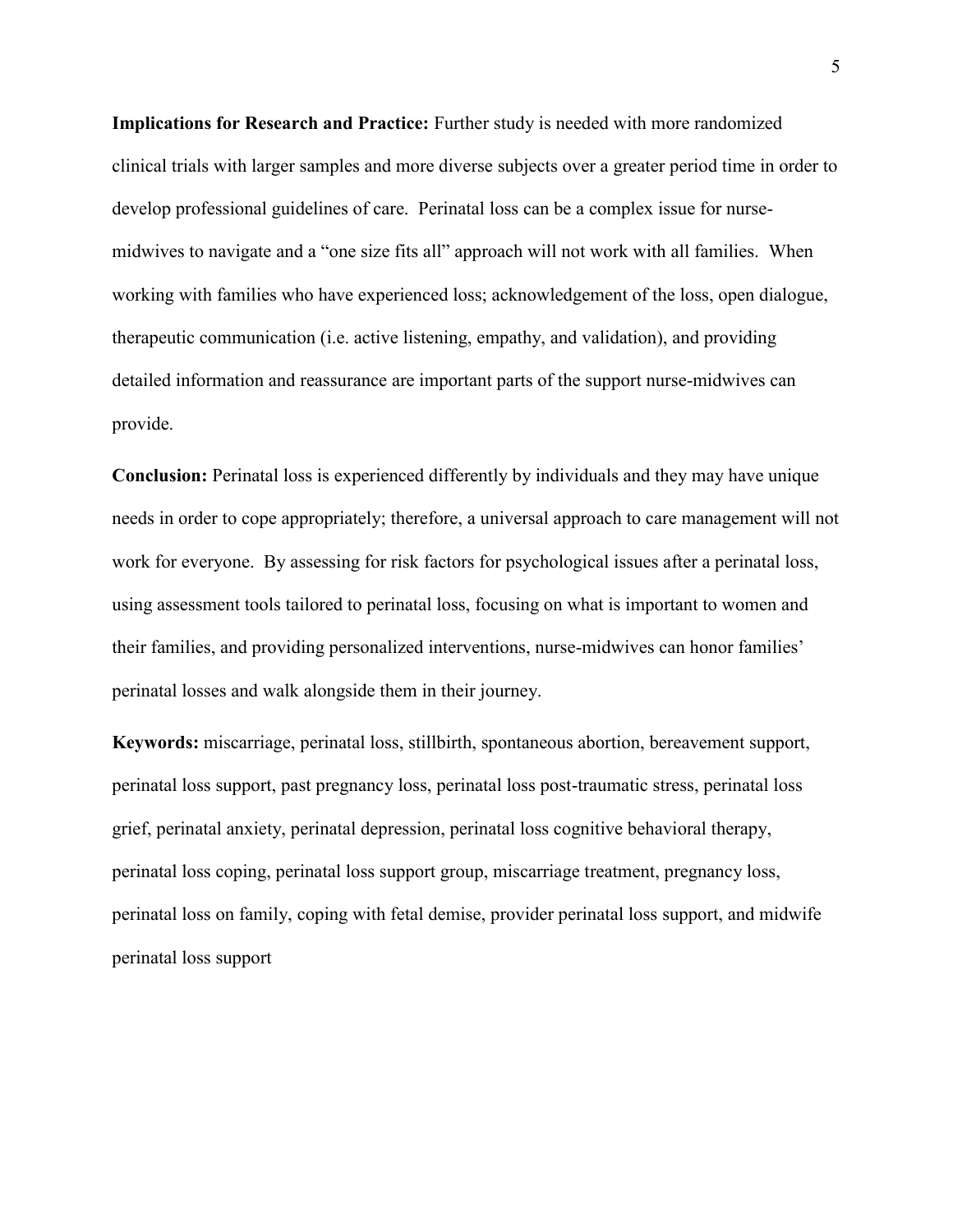**Implications for Research and Practice:** Further study is needed with more randomized clinical trials with larger samples and more diverse subjects over a greater period time in order to develop professional guidelines of care. Perinatal loss can be a complex issue for nurse-midwives to navigate and a "one size fits all" approach will not work with all families. When working with families who have experienced loss; acknowledgement of the loss, open dialogue, therapeutic communication (i.e. active listening, empathy, and validation), and providing detailed information and reassurance are important parts of the support nurse-midwives can provide.

**Conclusion:** Perinatal loss is experienced differently by individuals and they may have unique needs in order to cope appropriately; therefore, a universal approach to care management will not work for everyone. By assessing for risk factors for psychological issues after a perinatal loss, using assessment tools tailored to perinatal loss, focusing on what is important to women and their families, and providing personalized interventions, nurse-midwives can honor families' perinatal losses and walk alongside them in their journey.

**Keywords:** miscarriage, perinatal loss, stillbirth, spontaneous abortion, bereavement support, perinatal loss support, past pregnancy loss, perinatal loss post-traumatic stress, perinatal loss grief, perinatal anxiety, perinatal depression, perinatal loss cognitive behavioral therapy, perinatal loss coping, perinatal loss support group, miscarriage treatment, pregnancy loss, perinatal loss on family, coping with fetal demise, provider perinatal loss support, and midwife perinatal loss support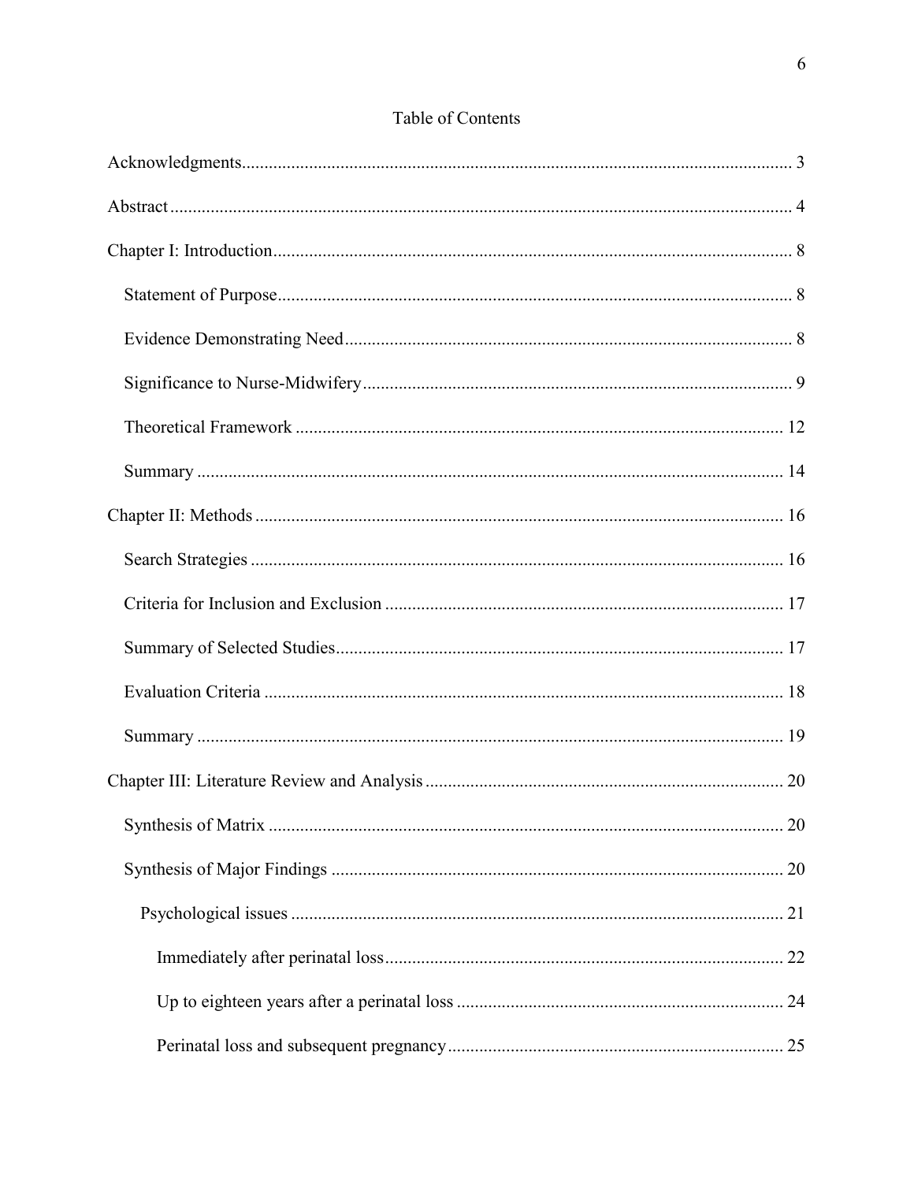# Table of Contents

Acknowledgments ... 3

Abstract ... 4

Chapter I: Introduction ... 8

- Statement of Purpose ... 8
- Evidence Demonstrating Need ... 8
- Significance to Nurse-Midwifery ... 9
- Theoretical Framework ... 12
- Summary ... 14

Chapter II: Methods ... 16

- Search Strategies ... 16
- Criteria for Inclusion and Exclusion ... 17
- Summary of Selected Studies ... 17
- Evaluation Criteria ... 18
- Summary ... 19

Chapter III: Literature Review and Analysis ... 20

- Synthesis of Matrix ... 20
- Synthesis of Major Findings ... 20
  - Psychological issues ... 21
    - Immediately after perinatal loss ... 22
    - Up to eighteen years after a perinatal loss ... 24
    - Perinatal loss and subsequent pregnancy ... 25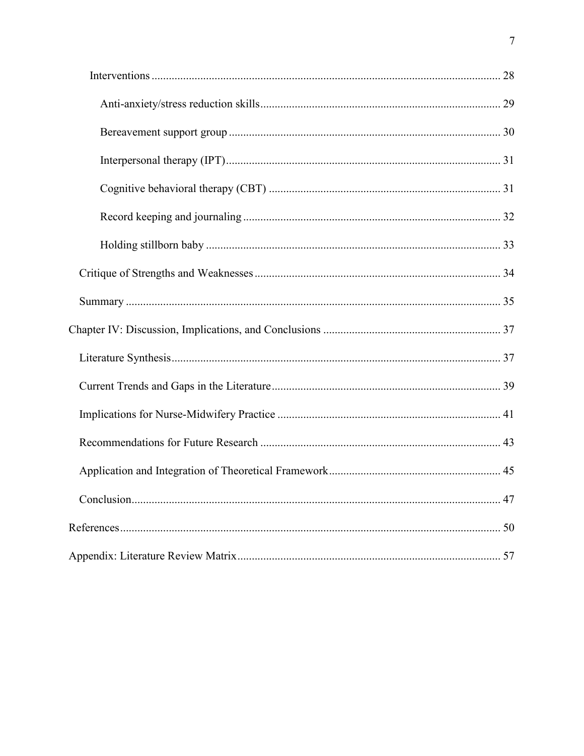Interventions ........................................................................................................................ 28

Anti-anxiety/stress reduction skills .................................................................................. 29

Bereavement support group ............................................................................................. 30

Interpersonal therapy (IPT).............................................................................................. 31

Cognitive behavioral therapy (CBT) ............................................................................... 31

Record keeping and journaling ........................................................................................ 32

Holding stillborn baby ..................................................................................................... 33

Critique of Strengths and Weaknesses .................................................................................... 34

Summary ................................................................................................................................. 35

Chapter IV: Discussion, Implications, and Conclusions ............................................................. 37

Literature Synthesis ................................................................................................................. 37

Current Trends and Gaps in the Literature .............................................................................. 39

Implications for Nurse-Midwifery Practice ............................................................................ 41

Recommendations for Future Research .................................................................................. 43

Application and Integration of Theoretical Framework ........................................................... 45

Conclusion ............................................................................................................................... 47

References .................................................................................................................................... 50

Appendix: Literature Review Matrix .......................................................................................... 57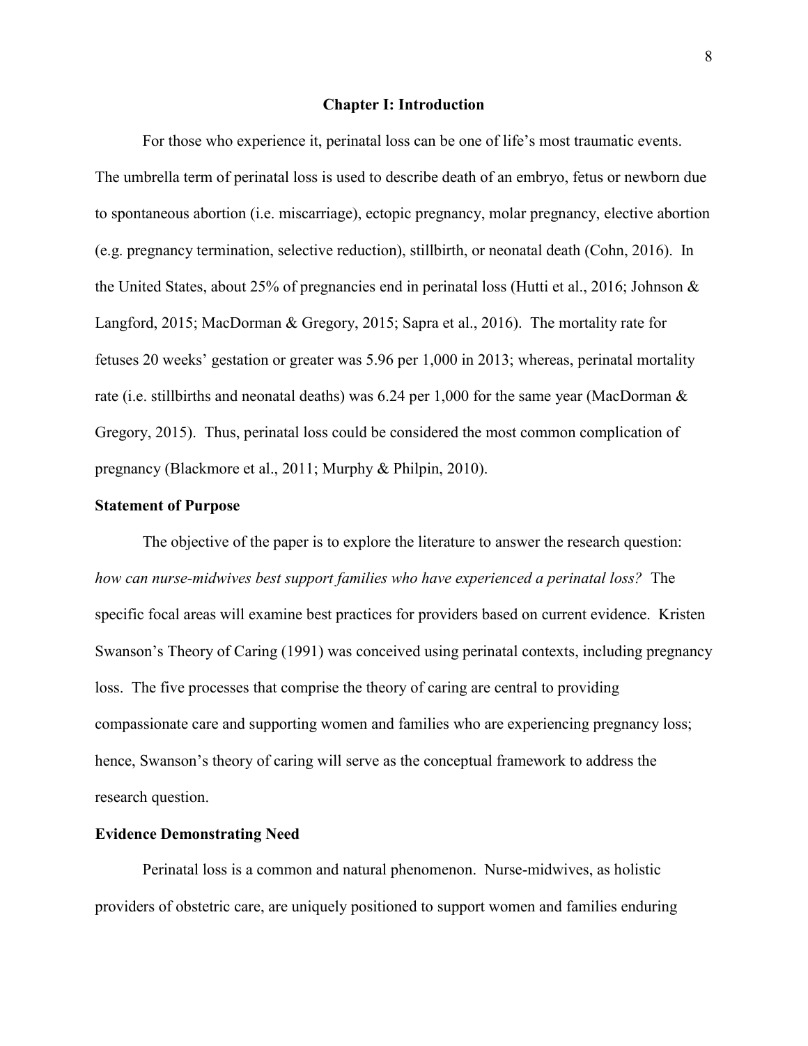# Chapter I: Introduction

For those who experience it, perinatal loss can be one of life's most traumatic events. The umbrella term of perinatal loss is used to describe death of an embryo, fetus or newborn due to spontaneous abortion (i.e. miscarriage), ectopic pregnancy, molar pregnancy, elective abortion (e.g. pregnancy termination, selective reduction), stillbirth, or neonatal death (Cohn, 2016). In the United States, about 25% of pregnancies end in perinatal loss (Hutti et al., 2016; Johnson & Langford, 2015; MacDorman & Gregory, 2015; Sapra et al., 2016). The mortality rate for fetuses 20 weeks' gestation or greater was 5.96 per 1,000 in 2013; whereas, perinatal mortality rate (i.e. stillbirths and neonatal deaths) was 6.24 per 1,000 for the same year (MacDorman & Gregory, 2015). Thus, perinatal loss could be considered the most common complication of pregnancy (Blackmore et al., 2011; Murphy & Philpin, 2010).

## Statement of Purpose

The objective of the paper is to explore the literature to answer the research question: *how can nurse-midwives best support families who have experienced a perinatal loss?* The specific focal areas will examine best practices for providers based on current evidence. Kristen Swanson's Theory of Caring (1991) was conceived using perinatal contexts, including pregnancy loss. The five processes that comprise the theory of caring are central to providing compassionate care and supporting women and families who are experiencing pregnancy loss; hence, Swanson's theory of caring will serve as the conceptual framework to address the research question.

## Evidence Demonstrating Need

Perinatal loss is a common and natural phenomenon. Nurse-midwives, as holistic providers of obstetric care, are uniquely positioned to support women and families enduring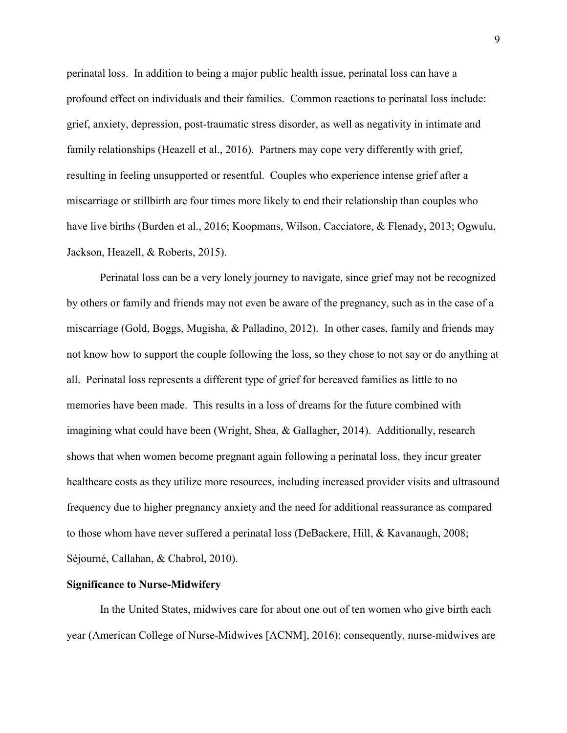perinatal loss. In addition to being a major public health issue, perinatal loss can have a profound effect on individuals and their families. Common reactions to perinatal loss include: grief, anxiety, depression, post-traumatic stress disorder, as well as negativity in intimate and family relationships (Heazell et al., 2016). Partners may cope very differently with grief, resulting in feeling unsupported or resentful. Couples who experience intense grief after a miscarriage or stillbirth are four times more likely to end their relationship than couples who have live births (Burden et al., 2016; Koopmans, Wilson, Cacciatore, & Flenady, 2013; Ogwulu, Jackson, Heazell, & Roberts, 2015).

Perinatal loss can be a very lonely journey to navigate, since grief may not be recognized by others or family and friends may not even be aware of the pregnancy, such as in the case of a miscarriage (Gold, Boggs, Mugisha, & Palladino, 2012). In other cases, family and friends may not know how to support the couple following the loss, so they chose to not say or do anything at all. Perinatal loss represents a different type of grief for bereaved families as little to no memories have been made. This results in a loss of dreams for the future combined with imagining what could have been (Wright, Shea, & Gallagher, 2014). Additionally, research shows that when women become pregnant again following a perinatal loss, they incur greater healthcare costs as they utilize more resources, including increased provider visits and ultrasound frequency due to higher pregnancy anxiety and the need for additional reassurance as compared to those whom have never suffered a perinatal loss (DeBackere, Hill, & Kavanaugh, 2008; Séjourné, Callahan, & Chabrol, 2010).

**Significance to Nurse-Midwifery**

In the United States, midwives care for about one out of ten women who give birth each year (American College of Nurse-Midwives [ACNM], 2016); consequently, nurse-midwives are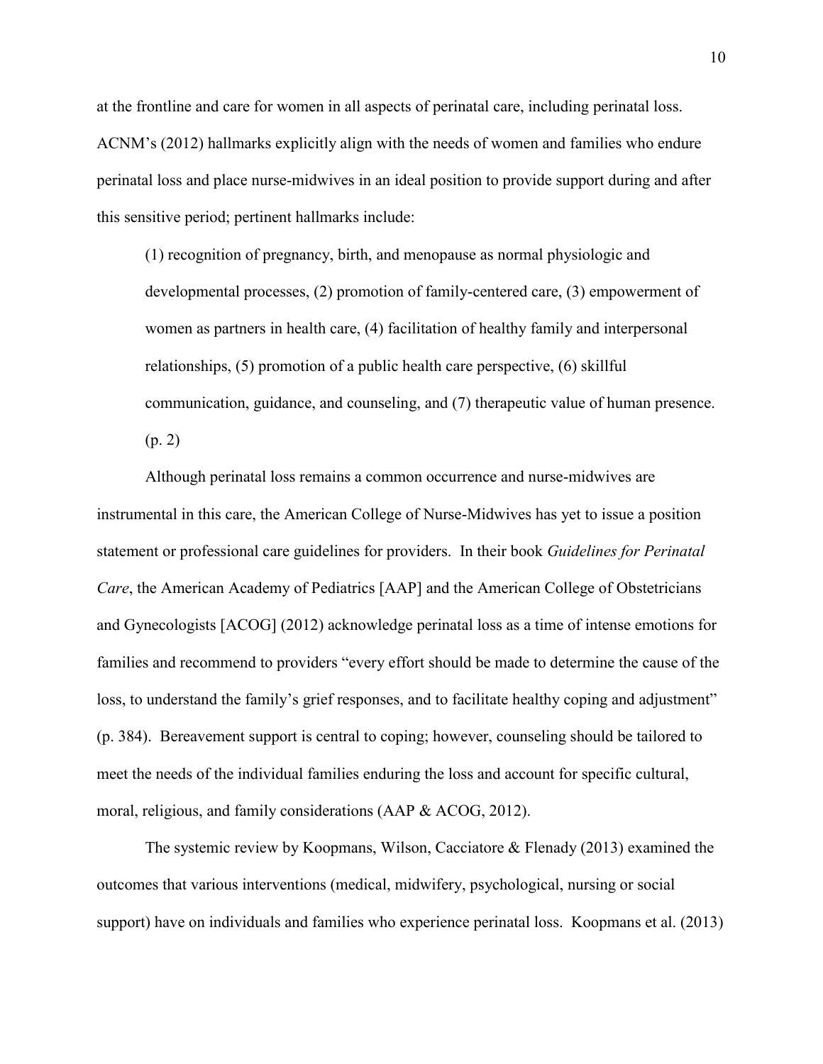at the frontline and care for women in all aspects of perinatal care, including perinatal loss. ACNM's (2012) hallmarks explicitly align with the needs of women and families who endure perinatal loss and place nurse-midwives in an ideal position to provide support during and after this sensitive period; pertinent hallmarks include:

> (1) recognition of pregnancy, birth, and menopause as normal physiologic and developmental processes, (2) promotion of family-centered care, (3) empowerment of women as partners in health care, (4) facilitation of healthy family and interpersonal relationships, (5) promotion of a public health care perspective, (6) skillful communication, guidance, and counseling, and (7) therapeutic value of human presence. (p. 2)

Although perinatal loss remains a common occurrence and nurse-midwives are instrumental in this care, the American College of Nurse-Midwives has yet to issue a position statement or professional care guidelines for providers. In their book *Guidelines for Perinatal Care*, the American Academy of Pediatrics [AAP] and the American College of Obstetricians and Gynecologists [ACOG] (2012) acknowledge perinatal loss as a time of intense emotions for families and recommend to providers "every effort should be made to determine the cause of the loss, to understand the family's grief responses, and to facilitate healthy coping and adjustment" (p. 384). Bereavement support is central to coping; however, counseling should be tailored to meet the needs of the individual families enduring the loss and account for specific cultural, moral, religious, and family considerations (AAP & ACOG, 2012).

The systemic review by Koopmans, Wilson, Cacciatore & Flenady (2013) examined the outcomes that various interventions (medical, midwifery, psychological, nursing or social support) have on individuals and families who experience perinatal loss. Koopmans et al. (2013)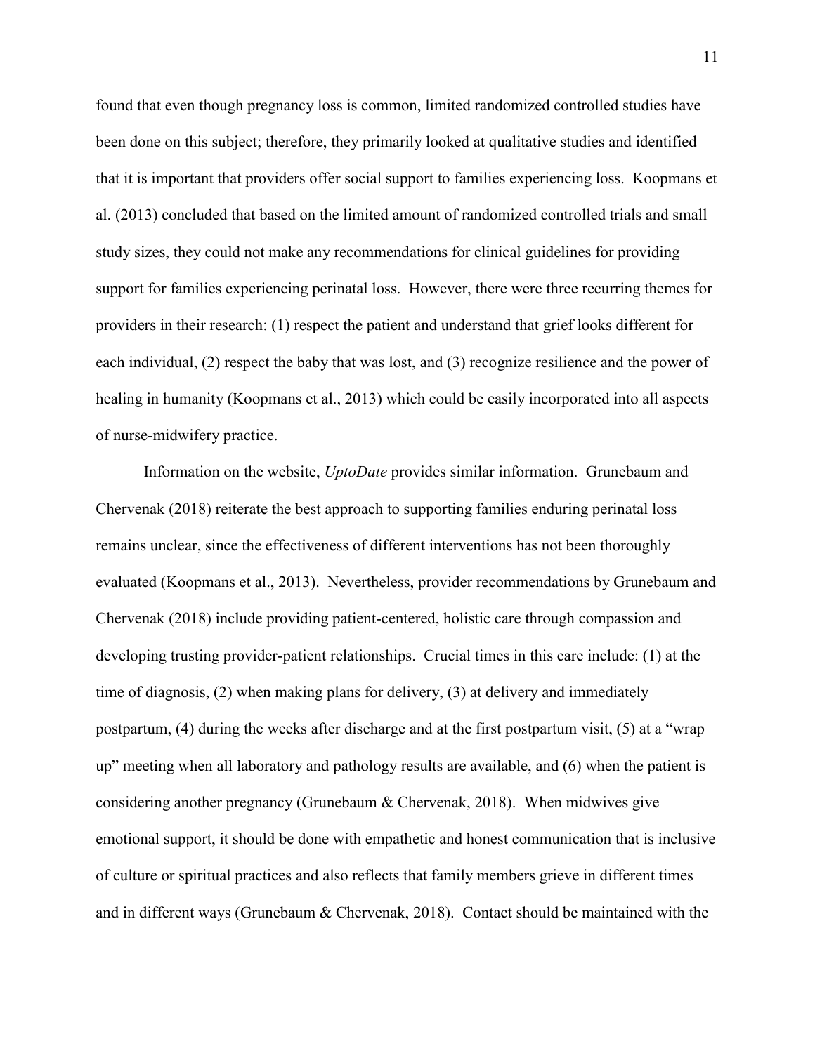found that even though pregnancy loss is common, limited randomized controlled studies have been done on this subject; therefore, they primarily looked at qualitative studies and identified that it is important that providers offer social support to families experiencing loss. Koopmans et al. (2013) concluded that based on the limited amount of randomized controlled trials and small study sizes, they could not make any recommendations for clinical guidelines for providing support for families experiencing perinatal loss. However, there were three recurring themes for providers in their research: (1) respect the patient and understand that grief looks different for each individual, (2) respect the baby that was lost, and (3) recognize resilience and the power of healing in humanity (Koopmans et al., 2013) which could be easily incorporated into all aspects of nurse-midwifery practice.

Information on the website, *UptoDate* provides similar information. Grunebaum and Chervenak (2018) reiterate the best approach to supporting families enduring perinatal loss remains unclear, since the effectiveness of different interventions has not been thoroughly evaluated (Koopmans et al., 2013). Nevertheless, provider recommendations by Grunebaum and Chervenak (2018) include providing patient-centered, holistic care through compassion and developing trusting provider-patient relationships. Crucial times in this care include: (1) at the time of diagnosis, (2) when making plans for delivery, (3) at delivery and immediately postpartum, (4) during the weeks after discharge and at the first postpartum visit, (5) at a "wrap up" meeting when all laboratory and pathology results are available, and (6) when the patient is considering another pregnancy (Grunebaum & Chervenak, 2018). When midwives give emotional support, it should be done with empathetic and honest communication that is inclusive of culture or spiritual practices and also reflects that family members grieve in different times and in different ways (Grunebaum & Chervenak, 2018). Contact should be maintained with the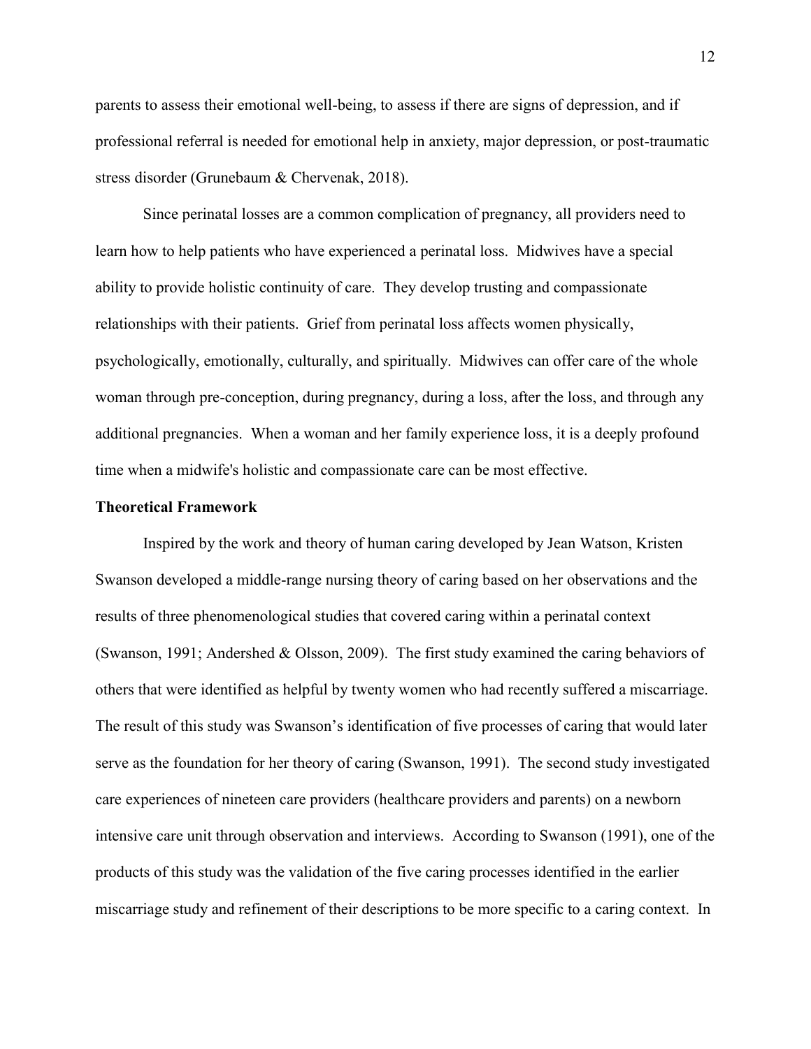parents to assess their emotional well-being, to assess if there are signs of depression, and if professional referral is needed for emotional help in anxiety, major depression, or post-traumatic stress disorder (Grunebaum & Chervenak, 2018).

Since perinatal losses are a common complication of pregnancy, all providers need to learn how to help patients who have experienced a perinatal loss. Midwives have a special ability to provide holistic continuity of care. They develop trusting and compassionate relationships with their patients. Grief from perinatal loss affects women physically, psychologically, emotionally, culturally, and spiritually. Midwives can offer care of the whole woman through pre-conception, during pregnancy, during a loss, after the loss, and through any additional pregnancies. When a woman and her family experience loss, it is a deeply profound time when a midwife's holistic and compassionate care can be most effective.

## Theoretical Framework

Inspired by the work and theory of human caring developed by Jean Watson, Kristen Swanson developed a middle-range nursing theory of caring based on her observations and the results of three phenomenological studies that covered caring within a perinatal context (Swanson, 1991; Andershed & Olsson, 2009). The first study examined the caring behaviors of others that were identified as helpful by twenty women who had recently suffered a miscarriage. The result of this study was Swanson's identification of five processes of caring that would later serve as the foundation for her theory of caring (Swanson, 1991). The second study investigated care experiences of nineteen care providers (healthcare providers and parents) on a newborn intensive care unit through observation and interviews. According to Swanson (1991), one of the products of this study was the validation of the five caring processes identified in the earlier miscarriage study and refinement of their descriptions to be more specific to a caring context. In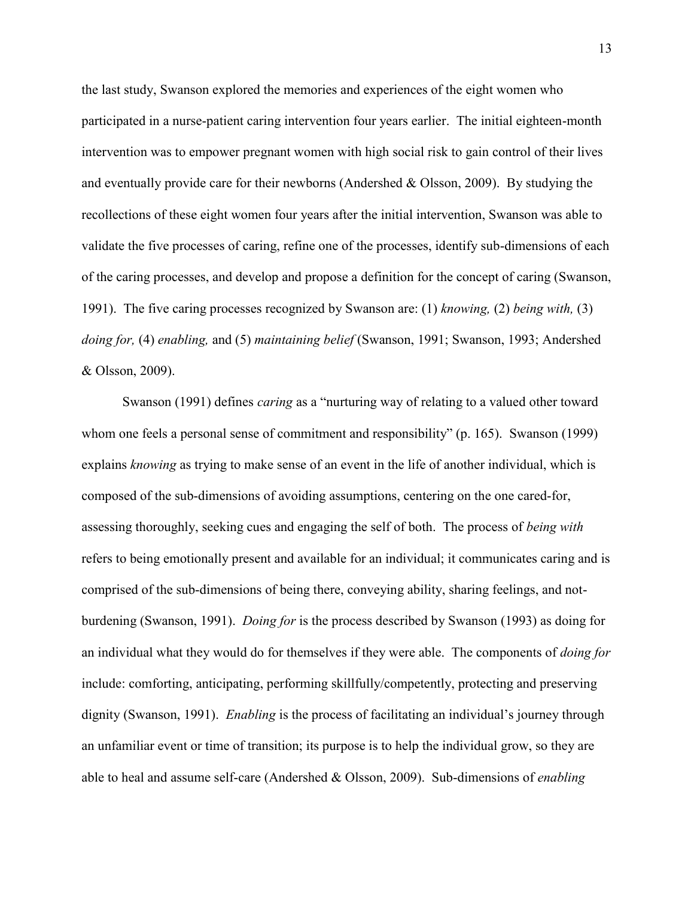the last study, Swanson explored the memories and experiences of the eight women who participated in a nurse-patient caring intervention four years earlier. The initial eighteen-month intervention was to empower pregnant women with high social risk to gain control of their lives and eventually provide care for their newborns (Andershed & Olsson, 2009). By studying the recollections of these eight women four years after the initial intervention, Swanson was able to validate the five processes of caring, refine one of the processes, identify sub-dimensions of each of the caring processes, and develop and propose a definition for the concept of caring (Swanson, 1991). The five caring processes recognized by Swanson are: (1) *knowing,* (2) *being with,* (3) *doing for,* (4) *enabling,* and (5) *maintaining belief* (Swanson, 1991; Swanson, 1993; Andershed & Olsson, 2009).

Swanson (1991) defines *caring* as a "nurturing way of relating to a valued other toward whom one feels a personal sense of commitment and responsibility" (p. 165). Swanson (1999) explains *knowing* as trying to make sense of an event in the life of another individual, which is composed of the sub-dimensions of avoiding assumptions, centering on the one cared-for, assessing thoroughly, seeking cues and engaging the self of both. The process of *being with* refers to being emotionally present and available for an individual; it communicates caring and is comprised of the sub-dimensions of being there, conveying ability, sharing feelings, and not-burdening (Swanson, 1991). *Doing for* is the process described by Swanson (1993) as doing for an individual what they would do for themselves if they were able. The components of *doing for* include: comforting, anticipating, performing skillfully/competently, protecting and preserving dignity (Swanson, 1991). *Enabling* is the process of facilitating an individual's journey through an unfamiliar event or time of transition; its purpose is to help the individual grow, so they are able to heal and assume self-care (Andershed & Olsson, 2009). Sub-dimensions of *enabling*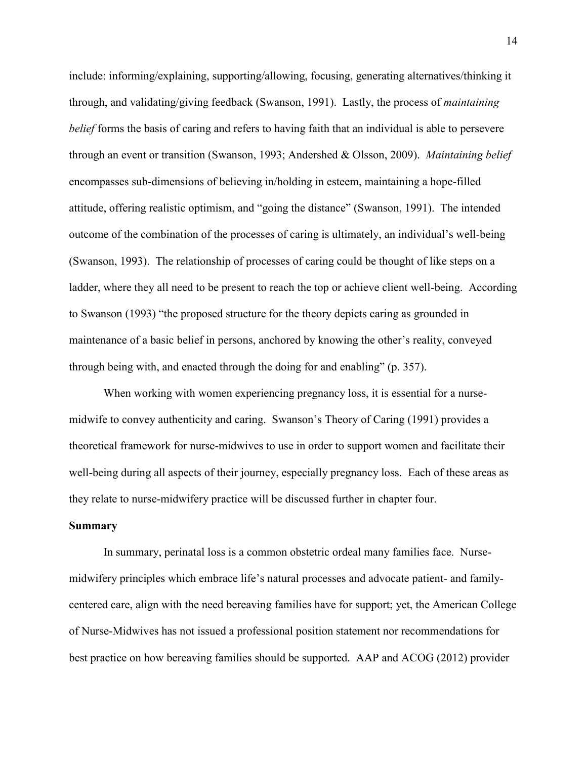include: informing/explaining, supporting/allowing, focusing, generating alternatives/thinking it through, and validating/giving feedback (Swanson, 1991). Lastly, the process of *maintaining belief* forms the basis of caring and refers to having faith that an individual is able to persevere through an event or transition (Swanson, 1993; Andershed & Olsson, 2009). *Maintaining belief* encompasses sub-dimensions of believing in/holding in esteem, maintaining a hope-filled attitude, offering realistic optimism, and "going the distance" (Swanson, 1991). The intended outcome of the combination of the processes of caring is ultimately, an individual's well-being (Swanson, 1993). The relationship of processes of caring could be thought of like steps on a ladder, where they all need to be present to reach the top or achieve client well-being. According to Swanson (1993) "the proposed structure for the theory depicts caring as grounded in maintenance of a basic belief in persons, anchored by knowing the other's reality, conveyed through being with, and enacted through the doing for and enabling" (p. 357).

When working with women experiencing pregnancy loss, it is essential for a nurse-midwife to convey authenticity and caring. Swanson's Theory of Caring (1991) provides a theoretical framework for nurse-midwives to use in order to support women and facilitate their well-being during all aspects of their journey, especially pregnancy loss. Each of these areas as they relate to nurse-midwifery practice will be discussed further in chapter four.

**Summary**

In summary, perinatal loss is a common obstetric ordeal many families face. Nurse-midwifery principles which embrace life's natural processes and advocate patient- and family-centered care, align with the need bereaving families have for support; yet, the American College of Nurse-Midwives has not issued a professional position statement nor recommendations for best practice on how bereaving families should be supported. AAP and ACOG (2012) provider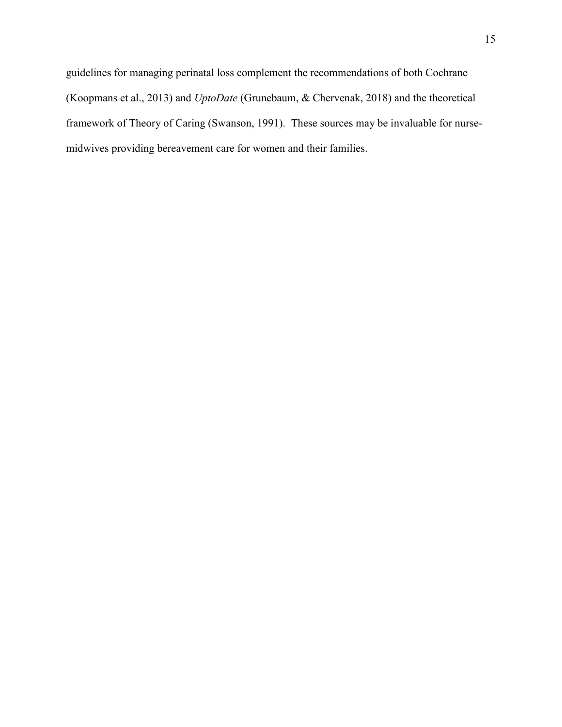guidelines for managing perinatal loss complement the recommendations of both Cochrane (Koopmans et al., 2013) and *UptoDate* (Grunebaum, & Chervenak, 2018) and the theoretical framework of Theory of Caring (Swanson, 1991). These sources may be invaluable for nurse-midwives providing bereavement care for women and their families.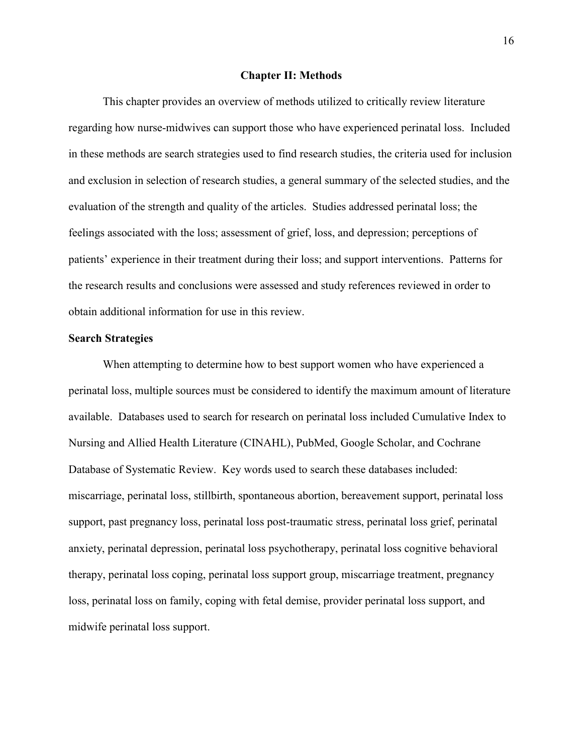# Chapter II: Methods

This chapter provides an overview of methods utilized to critically review literature regarding how nurse-midwives can support those who have experienced perinatal loss. Included in these methods are search strategies used to find research studies, the criteria used for inclusion and exclusion in selection of research studies, a general summary of the selected studies, and the evaluation of the strength and quality of the articles. Studies addressed perinatal loss; the feelings associated with the loss; assessment of grief, loss, and depression; perceptions of patients' experience in their treatment during their loss; and support interventions. Patterns for the research results and conclusions were assessed and study references reviewed in order to obtain additional information for use in this review.

## Search Strategies

When attempting to determine how to best support women who have experienced a perinatal loss, multiple sources must be considered to identify the maximum amount of literature available. Databases used to search for research on perinatal loss included Cumulative Index to Nursing and Allied Health Literature (CINAHL), PubMed, Google Scholar, and Cochrane Database of Systematic Review. Key words used to search these databases included: miscarriage, perinatal loss, stillbirth, spontaneous abortion, bereavement support, perinatal loss support, past pregnancy loss, perinatal loss post-traumatic stress, perinatal loss grief, perinatal anxiety, perinatal depression, perinatal loss psychotherapy, perinatal loss cognitive behavioral therapy, perinatal loss coping, perinatal loss support group, miscarriage treatment, pregnancy loss, perinatal loss on family, coping with fetal demise, provider perinatal loss support, and midwife perinatal loss support.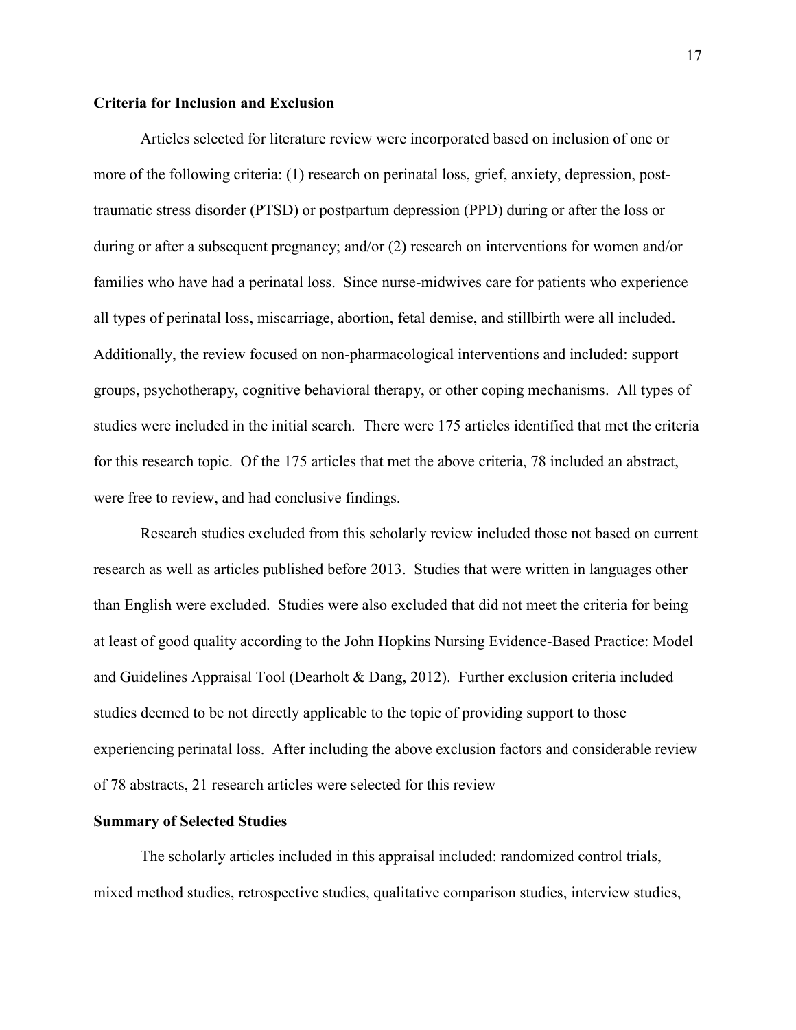**Criteria for Inclusion and Exclusion**

Articles selected for literature review were incorporated based on inclusion of one or more of the following criteria: (1) research on perinatal loss, grief, anxiety, depression, post-traumatic stress disorder (PTSD) or postpartum depression (PPD) during or after the loss or during or after a subsequent pregnancy; and/or (2) research on interventions for women and/or families who have had a perinatal loss. Since nurse-midwives care for patients who experience all types of perinatal loss, miscarriage, abortion, fetal demise, and stillbirth were all included. Additionally, the review focused on non-pharmacological interventions and included: support groups, psychotherapy, cognitive behavioral therapy, or other coping mechanisms. All types of studies were included in the initial search. There were 175 articles identified that met the criteria for this research topic. Of the 175 articles that met the above criteria, 78 included an abstract, were free to review, and had conclusive findings.

Research studies excluded from this scholarly review included those not based on current research as well as articles published before 2013. Studies that were written in languages other than English were excluded. Studies were also excluded that did not meet the criteria for being at least of good quality according to the John Hopkins Nursing Evidence-Based Practice: Model and Guidelines Appraisal Tool (Dearholt & Dang, 2012). Further exclusion criteria included studies deemed to be not directly applicable to the topic of providing support to those experiencing perinatal loss. After including the above exclusion factors and considerable review of 78 abstracts, 21 research articles were selected for this review

**Summary of Selected Studies**

The scholarly articles included in this appraisal included: randomized control trials, mixed method studies, retrospective studies, qualitative comparison studies, interview studies,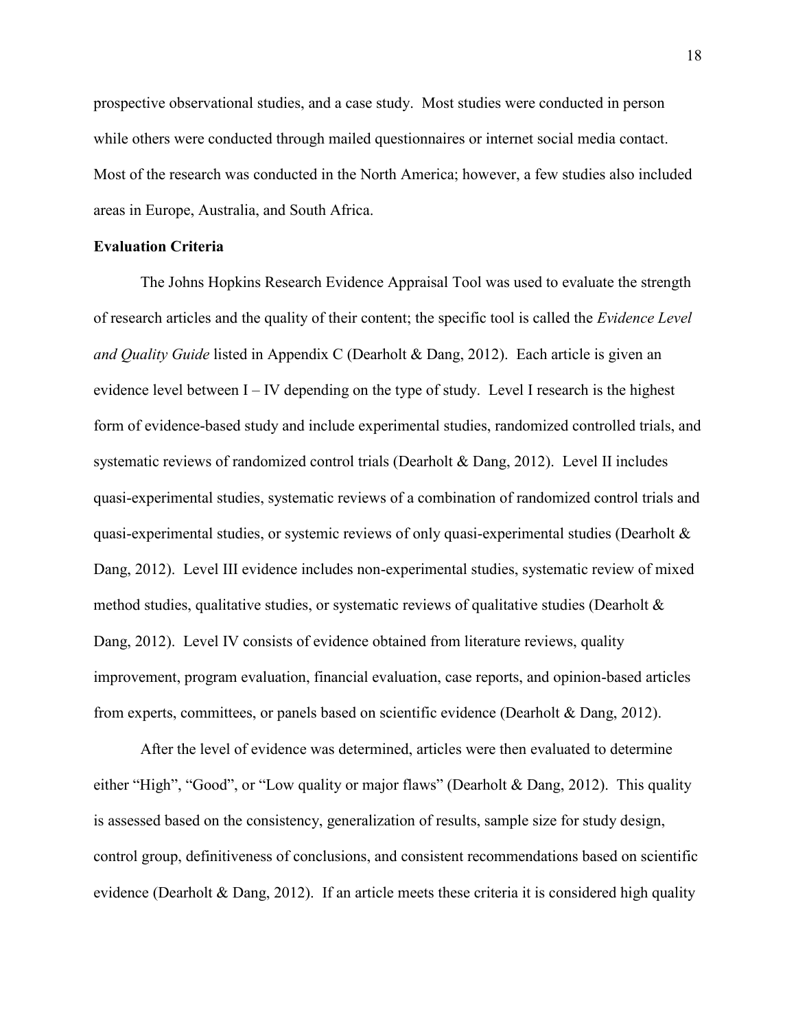prospective observational studies, and a case study. Most studies were conducted in person while others were conducted through mailed questionnaires or internet social media contact. Most of the research was conducted in the North America; however, a few studies also included areas in Europe, Australia, and South Africa.

**Evaluation Criteria**

The Johns Hopkins Research Evidence Appraisal Tool was used to evaluate the strength of research articles and the quality of their content; the specific tool is called the *Evidence Level and Quality Guide* listed in Appendix C (Dearholt & Dang, 2012). Each article is given an evidence level between I – IV depending on the type of study. Level I research is the highest form of evidence-based study and include experimental studies, randomized controlled trials, and systematic reviews of randomized control trials (Dearholt & Dang, 2012). Level II includes quasi-experimental studies, systematic reviews of a combination of randomized control trials and quasi-experimental studies, or systemic reviews of only quasi-experimental studies (Dearholt & Dang, 2012). Level III evidence includes non-experimental studies, systematic review of mixed method studies, qualitative studies, or systematic reviews of qualitative studies (Dearholt & Dang, 2012). Level IV consists of evidence obtained from literature reviews, quality improvement, program evaluation, financial evaluation, case reports, and opinion-based articles from experts, committees, or panels based on scientific evidence (Dearholt & Dang, 2012).

After the level of evidence was determined, articles were then evaluated to determine either "High", "Good", or "Low quality or major flaws" (Dearholt & Dang, 2012). This quality is assessed based on the consistency, generalization of results, sample size for study design, control group, definitiveness of conclusions, and consistent recommendations based on scientific evidence (Dearholt & Dang, 2012). If an article meets these criteria it is considered high quality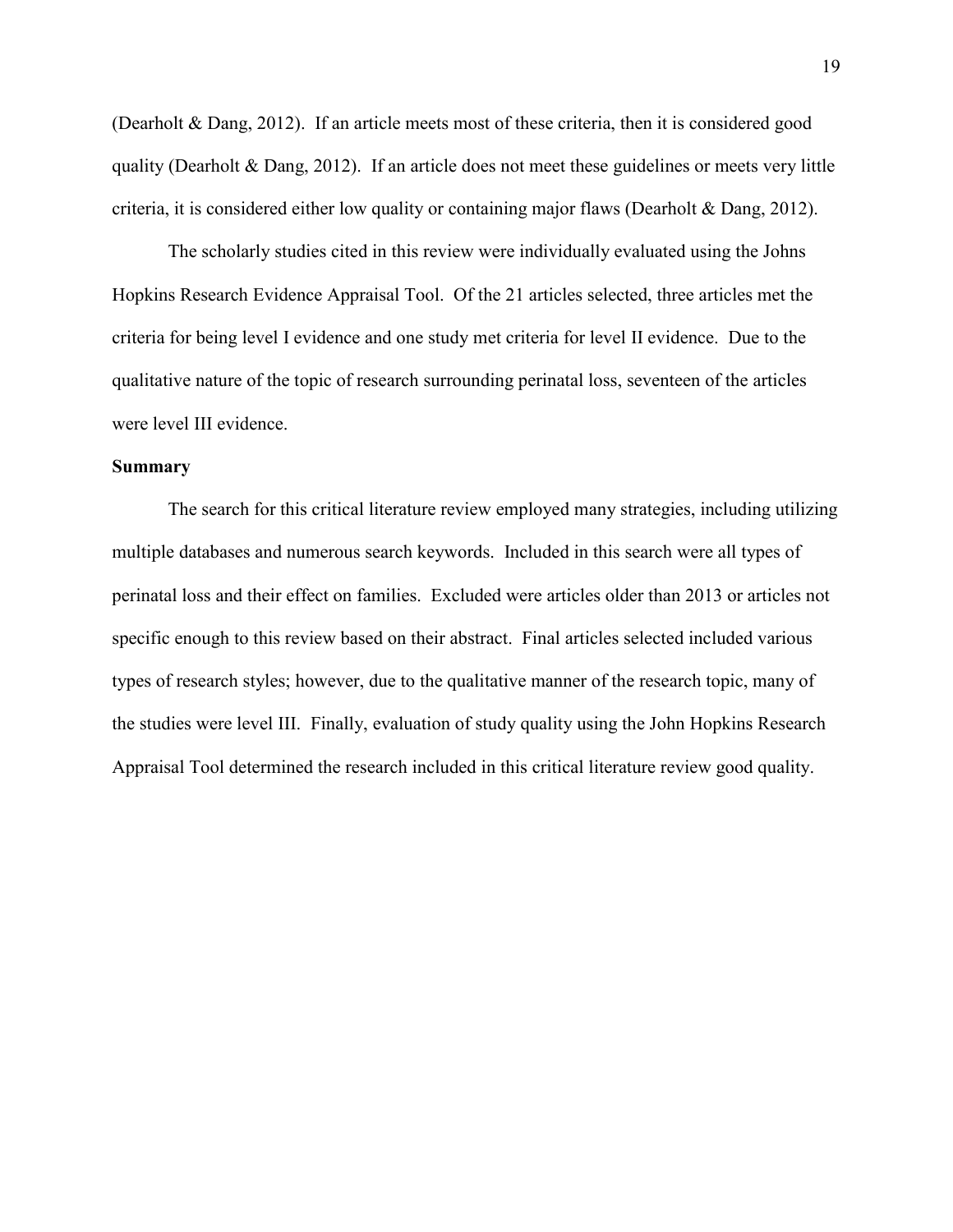(Dearholt & Dang, 2012). If an article meets most of these criteria, then it is considered good quality (Dearholt & Dang, 2012). If an article does not meet these guidelines or meets very little criteria, it is considered either low quality or containing major flaws (Dearholt & Dang, 2012).

The scholarly studies cited in this review were individually evaluated using the Johns Hopkins Research Evidence Appraisal Tool. Of the 21 articles selected, three articles met the criteria for being level I evidence and one study met criteria for level II evidence. Due to the qualitative nature of the topic of research surrounding perinatal loss, seventeen of the articles were level III evidence.

**Summary**

The search for this critical literature review employed many strategies, including utilizing multiple databases and numerous search keywords. Included in this search were all types of perinatal loss and their effect on families. Excluded were articles older than 2013 or articles not specific enough to this review based on their abstract. Final articles selected included various types of research styles; however, due to the qualitative manner of the research topic, many of the studies were level III. Finally, evaluation of study quality using the John Hopkins Research Appraisal Tool determined the research included in this critical literature review good quality.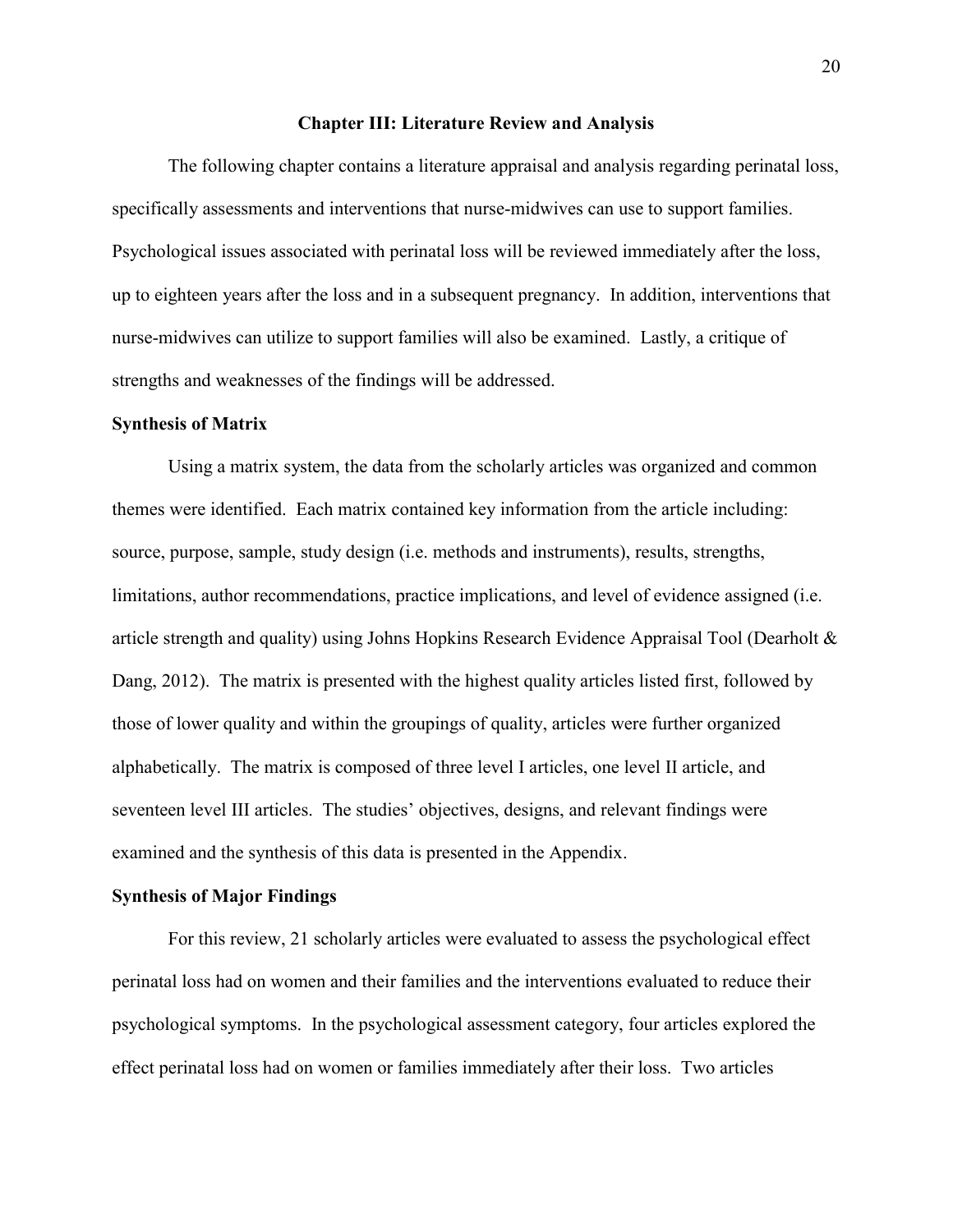# Chapter III: Literature Review and Analysis

The following chapter contains a literature appraisal and analysis regarding perinatal loss, specifically assessments and interventions that nurse-midwives can use to support families. Psychological issues associated with perinatal loss will be reviewed immediately after the loss, up to eighteen years after the loss and in a subsequent pregnancy. In addition, interventions that nurse-midwives can utilize to support families will also be examined. Lastly, a critique of strengths and weaknesses of the findings will be addressed.

## Synthesis of Matrix

Using a matrix system, the data from the scholarly articles was organized and common themes were identified. Each matrix contained key information from the article including: source, purpose, sample, study design (i.e. methods and instruments), results, strengths, limitations, author recommendations, practice implications, and level of evidence assigned (i.e. article strength and quality) using Johns Hopkins Research Evidence Appraisal Tool (Dearholt & Dang, 2012). The matrix is presented with the highest quality articles listed first, followed by those of lower quality and within the groupings of quality, articles were further organized alphabetically. The matrix is composed of three level I articles, one level II article, and seventeen level III articles. The studies' objectives, designs, and relevant findings were examined and the synthesis of this data is presented in the Appendix.

## Synthesis of Major Findings

For this review, 21 scholarly articles were evaluated to assess the psychological effect perinatal loss had on women and their families and the interventions evaluated to reduce their psychological symptoms. In the psychological assessment category, four articles explored the effect perinatal loss had on women or families immediately after their loss. Two articles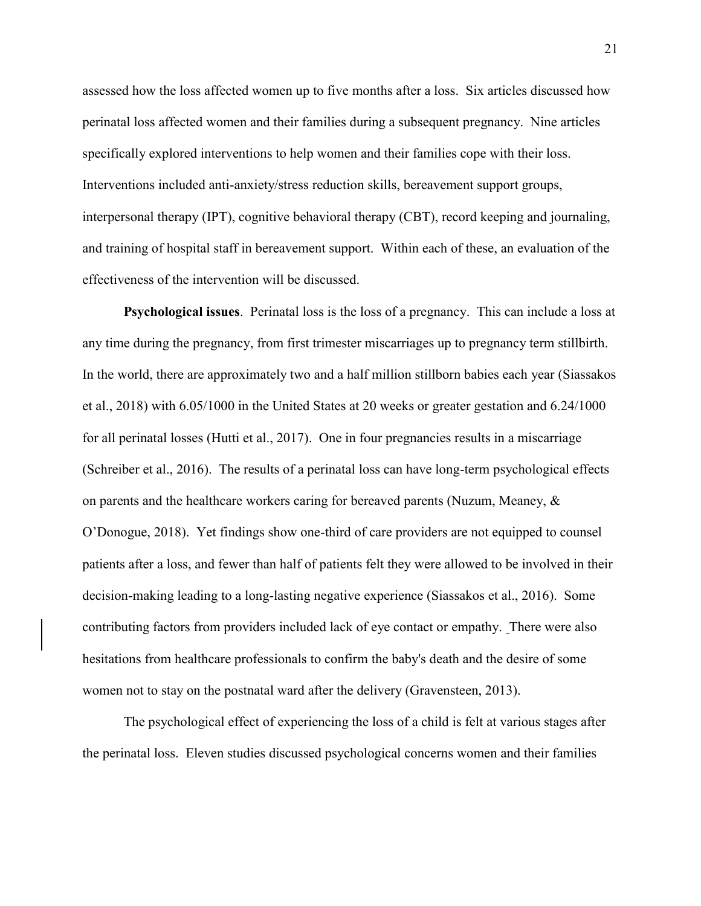assessed how the loss affected women up to five months after a loss. Six articles discussed how perinatal loss affected women and their families during a subsequent pregnancy. Nine articles specifically explored interventions to help women and their families cope with their loss. Interventions included anti-anxiety/stress reduction skills, bereavement support groups, interpersonal therapy (IPT), cognitive behavioral therapy (CBT), record keeping and journaling, and training of hospital staff in bereavement support. Within each of these, an evaluation of the effectiveness of the intervention will be discussed.

**Psychological issues**. Perinatal loss is the loss of a pregnancy. This can include a loss at any time during the pregnancy, from first trimester miscarriages up to pregnancy term stillbirth. In the world, there are approximately two and a half million stillborn babies each year (Siassakos et al., 2018) with 6.05/1000 in the United States at 20 weeks or greater gestation and 6.24/1000 for all perinatal losses (Hutti et al., 2017). One in four pregnancies results in a miscarriage (Schreiber et al., 2016). The results of a perinatal loss can have long-term psychological effects on parents and the healthcare workers caring for bereaved parents (Nuzum, Meaney, & O'Donogue, 2018). Yet findings show one-third of care providers are not equipped to counsel patients after a loss, and fewer than half of patients felt they were allowed to be involved in their decision-making leading to a long-lasting negative experience (Siassakos et al., 2016). Some contributing factors from providers included lack of eye contact or empathy. There were also hesitations from healthcare professionals to confirm the baby's death and the desire of some women not to stay on the postnatal ward after the delivery (Gravensteen, 2013).

The psychological effect of experiencing the loss of a child is felt at various stages after the perinatal loss. Eleven studies discussed psychological concerns women and their families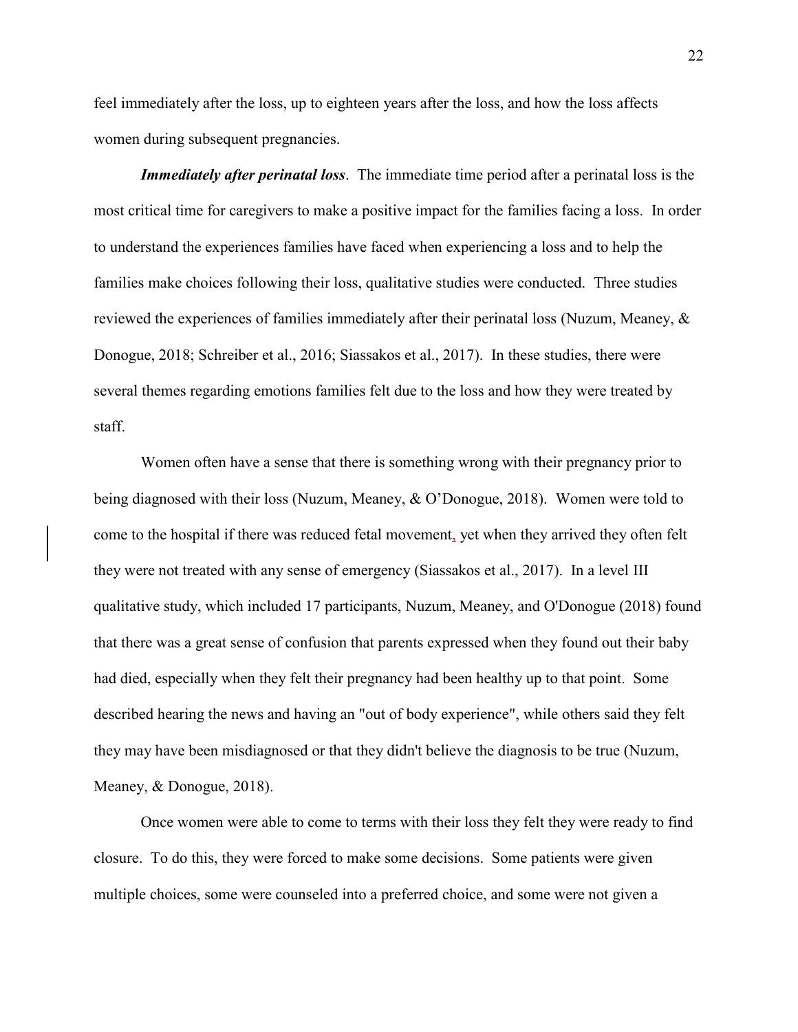feel immediately after the loss, up to eighteen years after the loss, and how the loss affects women during subsequent pregnancies.

***Immediately after perinatal loss***. The immediate time period after a perinatal loss is the most critical time for caregivers to make a positive impact for the families facing a loss. In order to understand the experiences families have faced when experiencing a loss and to help the families make choices following their loss, qualitative studies were conducted. Three studies reviewed the experiences of families immediately after their perinatal loss (Nuzum, Meaney, & Donogue, 2018; Schreiber et al., 2016; Siassakos et al., 2017). In these studies, there were several themes regarding emotions families felt due to the loss and how they were treated by staff.

Women often have a sense that there is something wrong with their pregnancy prior to being diagnosed with their loss (Nuzum, Meaney, & O'Donogue, 2018). Women were told to come to the hospital if there was reduced fetal movement, yet when they arrived they often felt they were not treated with any sense of emergency (Siassakos et al., 2017). In a level III qualitative study, which included 17 participants, Nuzum, Meaney, and O'Donogue (2018) found that there was a great sense of confusion that parents expressed when they found out their baby had died, especially when they felt their pregnancy had been healthy up to that point. Some described hearing the news and having an "out of body experience", while others said they felt they may have been misdiagnosed or that they didn't believe the diagnosis to be true (Nuzum, Meaney, & Donogue, 2018).

Once women were able to come to terms with their loss they felt they were ready to find closure. To do this, they were forced to make some decisions. Some patients were given multiple choices, some were counseled into a preferred choice, and some were not given a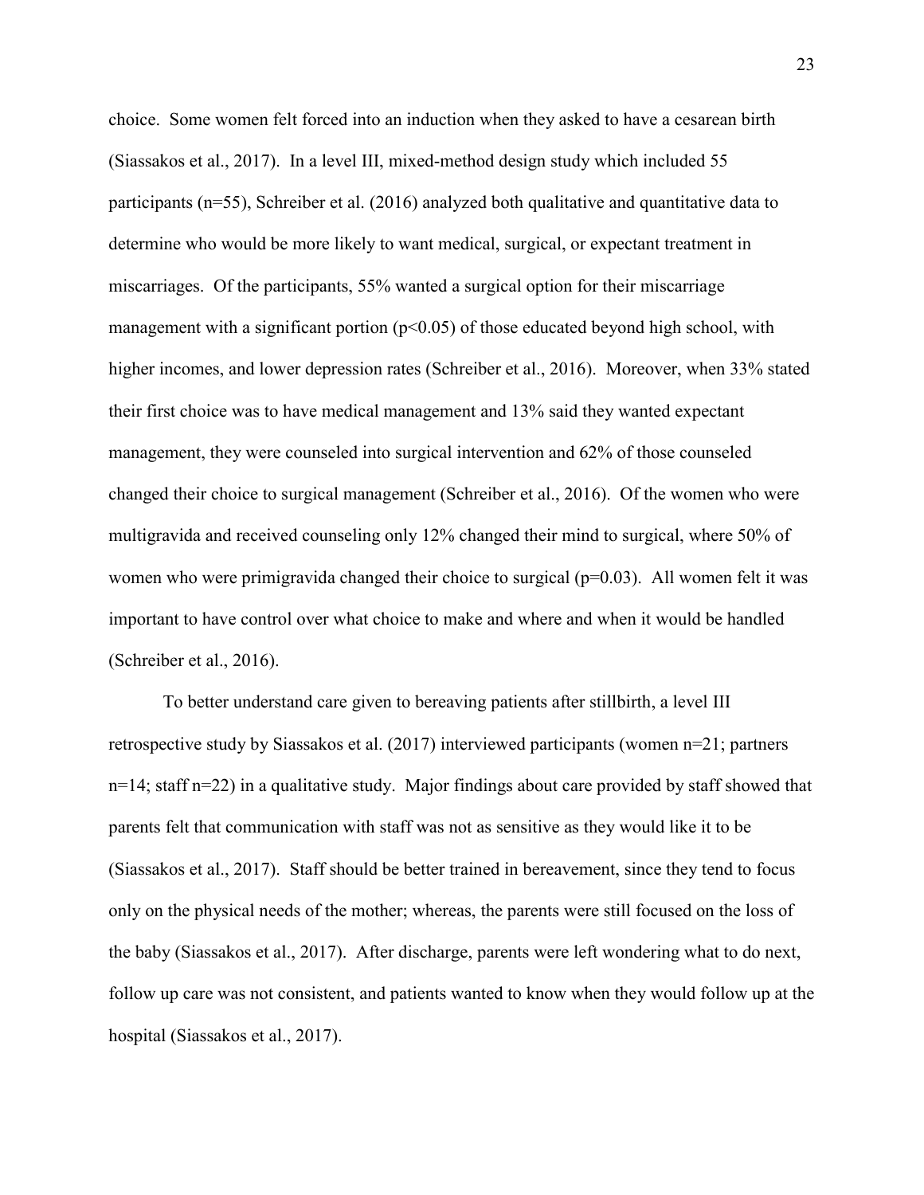choice. Some women felt forced into an induction when they asked to have a cesarean birth (Siassakos et al., 2017). In a level III, mixed-method design study which included 55 participants (n=55), Schreiber et al. (2016) analyzed both qualitative and quantitative data to determine who would be more likely to want medical, surgical, or expectant treatment in miscarriages. Of the participants, 55% wanted a surgical option for their miscarriage management with a significant portion ($p<0.05$) of those educated beyond high school, with higher incomes, and lower depression rates (Schreiber et al., 2016). Moreover, when 33% stated their first choice was to have medical management and 13% said they wanted expectant management, they were counseled into surgical intervention and 62% of those counseled changed their choice to surgical management (Schreiber et al., 2016). Of the women who were multigravida and received counseling only 12% changed their mind to surgical, where 50% of women who were primigravida changed their choice to surgical ($p=0.03$). All women felt it was important to have control over what choice to make and where and when it would be handled (Schreiber et al., 2016).

To better understand care given to bereaving patients after stillbirth, a level III retrospective study by Siassakos et al. (2017) interviewed participants (women n=21; partners n=14; staff n=22) in a qualitative study. Major findings about care provided by staff showed that parents felt that communication with staff was not as sensitive as they would like it to be (Siassakos et al., 2017). Staff should be better trained in bereavement, since they tend to focus only on the physical needs of the mother; whereas, the parents were still focused on the loss of the baby (Siassakos et al., 2017). After discharge, parents were left wondering what to do next, follow up care was not consistent, and patients wanted to know when they would follow up at the hospital (Siassakos et al., 2017).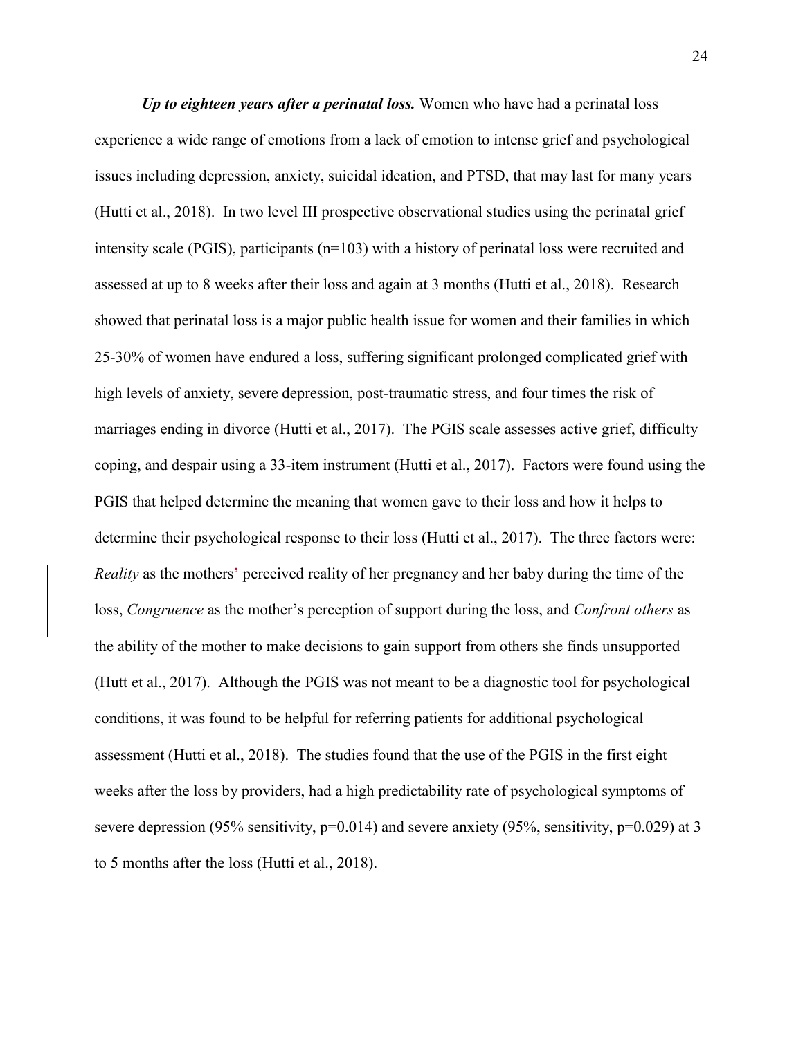***Up to eighteen years after a perinatal loss.*** Women who have had a perinatal loss experience a wide range of emotions from a lack of emotion to intense grief and psychological issues including depression, anxiety, suicidal ideation, and PTSD, that may last for many years (Hutti et al., 2018). In two level III prospective observational studies using the perinatal grief intensity scale (PGIS), participants (n=103) with a history of perinatal loss were recruited and assessed at up to 8 weeks after their loss and again at 3 months (Hutti et al., 2018). Research showed that perinatal loss is a major public health issue for women and their families in which 25-30% of women have endured a loss, suffering significant prolonged complicated grief with high levels of anxiety, severe depression, post-traumatic stress, and four times the risk of marriages ending in divorce (Hutti et al., 2017). The PGIS scale assesses active grief, difficulty coping, and despair using a 33-item instrument (Hutti et al., 2017). Factors were found using the PGIS that helped determine the meaning that women gave to their loss and how it helps to determine their psychological response to their loss (Hutti et al., 2017). The three factors were: *Reality* as the mothers' perceived reality of her pregnancy and her baby during the time of the loss, *Congruence* as the mother's perception of support during the loss, and *Confront others* as the ability of the mother to make decisions to gain support from others she finds unsupported (Hutt et al., 2017). Although the PGIS was not meant to be a diagnostic tool for psychological conditions, it was found to be helpful for referring patients for additional psychological assessment (Hutti et al., 2018). The studies found that the use of the PGIS in the first eight weeks after the loss by providers, had a high predictability rate of psychological symptoms of severe depression (95% sensitivity, p=0.014) and severe anxiety (95%, sensitivity, p=0.029) at 3 to 5 months after the loss (Hutti et al., 2018).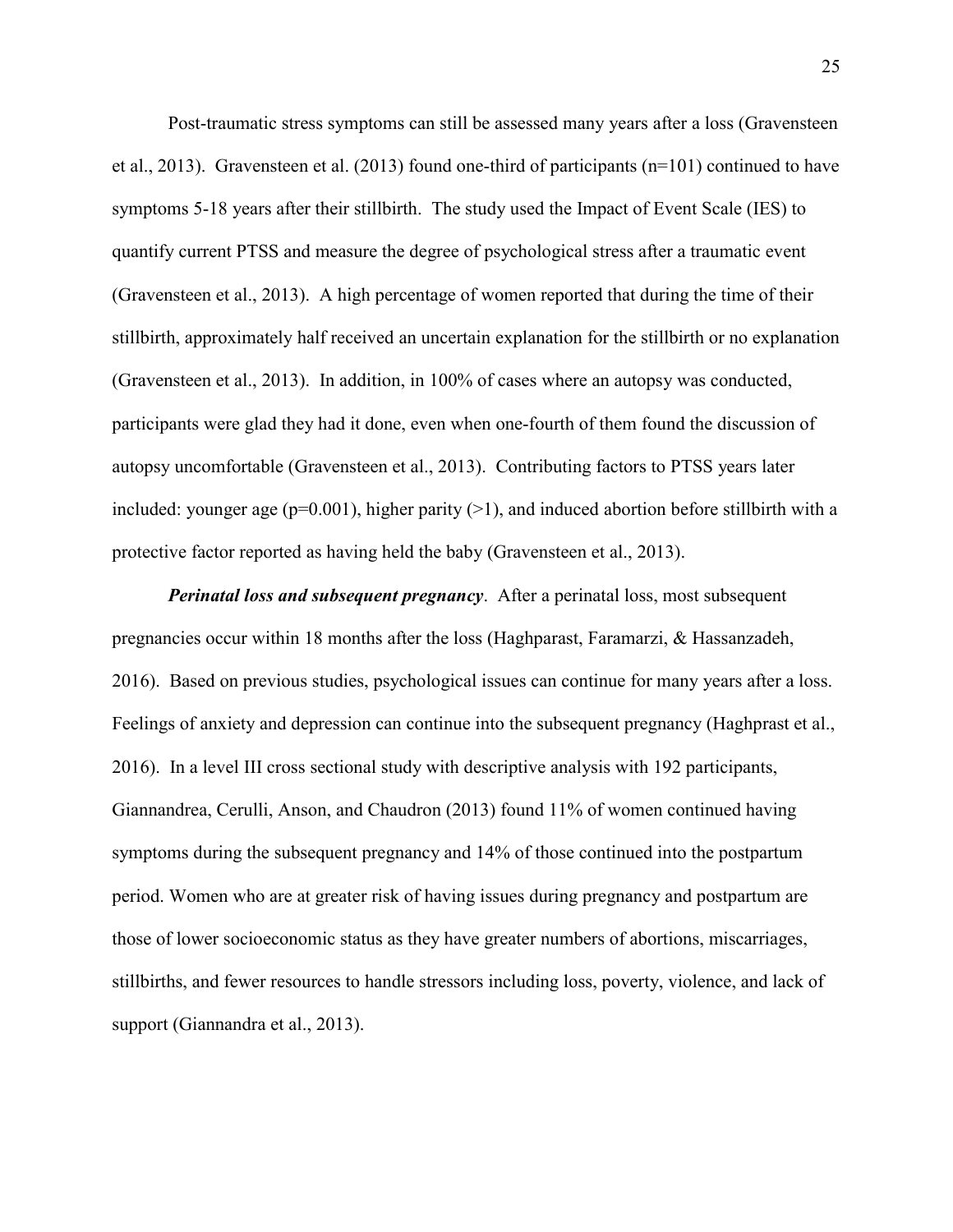Post-traumatic stress symptoms can still be assessed many years after a loss (Gravensteen et al., 2013). Gravensteen et al. (2013) found one-third of participants (n=101) continued to have symptoms 5-18 years after their stillbirth. The study used the Impact of Event Scale (IES) to quantify current PTSS and measure the degree of psychological stress after a traumatic event (Gravensteen et al., 2013). A high percentage of women reported that during the time of their stillbirth, approximately half received an uncertain explanation for the stillbirth or no explanation (Gravensteen et al., 2013). In addition, in 100% of cases where an autopsy was conducted, participants were glad they had it done, even when one-fourth of them found the discussion of autopsy uncomfortable (Gravensteen et al., 2013). Contributing factors to PTSS years later included: younger age ($p=0.001$), higher parity ($>1$), and induced abortion before stillbirth with a protective factor reported as having held the baby (Gravensteen et al., 2013).

***Perinatal loss and subsequent pregnancy***. After a perinatal loss, most subsequent pregnancies occur within 18 months after the loss (Haghparast, Faramarzi, & Hassanzadeh, 2016). Based on previous studies, psychological issues can continue for many years after a loss. Feelings of anxiety and depression can continue into the subsequent pregnancy (Haghprast et al., 2016). In a level III cross sectional study with descriptive analysis with 192 participants, Giannandrea, Cerulli, Anson, and Chaudron (2013) found 11% of women continued having symptoms during the subsequent pregnancy and 14% of those continued into the postpartum period. Women who are at greater risk of having issues during pregnancy and postpartum are those of lower socioeconomic status as they have greater numbers of abortions, miscarriages, stillbirths, and fewer resources to handle stressors including loss, poverty, violence, and lack of support (Giannandra et al., 2013).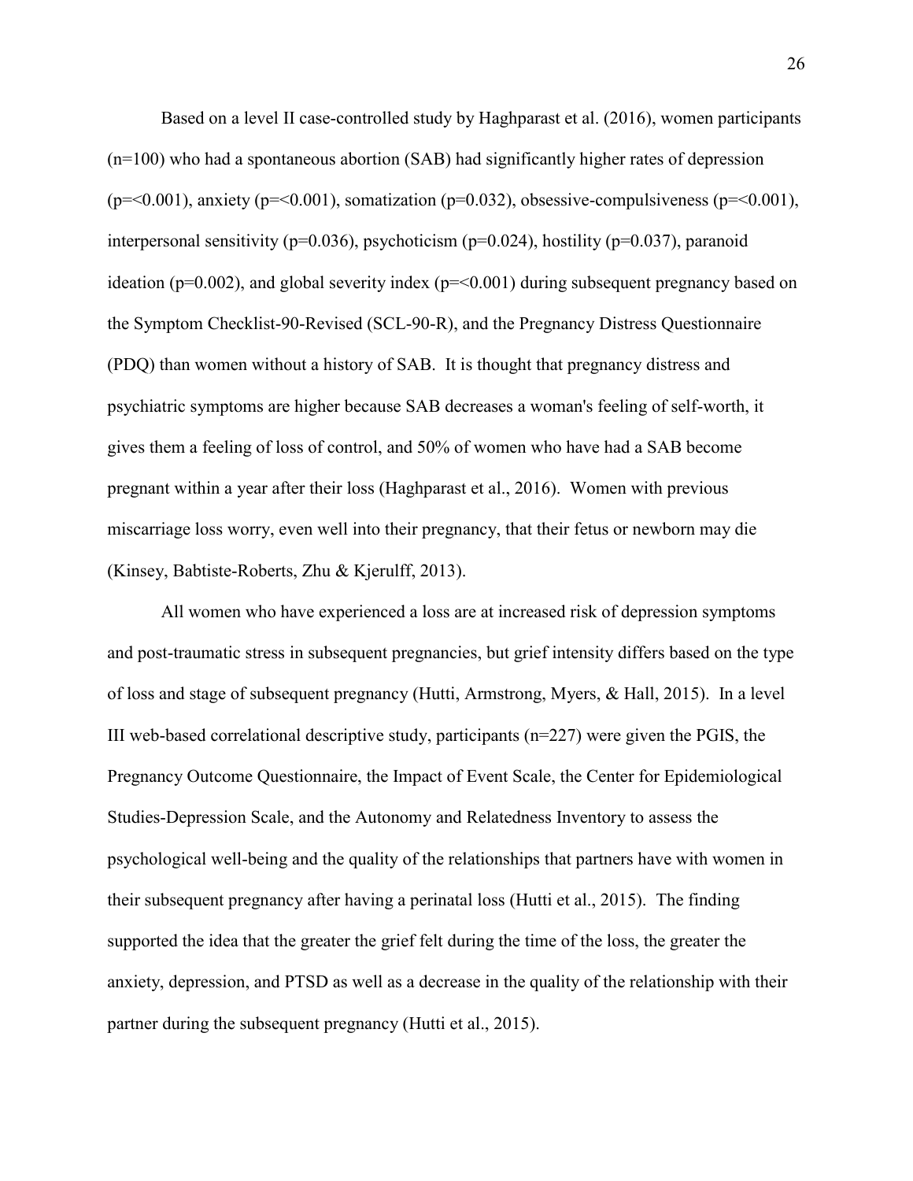Based on a level II case-controlled study by Haghparast et al. (2016), women participants ($n=100$) who had a spontaneous abortion (SAB) had significantly higher rates of depression ($p=<0.001$), anxiety ($p=<0.001$), somatization ($p=0.032$), obsessive-compulsiveness ($p=<0.001$), interpersonal sensitivity ($p=0.036$), psychoticism ($p=0.024$), hostility ($p=0.037$), paranoid ideation ($p=0.002$), and global severity index ($p=<0.001$) during subsequent pregnancy based on the Symptom Checklist-90-Revised (SCL-90-R), and the Pregnancy Distress Questionnaire (PDQ) than women without a history of SAB. It is thought that pregnancy distress and psychiatric symptoms are higher because SAB decreases a woman's feeling of self-worth, it gives them a feeling of loss of control, and 50% of women who have had a SAB become pregnant within a year after their loss (Haghparast et al., 2016). Women with previous miscarriage loss worry, even well into their pregnancy, that their fetus or newborn may die (Kinsey, Babtiste-Roberts, Zhu & Kjerulff, 2013).

All women who have experienced a loss are at increased risk of depression symptoms and post-traumatic stress in subsequent pregnancies, but grief intensity differs based on the type of loss and stage of subsequent pregnancy (Hutti, Armstrong, Myers, & Hall, 2015). In a level III web-based correlational descriptive study, participants ($n=227$) were given the PGIS, the Pregnancy Outcome Questionnaire, the Impact of Event Scale, the Center for Epidemiological Studies-Depression Scale, and the Autonomy and Relatedness Inventory to assess the psychological well-being and the quality of the relationships that partners have with women in their subsequent pregnancy after having a perinatal loss (Hutti et al., 2015). The finding supported the idea that the greater the grief felt during the time of the loss, the greater the anxiety, depression, and PTSD as well as a decrease in the quality of the relationship with their partner during the subsequent pregnancy (Hutti et al., 2015).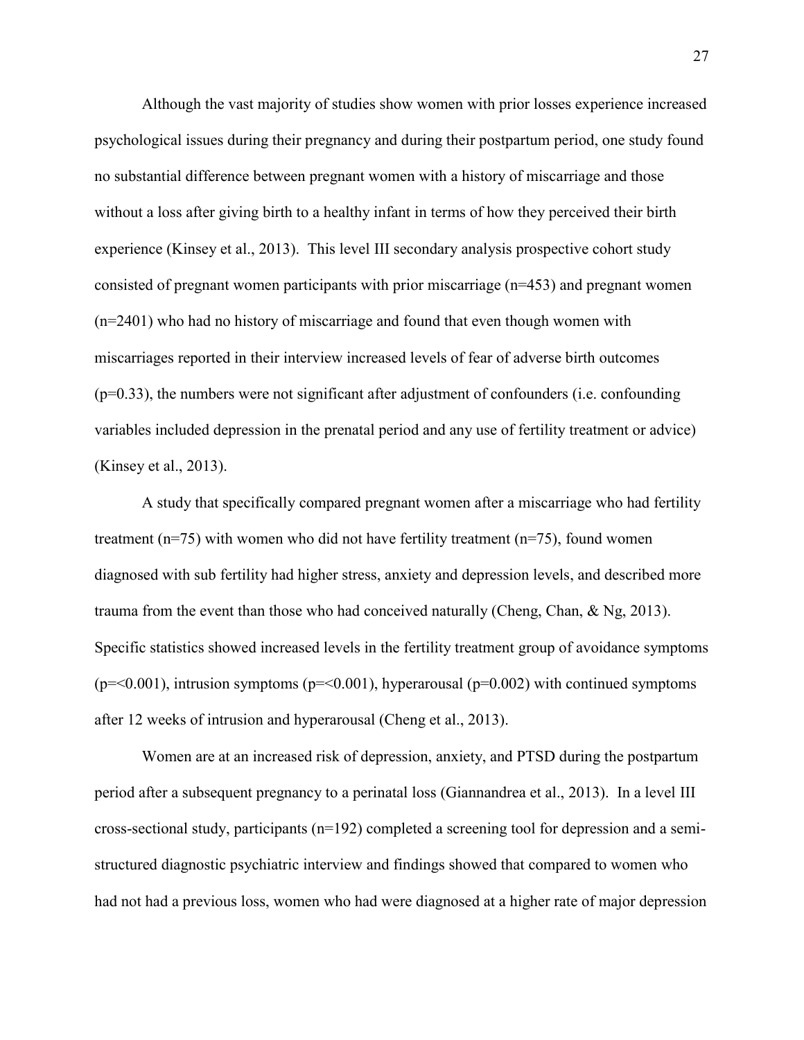Although the vast majority of studies show women with prior losses experience increased psychological issues during their pregnancy and during their postpartum period, one study found no substantial difference between pregnant women with a history of miscarriage and those without a loss after giving birth to a healthy infant in terms of how they perceived their birth experience (Kinsey et al., 2013). This level III secondary analysis prospective cohort study consisted of pregnant women participants with prior miscarriage (n=453) and pregnant women (n=2401) who had no history of miscarriage and found that even though women with miscarriages reported in their interview increased levels of fear of adverse birth outcomes ($p=0.33$), the numbers were not significant after adjustment of confounders (i.e. confounding variables included depression in the prenatal period and any use of fertility treatment or advice) (Kinsey et al., 2013).

A study that specifically compared pregnant women after a miscarriage who had fertility treatment (n=75) with women who did not have fertility treatment (n=75), found women diagnosed with sub fertility had higher stress, anxiety and depression levels, and described more trauma from the event than those who had conceived naturally (Cheng, Chan, & Ng, 2013). Specific statistics showed increased levels in the fertility treatment group of avoidance symptoms ($p=<0.001$), intrusion symptoms ($p=<0.001$), hyperarousal ($p=0.002$) with continued symptoms after 12 weeks of intrusion and hyperarousal (Cheng et al., 2013).

Women are at an increased risk of depression, anxiety, and PTSD during the postpartum period after a subsequent pregnancy to a perinatal loss (Giannandrea et al., 2013). In a level III cross-sectional study, participants (n=192) completed a screening tool for depression and a semi-structured diagnostic psychiatric interview and findings showed that compared to women who had not had a previous loss, women who had were diagnosed at a higher rate of major depression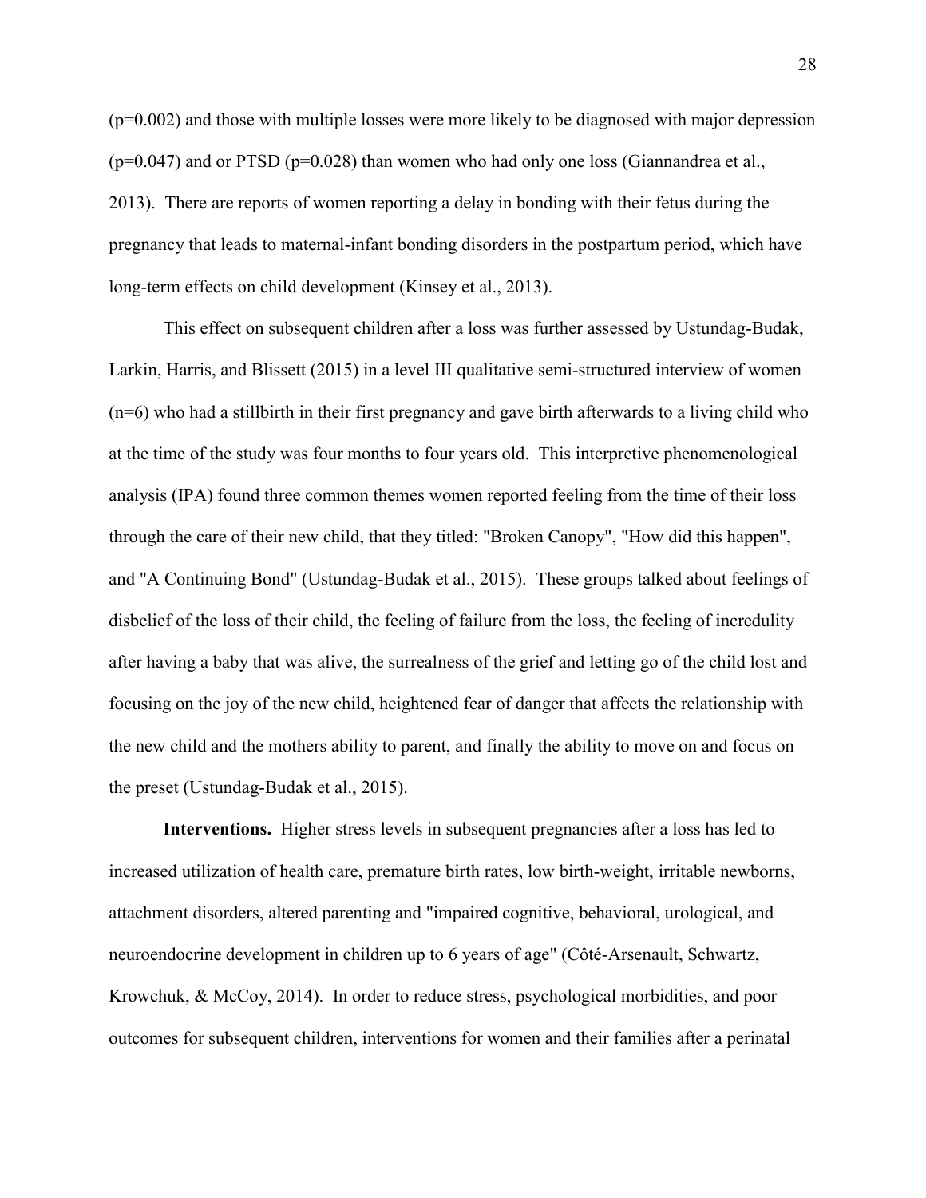($p=0.002$) and those with multiple losses were more likely to be diagnosed with major depression ($p=0.047$) and or PTSD ($p=0.028$) than women who had only one loss (Giannandrea et al., 2013). There are reports of women reporting a delay in bonding with their fetus during the pregnancy that leads to maternal-infant bonding disorders in the postpartum period, which have long-term effects on child development (Kinsey et al., 2013).

This effect on subsequent children after a loss was further assessed by Ustundag-Budak, Larkin, Harris, and Blissett (2015) in a level III qualitative semi-structured interview of women (n=6) who had a stillbirth in their first pregnancy and gave birth afterwards to a living child who at the time of the study was four months to four years old. This interpretive phenomenological analysis (IPA) found three common themes women reported feeling from the time of their loss through the care of their new child, that they titled: "Broken Canopy", "How did this happen", and "A Continuing Bond" (Ustundag-Budak et al., 2015). These groups talked about feelings of disbelief of the loss of their child, the feeling of failure from the loss, the feeling of incredulity after having a baby that was alive, the surrealness of the grief and letting go of the child lost and focusing on the joy of the new child, heightened fear of danger that affects the relationship with the new child and the mothers ability to parent, and finally the ability to move on and focus on the preset (Ustundag-Budak et al., 2015).

**Interventions.** Higher stress levels in subsequent pregnancies after a loss has led to increased utilization of health care, premature birth rates, low birth-weight, irritable newborns, attachment disorders, altered parenting and "impaired cognitive, behavioral, urological, and neuroendocrine development in children up to 6 years of age" (Côté-Arsenault, Schwartz, Krowchuk, & McCoy, 2014). In order to reduce stress, psychological morbidities, and poor outcomes for subsequent children, interventions for women and their families after a perinatal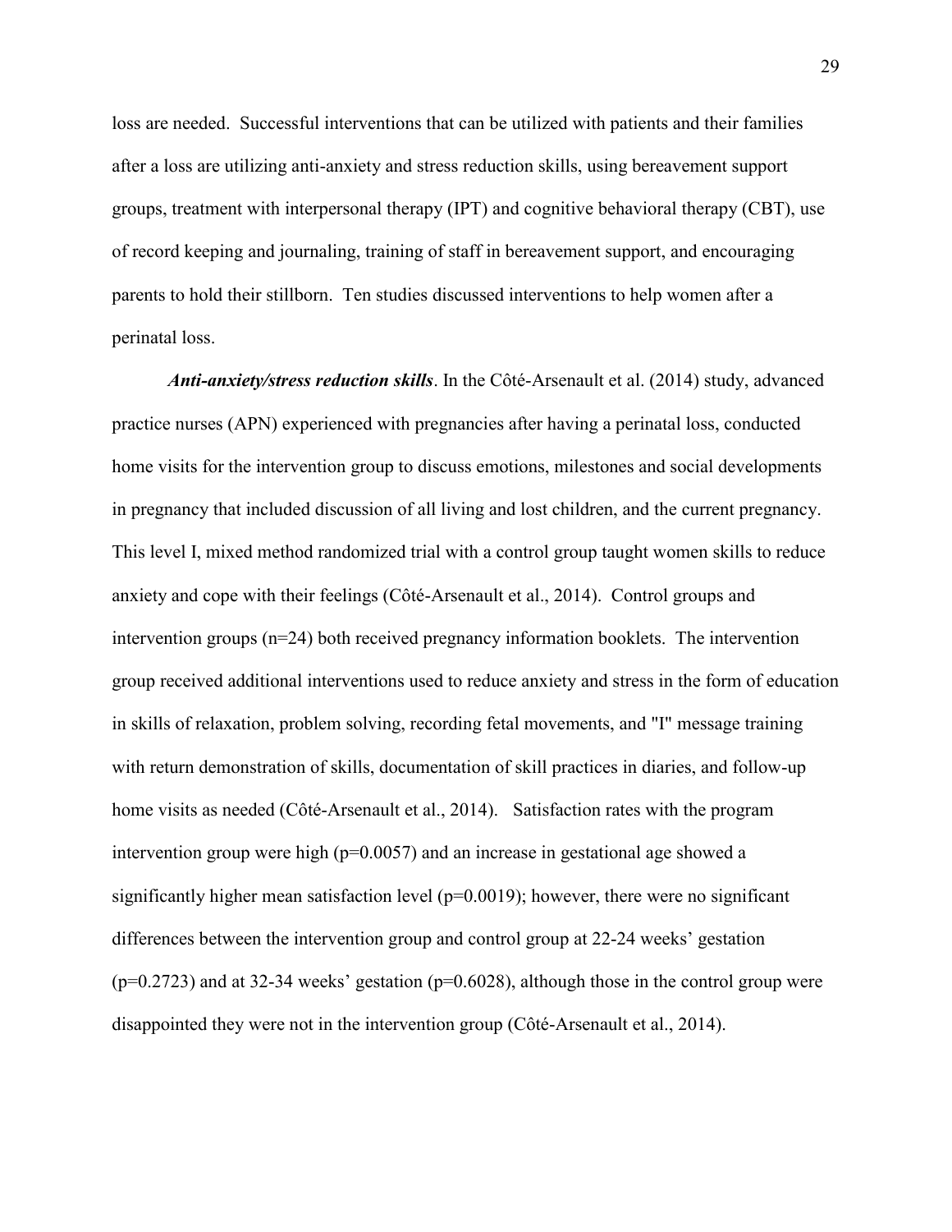loss are needed. Successful interventions that can be utilized with patients and their families after a loss are utilizing anti-anxiety and stress reduction skills, using bereavement support groups, treatment with interpersonal therapy (IPT) and cognitive behavioral therapy (CBT), use of record keeping and journaling, training of staff in bereavement support, and encouraging parents to hold their stillborn. Ten studies discussed interventions to help women after a perinatal loss.

***Anti-anxiety/stress reduction skills***. In the Côté-Arsenault et al. (2014) study, advanced practice nurses (APN) experienced with pregnancies after having a perinatal loss, conducted home visits for the intervention group to discuss emotions, milestones and social developments in pregnancy that included discussion of all living and lost children, and the current pregnancy. This level I, mixed method randomized trial with a control group taught women skills to reduce anxiety and cope with their feelings (Côté-Arsenault et al., 2014). Control groups and intervention groups ($n=24$) both received pregnancy information booklets. The intervention group received additional interventions used to reduce anxiety and stress in the form of education in skills of relaxation, problem solving, recording fetal movements, and "I" message training with return demonstration of skills, documentation of skill practices in diaries, and follow-up home visits as needed (Côté-Arsenault et al., 2014). Satisfaction rates with the program intervention group were high ($p=0.0057$) and an increase in gestational age showed a significantly higher mean satisfaction level ($p=0.0019$); however, there were no significant differences between the intervention group and control group at 22-24 weeks' gestation ($p=0.2723$) and at 32-34 weeks' gestation ($p=0.6028$), although those in the control group were disappointed they were not in the intervention group (Côté-Arsenault et al., 2014).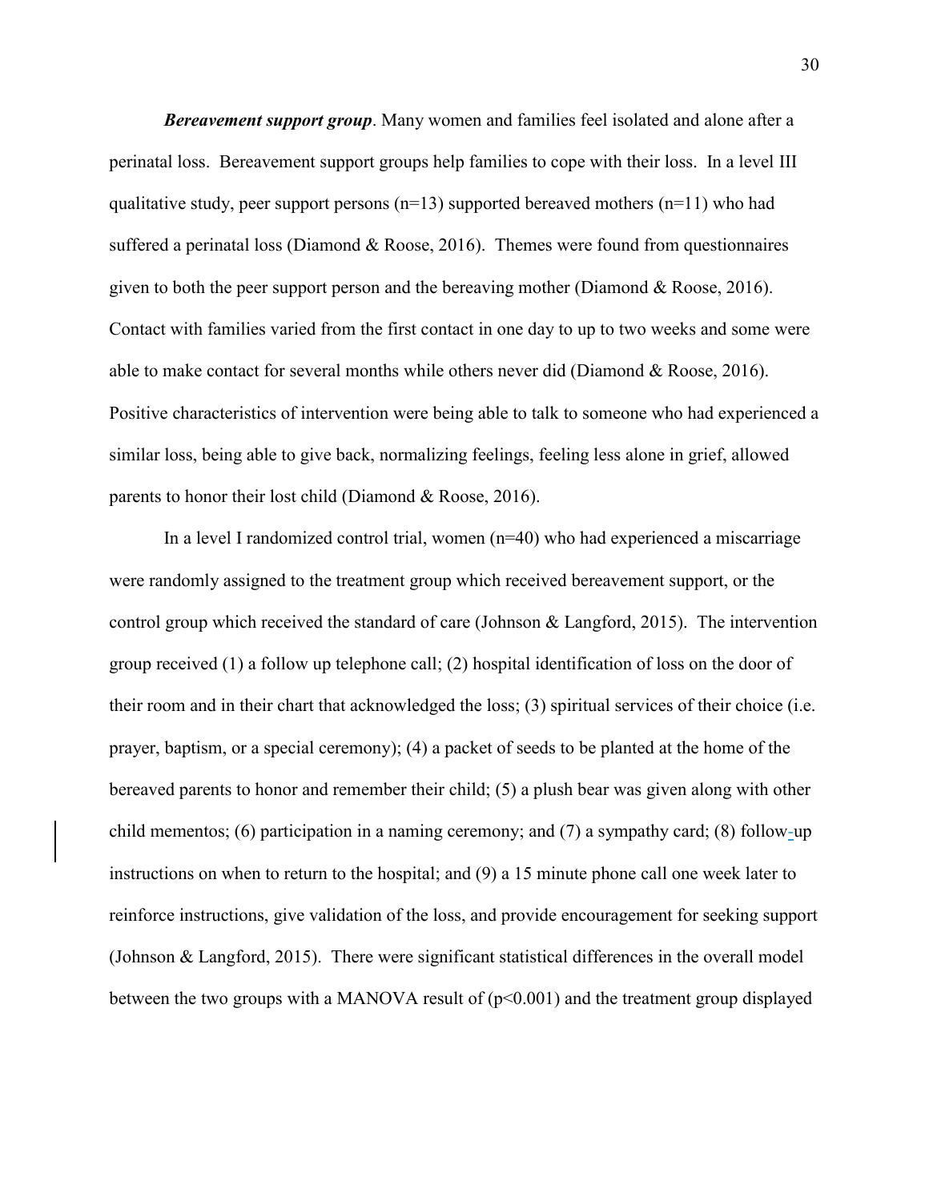***Bereavement support group***. Many women and families feel isolated and alone after a perinatal loss. Bereavement support groups help families to cope with their loss. In a level III qualitative study, peer support persons (n=13) supported bereaved mothers (n=11) who had suffered a perinatal loss (Diamond & Roose, 2016). Themes were found from questionnaires given to both the peer support person and the bereaving mother (Diamond & Roose, 2016). Contact with families varied from the first contact in one day to up to two weeks and some were able to make contact for several months while others never did (Diamond & Roose, 2016). Positive characteristics of intervention were being able to talk to someone who had experienced a similar loss, being able to give back, normalizing feelings, feeling less alone in grief, allowed parents to honor their lost child (Diamond & Roose, 2016).

In a level I randomized control trial, women (n=40) who had experienced a miscarriage were randomly assigned to the treatment group which received bereavement support, or the control group which received the standard of care (Johnson & Langford, 2015). The intervention group received (1) a follow up telephone call; (2) hospital identification of loss on the door of their room and in their chart that acknowledged the loss; (3) spiritual services of their choice (i.e. prayer, baptism, or a special ceremony); (4) a packet of seeds to be planted at the home of the bereaved parents to honor and remember their child; (5) a plush bear was given along with other child mementos; (6) participation in a naming ceremony; and (7) a sympathy card; (8) follow-up instructions on when to return to the hospital; and (9) a 15 minute phone call one week later to reinforce instructions, give validation of the loss, and provide encouragement for seeking support (Johnson & Langford, 2015). There were significant statistical differences in the overall model between the two groups with a MANOVA result of ($p<0.001$) and the treatment group displayed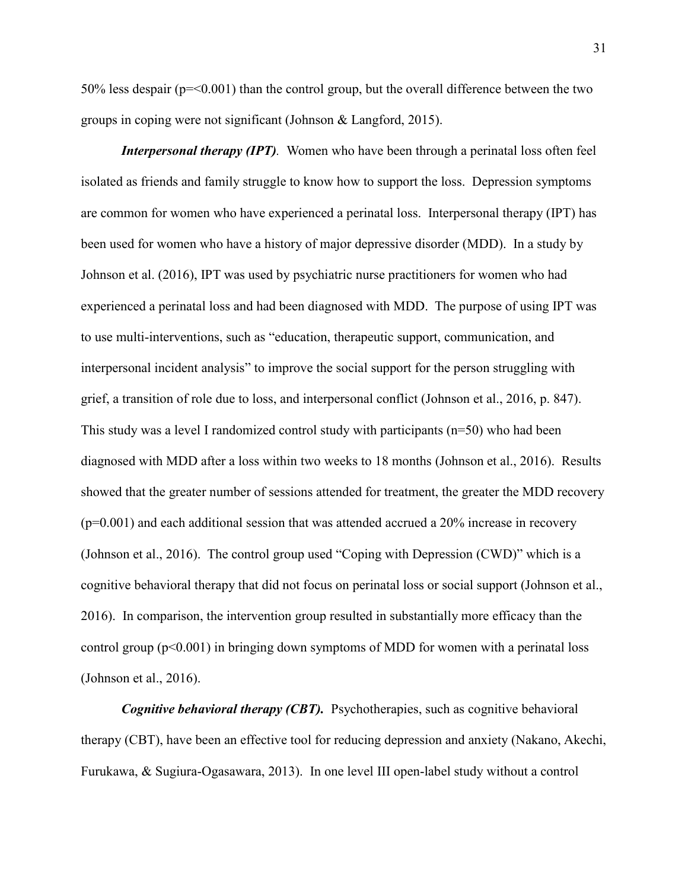50% less despair ($p=<0.001$) than the control group, but the overall difference between the two groups in coping were not significant (Johnson & Langford, 2015).

***Interpersonal therapy (IPT)***. Women who have been through a perinatal loss often feel isolated as friends and family struggle to know how to support the loss. Depression symptoms are common for women who have experienced a perinatal loss. Interpersonal therapy (IPT) has been used for women who have a history of major depressive disorder (MDD). In a study by Johnson et al. (2016), IPT was used by psychiatric nurse practitioners for women who had experienced a perinatal loss and had been diagnosed with MDD. The purpose of using IPT was to use multi-interventions, such as "education, therapeutic support, communication, and interpersonal incident analysis" to improve the social support for the person struggling with grief, a transition of role due to loss, and interpersonal conflict (Johnson et al., 2016, p. 847). This study was a level I randomized control study with participants ($n=50$) who had been diagnosed with MDD after a loss within two weeks to 18 months (Johnson et al., 2016). Results showed that the greater number of sessions attended for treatment, the greater the MDD recovery ($p=0.001$) and each additional session that was attended accrued a 20% increase in recovery (Johnson et al., 2016). The control group used "Coping with Depression (CWD)" which is a cognitive behavioral therapy that did not focus on perinatal loss or social support (Johnson et al., 2016). In comparison, the intervention group resulted in substantially more efficacy than the control group ($p<0.001$) in bringing down symptoms of MDD for women with a perinatal loss (Johnson et al., 2016).

***Cognitive behavioral therapy (CBT).*** Psychotherapies, such as cognitive behavioral therapy (CBT), have been an effective tool for reducing depression and anxiety (Nakano, Akechi, Furukawa, & Sugiura-Ogasawara, 2013). In one level III open-label study without a control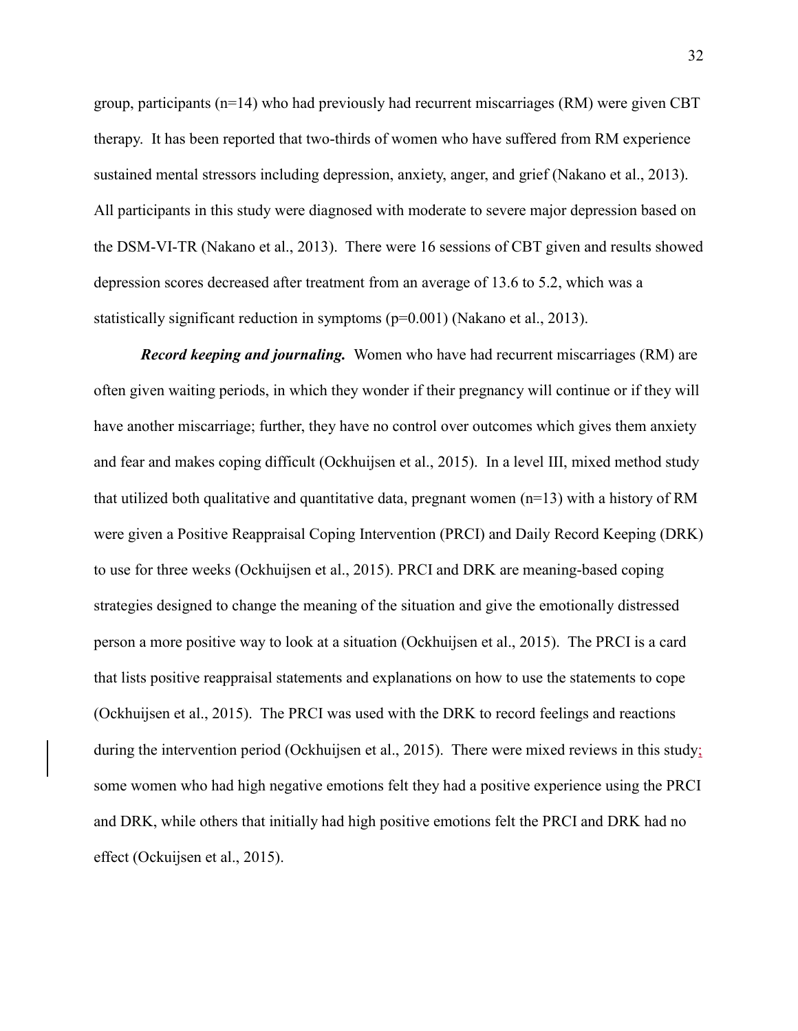group, participants (n=14) who had previously had recurrent miscarriages (RM) were given CBT therapy. It has been reported that two-thirds of women who have suffered from RM experience sustained mental stressors including depression, anxiety, anger, and grief (Nakano et al., 2013). All participants in this study were diagnosed with moderate to severe major depression based on the DSM-VI-TR (Nakano et al., 2013). There were 16 sessions of CBT given and results showed depression scores decreased after treatment from an average of 13.6 to 5.2, which was a statistically significant reduction in symptoms ($p=0.001$) (Nakano et al., 2013).

***Record keeping and journaling.*** Women who have had recurrent miscarriages (RM) are often given waiting periods, in which they wonder if their pregnancy will continue or if they will have another miscarriage; further, they have no control over outcomes which gives them anxiety and fear and makes coping difficult (Ockhuijsen et al., 2015). In a level III, mixed method study that utilized both qualitative and quantitative data, pregnant women (n=13) with a history of RM were given a Positive Reappraisal Coping Intervention (PRCI) and Daily Record Keeping (DRK) to use for three weeks (Ockhuijsen et al., 2015). PRCI and DRK are meaning-based coping strategies designed to change the meaning of the situation and give the emotionally distressed person a more positive way to look at a situation (Ockhuijsen et al., 2015). The PRCI is a card that lists positive reappraisal statements and explanations on how to use the statements to cope (Ockhuijsen et al., 2015). The PRCI was used with the DRK to record feelings and reactions during the intervention period (Ockhuijsen et al., 2015). There were mixed reviews in this study; some women who had high negative emotions felt they had a positive experience using the PRCI and DRK, while others that initially had high positive emotions felt the PRCI and DRK had no effect (Ockuijsen et al., 2015).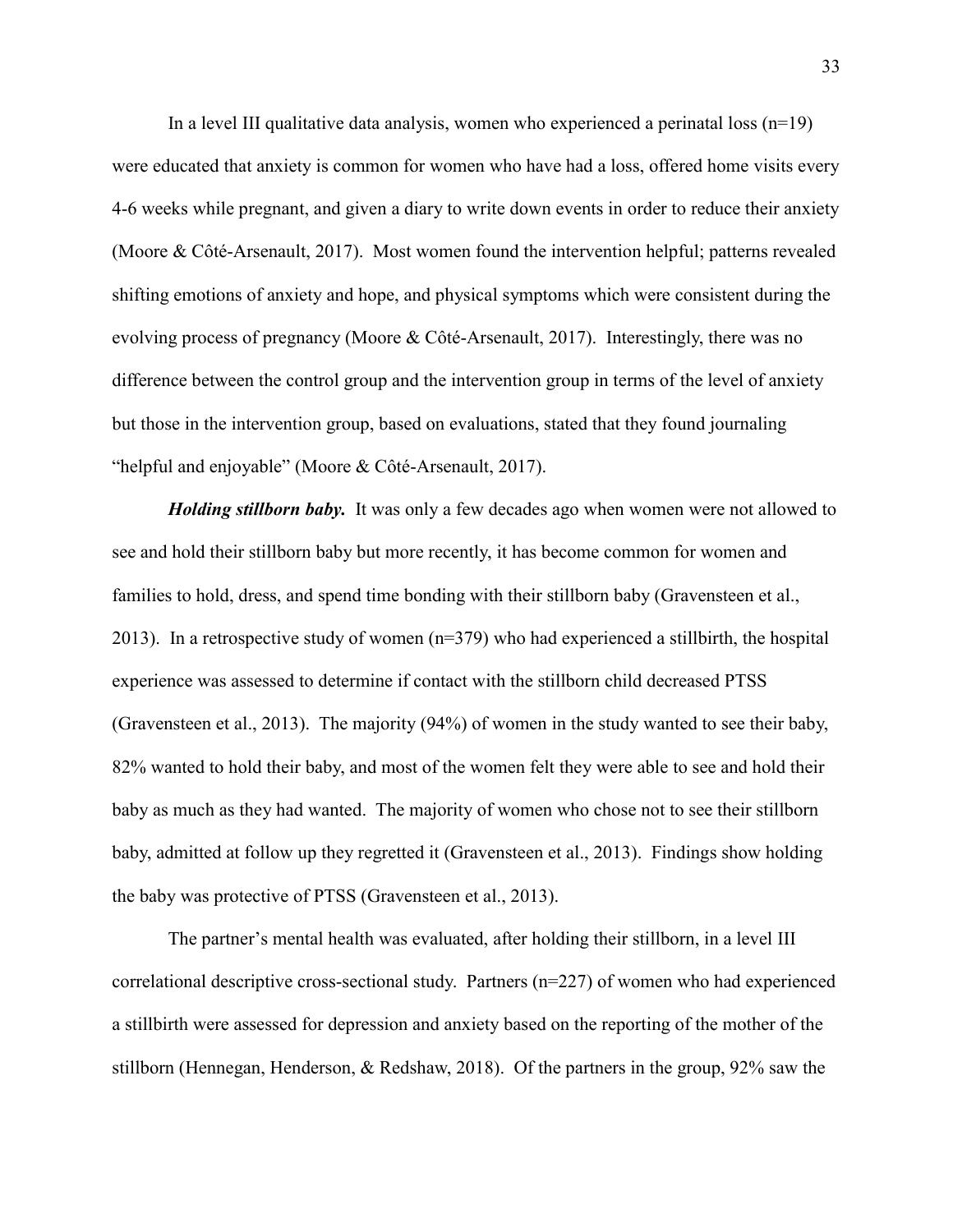In a level III qualitative data analysis, women who experienced a perinatal loss (n=19) were educated that anxiety is common for women who have had a loss, offered home visits every 4-6 weeks while pregnant, and given a diary to write down events in order to reduce their anxiety (Moore & Côté-Arsenault, 2017). Most women found the intervention helpful; patterns revealed shifting emotions of anxiety and hope, and physical symptoms which were consistent during the evolving process of pregnancy (Moore & Côté-Arsenault, 2017). Interestingly, there was no difference between the control group and the intervention group in terms of the level of anxiety but those in the intervention group, based on evaluations, stated that they found journaling "helpful and enjoyable" (Moore & Côté-Arsenault, 2017).

***Holding stillborn baby.*** It was only a few decades ago when women were not allowed to see and hold their stillborn baby but more recently, it has become common for women and families to hold, dress, and spend time bonding with their stillborn baby (Gravensteen et al., 2013). In a retrospective study of women (n=379) who had experienced a stillbirth, the hospital experience was assessed to determine if contact with the stillborn child decreased PTSS (Gravensteen et al., 2013). The majority (94%) of women in the study wanted to see their baby, 82% wanted to hold their baby, and most of the women felt they were able to see and hold their baby as much as they had wanted. The majority of women who chose not to see their stillborn baby, admitted at follow up they regretted it (Gravensteen et al., 2013). Findings show holding the baby was protective of PTSS (Gravensteen et al., 2013).

The partner's mental health was evaluated, after holding their stillborn, in a level III correlational descriptive cross-sectional study. Partners (n=227) of women who had experienced a stillbirth were assessed for depression and anxiety based on the reporting of the mother of the stillborn (Hennegan, Henderson, & Redshaw, 2018). Of the partners in the group, 92% saw the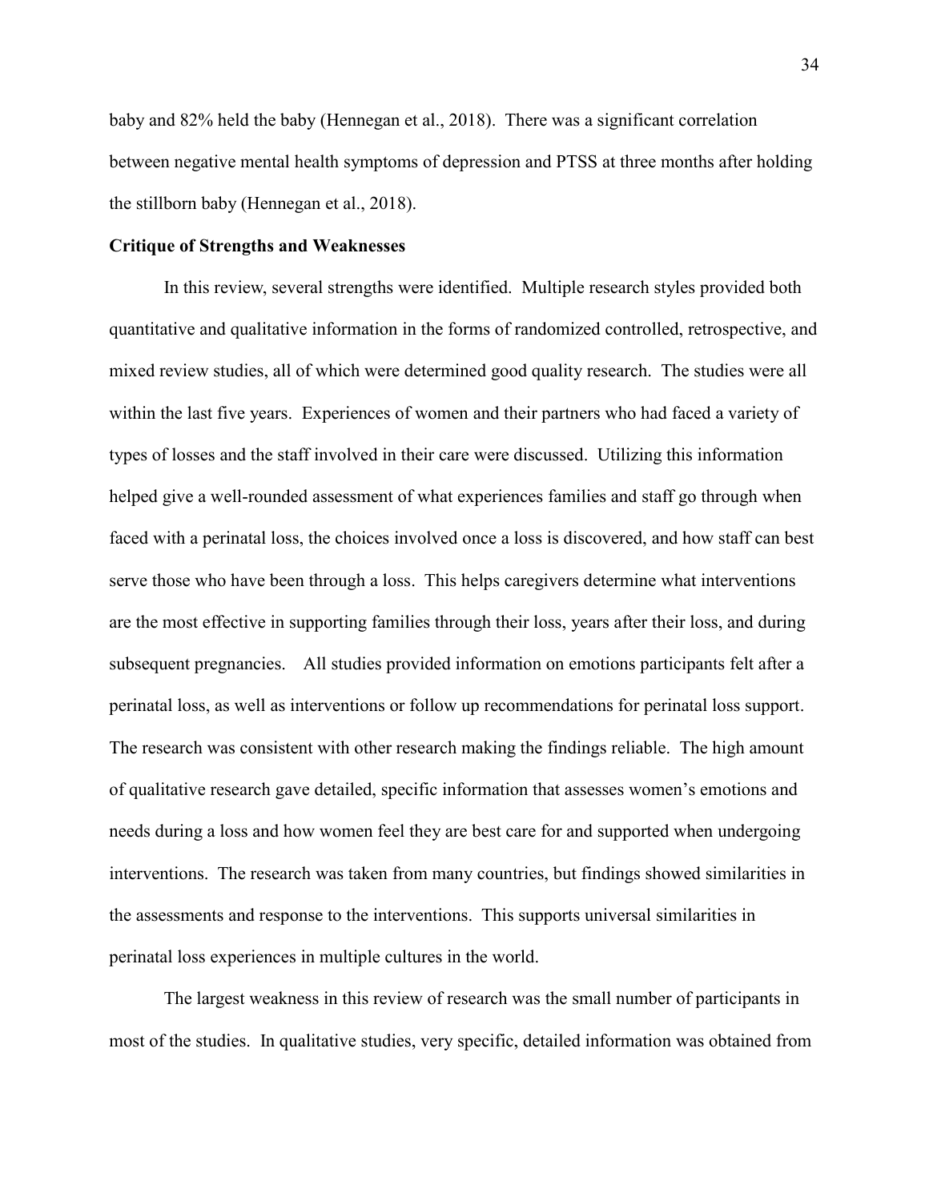baby and 82% held the baby (Hennegan et al., 2018). There was a significant correlation between negative mental health symptoms of depression and PTSS at three months after holding the stillborn baby (Hennegan et al., 2018).

**Critique of Strengths and Weaknesses**

In this review, several strengths were identified. Multiple research styles provided both quantitative and qualitative information in the forms of randomized controlled, retrospective, and mixed review studies, all of which were determined good quality research. The studies were all within the last five years. Experiences of women and their partners who had faced a variety of types of losses and the staff involved in their care were discussed. Utilizing this information helped give a well-rounded assessment of what experiences families and staff go through when faced with a perinatal loss, the choices involved once a loss is discovered, and how staff can best serve those who have been through a loss. This helps caregivers determine what interventions are the most effective in supporting families through their loss, years after their loss, and during subsequent pregnancies. All studies provided information on emotions participants felt after a perinatal loss, as well as interventions or follow up recommendations for perinatal loss support. The research was consistent with other research making the findings reliable. The high amount of qualitative research gave detailed, specific information that assesses women's emotions and needs during a loss and how women feel they are best care for and supported when undergoing interventions. The research was taken from many countries, but findings showed similarities in the assessments and response to the interventions. This supports universal similarities in perinatal loss experiences in multiple cultures in the world.

The largest weakness in this review of research was the small number of participants in most of the studies. In qualitative studies, very specific, detailed information was obtained from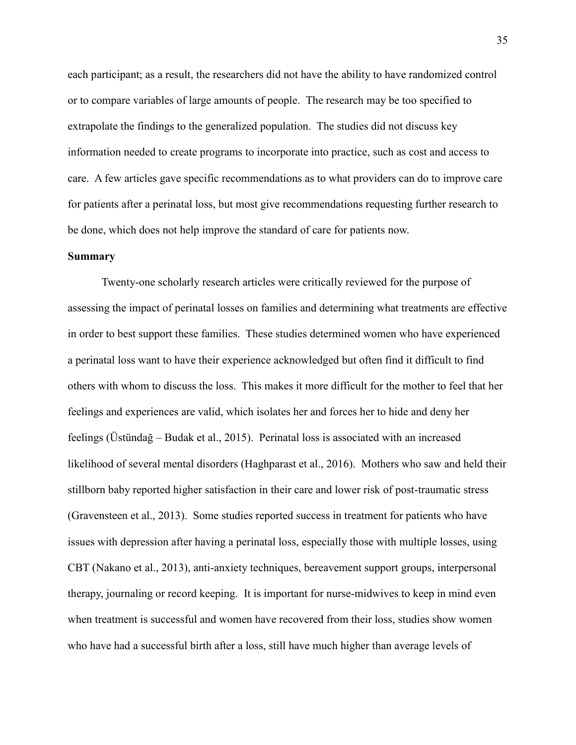each participant; as a result, the researchers did not have the ability to have randomized control or to compare variables of large amounts of people. The research may be too specified to extrapolate the findings to the generalized population. The studies did not discuss key information needed to create programs to incorporate into practice, such as cost and access to care. A few articles gave specific recommendations as to what providers can do to improve care for patients after a perinatal loss, but most give recommendations requesting further research to be done, which does not help improve the standard of care for patients now.

**Summary**

Twenty-one scholarly research articles were critically reviewed for the purpose of assessing the impact of perinatal losses on families and determining what treatments are effective in order to best support these families. These studies determined women who have experienced a perinatal loss want to have their experience acknowledged but often find it difficult to find others with whom to discuss the loss. This makes it more difficult for the mother to feel that her feelings and experiences are valid, which isolates her and forces her to hide and deny her feelings (Üstündağ – Budak et al., 2015). Perinatal loss is associated with an increased likelihood of several mental disorders (Haghparast et al., 2016). Mothers who saw and held their stillborn baby reported higher satisfaction in their care and lower risk of post-traumatic stress (Gravensteen et al., 2013). Some studies reported success in treatment for patients who have issues with depression after having a perinatal loss, especially those with multiple losses, using CBT (Nakano et al., 2013), anti-anxiety techniques, bereavement support groups, interpersonal therapy, journaling or record keeping. It is important for nurse-midwives to keep in mind even when treatment is successful and women have recovered from their loss, studies show women who have had a successful birth after a loss, still have much higher than average levels of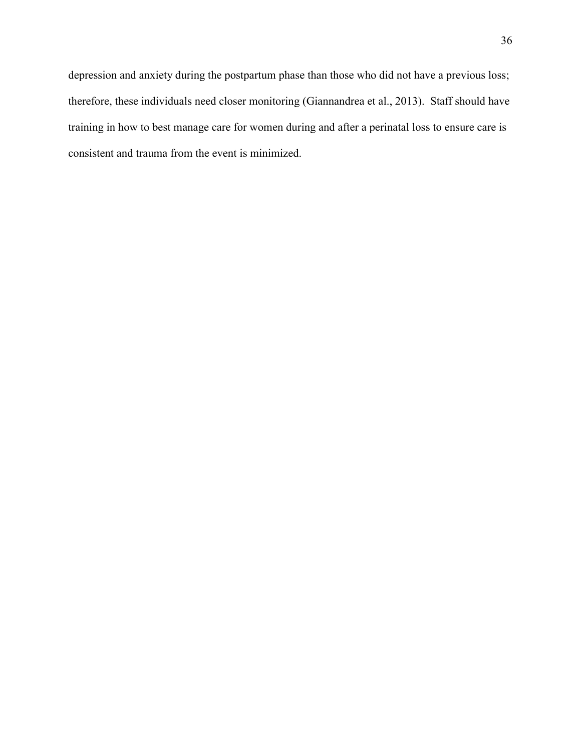depression and anxiety during the postpartum phase than those who did not have a previous loss; therefore, these individuals need closer monitoring (Giannandrea et al., 2013). Staff should have training in how to best manage care for women during and after a perinatal loss to ensure care is consistent and trauma from the event is minimized.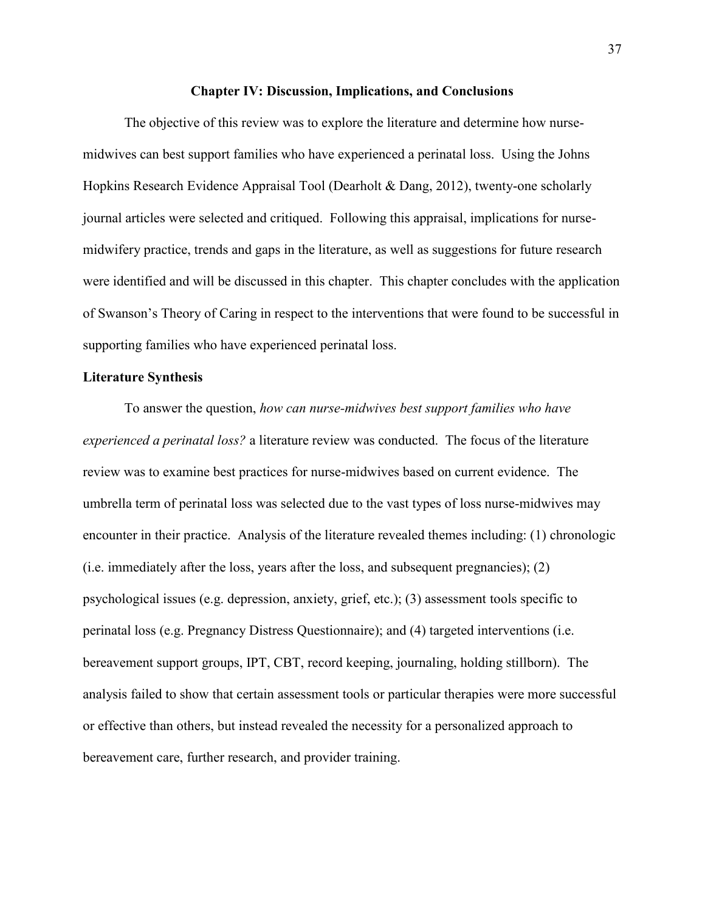## Chapter IV: Discussion, Implications, and Conclusions

The objective of this review was to explore the literature and determine how nurse-midwives can best support families who have experienced a perinatal loss. Using the Johns Hopkins Research Evidence Appraisal Tool (Dearholt & Dang, 2012), twenty-one scholarly journal articles were selected and critiqued. Following this appraisal, implications for nurse-midwifery practice, trends and gaps in the literature, as well as suggestions for future research were identified and will be discussed in this chapter. This chapter concludes with the application of Swanson's Theory of Caring in respect to the interventions that were found to be successful in supporting families who have experienced perinatal loss.

### Literature Synthesis

To answer the question, *how can nurse-midwives best support families who have experienced a perinatal loss?* a literature review was conducted. The focus of the literature review was to examine best practices for nurse-midwives based on current evidence. The umbrella term of perinatal loss was selected due to the vast types of loss nurse-midwives may encounter in their practice. Analysis of the literature revealed themes including: (1) chronologic (i.e. immediately after the loss, years after the loss, and subsequent pregnancies); (2) psychological issues (e.g. depression, anxiety, grief, etc.); (3) assessment tools specific to perinatal loss (e.g. Pregnancy Distress Questionnaire); and (4) targeted interventions (i.e. bereavement support groups, IPT, CBT, record keeping, journaling, holding stillborn). The analysis failed to show that certain assessment tools or particular therapies were more successful or effective than others, but instead revealed the necessity for a personalized approach to bereavement care, further research, and provider training.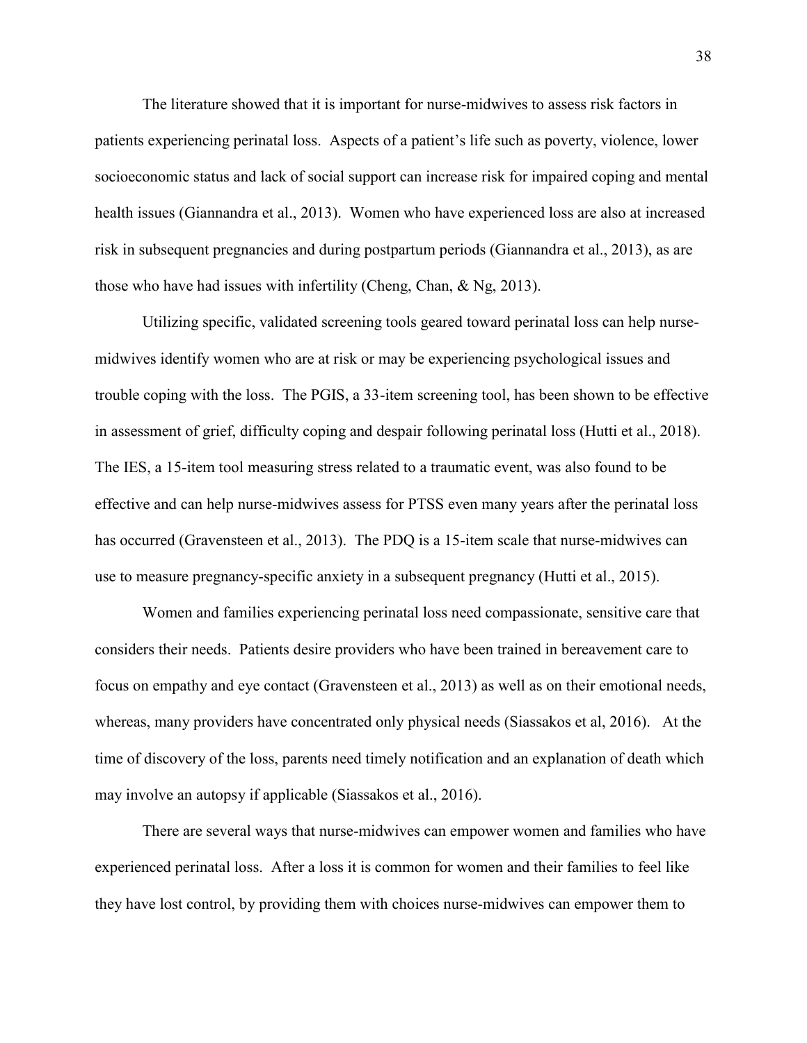The literature showed that it is important for nurse-midwives to assess risk factors in patients experiencing perinatal loss. Aspects of a patient's life such as poverty, violence, lower socioeconomic status and lack of social support can increase risk for impaired coping and mental health issues (Giannandra et al., 2013). Women who have experienced loss are also at increased risk in subsequent pregnancies and during postpartum periods (Giannandra et al., 2013), as are those who have had issues with infertility (Cheng, Chan, & Ng, 2013).

Utilizing specific, validated screening tools geared toward perinatal loss can help nurse-midwives identify women who are at risk or may be experiencing psychological issues and trouble coping with the loss. The PGIS, a 33-item screening tool, has been shown to be effective in assessment of grief, difficulty coping and despair following perinatal loss (Hutti et al., 2018). The IES, a 15-item tool measuring stress related to a traumatic event, was also found to be effective and can help nurse-midwives assess for PTSS even many years after the perinatal loss has occurred (Gravensteen et al., 2013). The PDQ is a 15-item scale that nurse-midwives can use to measure pregnancy-specific anxiety in a subsequent pregnancy (Hutti et al., 2015).

Women and families experiencing perinatal loss need compassionate, sensitive care that considers their needs. Patients desire providers who have been trained in bereavement care to focus on empathy and eye contact (Gravensteen et al., 2013) as well as on their emotional needs, whereas, many providers have concentrated only physical needs (Siassakos et al, 2016). At the time of discovery of the loss, parents need timely notification and an explanation of death which may involve an autopsy if applicable (Siassakos et al., 2016).

There are several ways that nurse-midwives can empower women and families who have experienced perinatal loss. After a loss it is common for women and their families to feel like they have lost control, by providing them with choices nurse-midwives can empower them to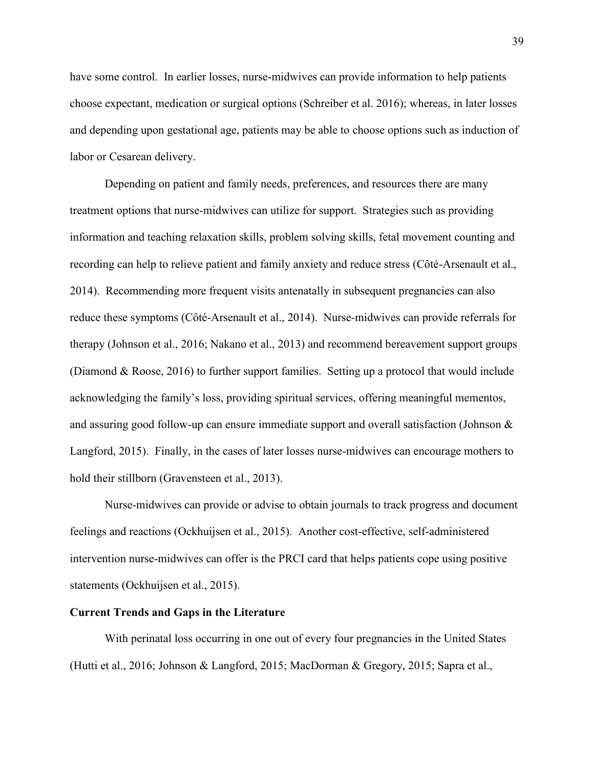have some control. In earlier losses, nurse-midwives can provide information to help patients choose expectant, medication or surgical options (Schreiber et al. 2016); whereas, in later losses and depending upon gestational age, patients may be able to choose options such as induction of labor or Cesarean delivery.

Depending on patient and family needs, preferences, and resources there are many treatment options that nurse-midwives can utilize for support. Strategies such as providing information and teaching relaxation skills, problem solving skills, fetal movement counting and recording can help to relieve patient and family anxiety and reduce stress (Côté-Arsenault et al., 2014). Recommending more frequent visits antenatally in subsequent pregnancies can also reduce these symptoms (Côté-Arsenault et al., 2014). Nurse-midwives can provide referrals for therapy (Johnson et al., 2016; Nakano et al., 2013) and recommend bereavement support groups (Diamond & Roose, 2016) to further support families. Setting up a protocol that would include acknowledging the family's loss, providing spiritual services, offering meaningful mementos, and assuring good follow-up can ensure immediate support and overall satisfaction (Johnson & Langford, 2015). Finally, in the cases of later losses nurse-midwives can encourage mothers to hold their stillborn (Gravensteen et al., 2013).

Nurse-midwives can provide or advise to obtain journals to track progress and document feelings and reactions (Ockhuijsen et al., 2015). Another cost-effective, self-administered intervention nurse-midwives can offer is the PRCI card that helps patients cope using positive statements (Ockhuijsen et al., 2015).

## Current Trends and Gaps in the Literature

With perinatal loss occurring in one out of every four pregnancies in the United States (Hutti et al., 2016; Johnson & Langford, 2015; MacDorman & Gregory, 2015; Sapra et al.,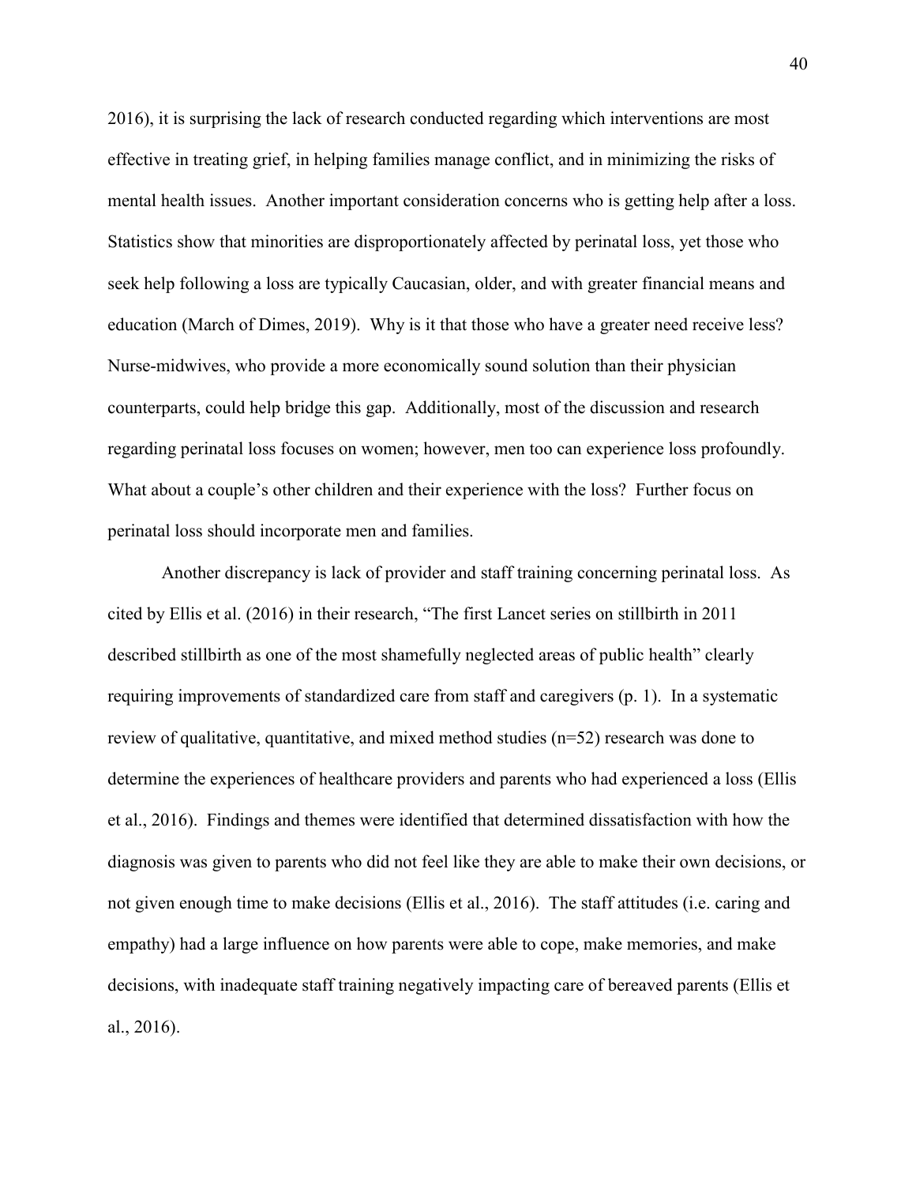2016), it is surprising the lack of research conducted regarding which interventions are most effective in treating grief, in helping families manage conflict, and in minimizing the risks of mental health issues. Another important consideration concerns who is getting help after a loss. Statistics show that minorities are disproportionately affected by perinatal loss, yet those who seek help following a loss are typically Caucasian, older, and with greater financial means and education (March of Dimes, 2019). Why is it that those who have a greater need receive less? Nurse-midwives, who provide a more economically sound solution than their physician counterparts, could help bridge this gap. Additionally, most of the discussion and research regarding perinatal loss focuses on women; however, men too can experience loss profoundly. What about a couple's other children and their experience with the loss? Further focus on perinatal loss should incorporate men and families.

Another discrepancy is lack of provider and staff training concerning perinatal loss. As cited by Ellis et al. (2016) in their research, "The first Lancet series on stillbirth in 2011 described stillbirth as one of the most shamefully neglected areas of public health" clearly requiring improvements of standardized care from staff and caregivers (p. 1). In a systematic review of qualitative, quantitative, and mixed method studies (n=52) research was done to determine the experiences of healthcare providers and parents who had experienced a loss (Ellis et al., 2016). Findings and themes were identified that determined dissatisfaction with how the diagnosis was given to parents who did not feel like they are able to make their own decisions, or not given enough time to make decisions (Ellis et al., 2016). The staff attitudes (i.e. caring and empathy) had a large influence on how parents were able to cope, make memories, and make decisions, with inadequate staff training negatively impacting care of bereaved parents (Ellis et al., 2016).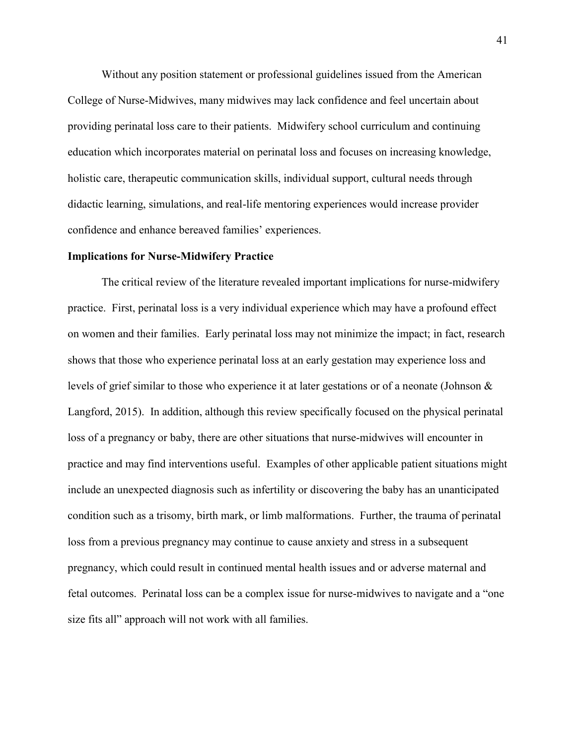Without any position statement or professional guidelines issued from the American College of Nurse-Midwives, many midwives may lack confidence and feel uncertain about providing perinatal loss care to their patients. Midwifery school curriculum and continuing education which incorporates material on perinatal loss and focuses on increasing knowledge, holistic care, therapeutic communication skills, individual support, cultural needs through didactic learning, simulations, and real-life mentoring experiences would increase provider confidence and enhance bereaved families' experiences.

**Implications for Nurse-Midwifery Practice**

The critical review of the literature revealed important implications for nurse-midwifery practice. First, perinatal loss is a very individual experience which may have a profound effect on women and their families. Early perinatal loss may not minimize the impact; in fact, research shows that those who experience perinatal loss at an early gestation may experience loss and levels of grief similar to those who experience it at later gestations or of a neonate (Johnson & Langford, 2015). In addition, although this review specifically focused on the physical perinatal loss of a pregnancy or baby, there are other situations that nurse-midwives will encounter in practice and may find interventions useful. Examples of other applicable patient situations might include an unexpected diagnosis such as infertility or discovering the baby has an unanticipated condition such as a trisomy, birth mark, or limb malformations. Further, the trauma of perinatal loss from a previous pregnancy may continue to cause anxiety and stress in a subsequent pregnancy, which could result in continued mental health issues and or adverse maternal and fetal outcomes. Perinatal loss can be a complex issue for nurse-midwives to navigate and a "one size fits all" approach will not work with all families.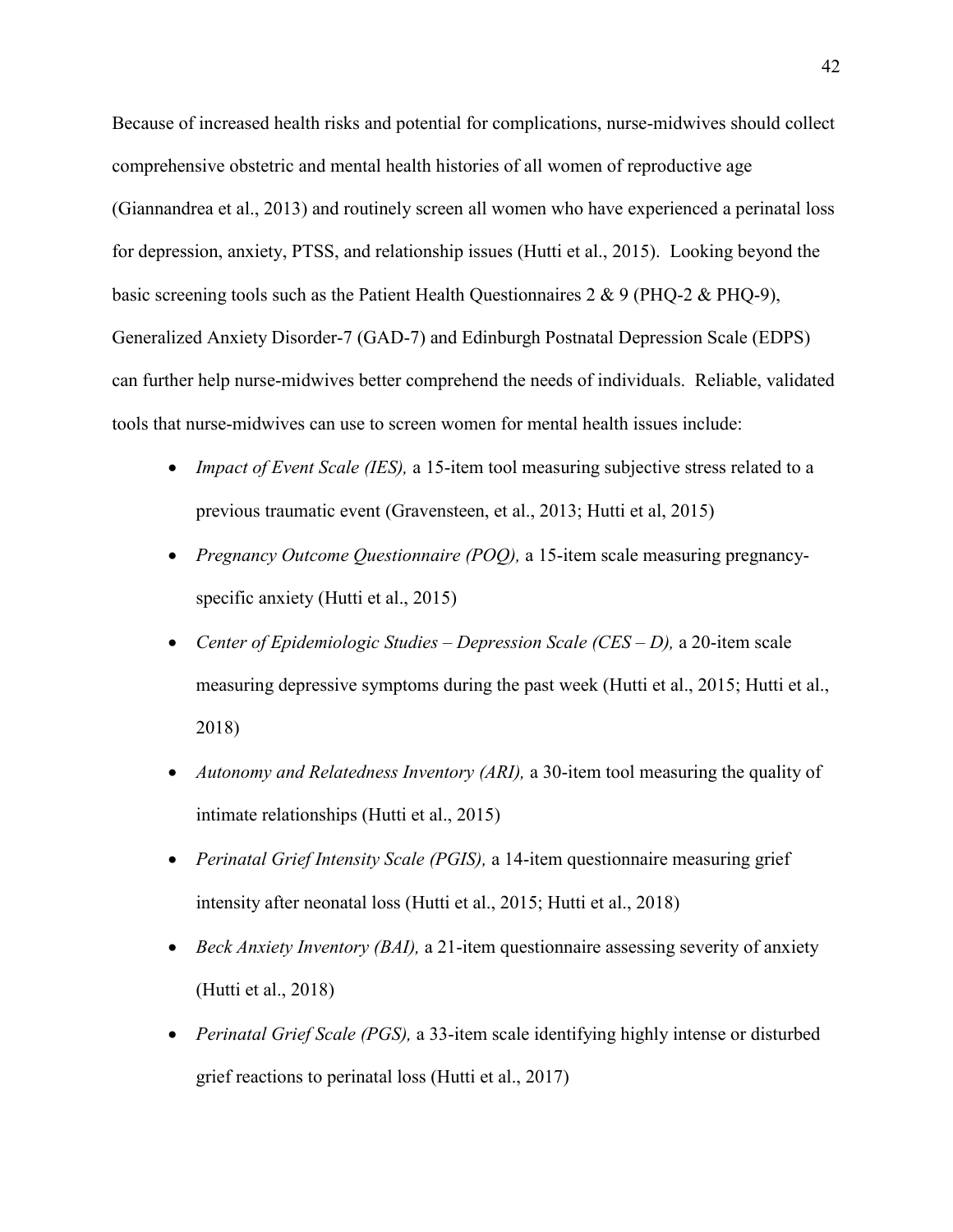Because of increased health risks and potential for complications, nurse-midwives should collect comprehensive obstetric and mental health histories of all women of reproductive age (Giannandrea et al., 2013) and routinely screen all women who have experienced a perinatal loss for depression, anxiety, PTSS, and relationship issues (Hutti et al., 2015). Looking beyond the basic screening tools such as the Patient Health Questionnaires 2 & 9 (PHQ-2 & PHQ-9), Generalized Anxiety Disorder-7 (GAD-7) and Edinburgh Postnatal Depression Scale (EDPS) can further help nurse-midwives better comprehend the needs of individuals. Reliable, validated tools that nurse-midwives can use to screen women for mental health issues include:

- *Impact of Event Scale (IES),* a 15-item tool measuring subjective stress related to a previous traumatic event (Gravensteen, et al., 2013; Hutti et al, 2015)
- *Pregnancy Outcome Questionnaire (POQ),* a 15-item scale measuring pregnancy-specific anxiety (Hutti et al., 2015)
- *Center of Epidemiologic Studies – Depression Scale (CES – D),* a 20-item scale measuring depressive symptoms during the past week (Hutti et al., 2015; Hutti et al., 2018)
- *Autonomy and Relatedness Inventory (ARI),* a 30-item tool measuring the quality of intimate relationships (Hutti et al., 2015)
- *Perinatal Grief Intensity Scale (PGIS),* a 14-item questionnaire measuring grief intensity after neonatal loss (Hutti et al., 2015; Hutti et al., 2018)
- *Beck Anxiety Inventory (BAI),* a 21-item questionnaire assessing severity of anxiety (Hutti et al., 2018)
- *Perinatal Grief Scale (PGS),* a 33-item scale identifying highly intense or disturbed grief reactions to perinatal loss (Hutti et al., 2017)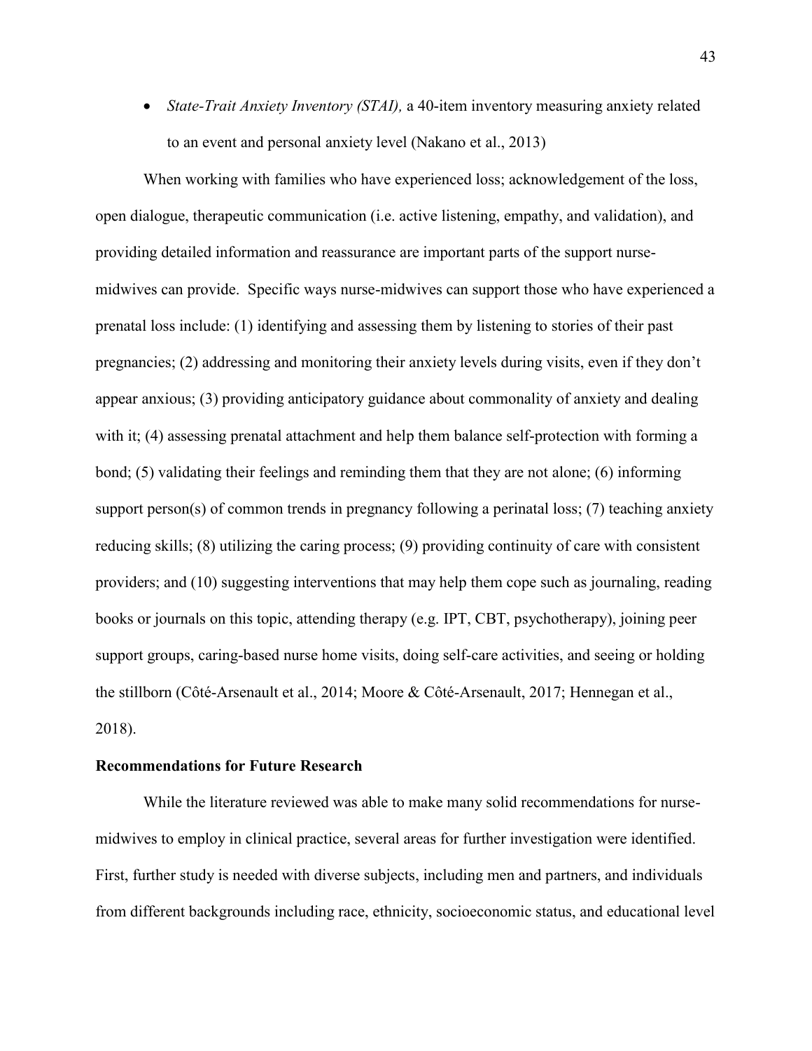- *State-Trait Anxiety Inventory (STAI),* a 40-item inventory measuring anxiety related to an event and personal anxiety level (Nakano et al., 2013)

When working with families who have experienced loss; acknowledgement of the loss, open dialogue, therapeutic communication (i.e. active listening, empathy, and validation), and providing detailed information and reassurance are important parts of the support nurse-midwives can provide. Specific ways nurse-midwives can support those who have experienced a prenatal loss include: (1) identifying and assessing them by listening to stories of their past pregnancies; (2) addressing and monitoring their anxiety levels during visits, even if they don't appear anxious; (3) providing anticipatory guidance about commonality of anxiety and dealing with it; (4) assessing prenatal attachment and help them balance self-protection with forming a bond; (5) validating their feelings and reminding them that they are not alone; (6) informing support person(s) of common trends in pregnancy following a perinatal loss; (7) teaching anxiety reducing skills; (8) utilizing the caring process; (9) providing continuity of care with consistent providers; and (10) suggesting interventions that may help them cope such as journaling, reading books or journals on this topic, attending therapy (e.g. IPT, CBT, psychotherapy), joining peer support groups, caring-based nurse home visits, doing self-care activities, and seeing or holding the stillborn (Côté-Arsenault et al., 2014; Moore & Côté-Arsenault, 2017; Hennegan et al., 2018).

**Recommendations for Future Research**

While the literature reviewed was able to make many solid recommendations for nurse-midwives to employ in clinical practice, several areas for further investigation were identified. First, further study is needed with diverse subjects, including men and partners, and individuals from different backgrounds including race, ethnicity, socioeconomic status, and educational level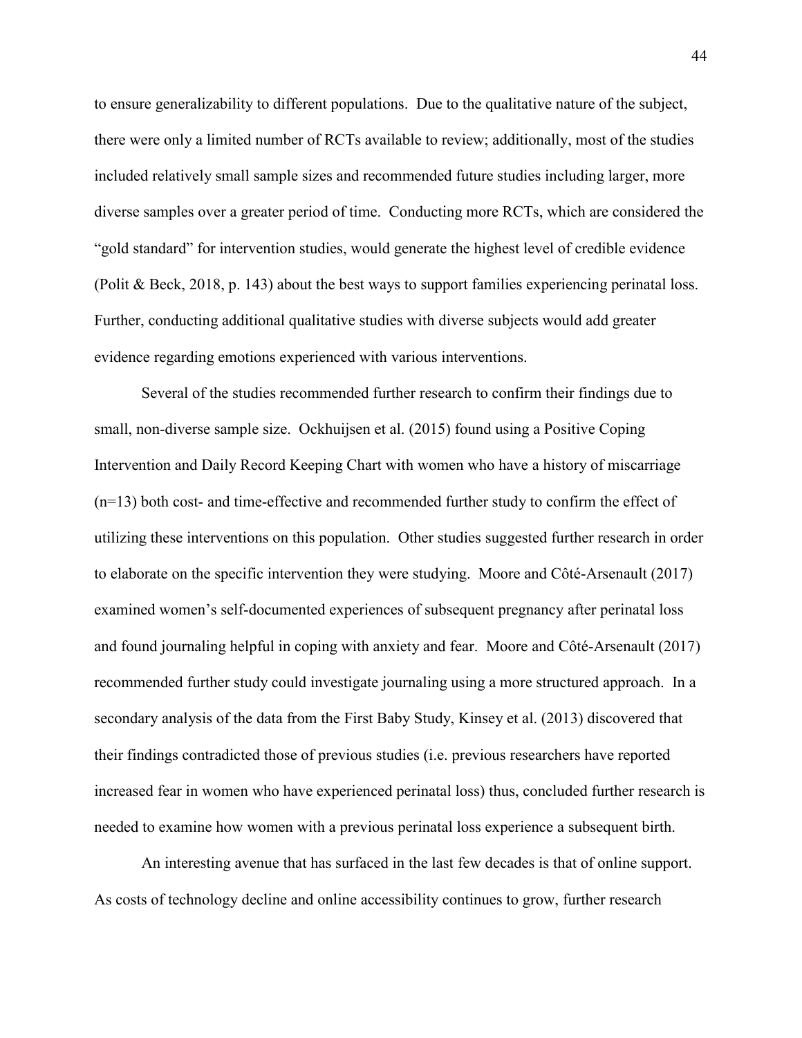to ensure generalizability to different populations. Due to the qualitative nature of the subject, there were only a limited number of RCTs available to review; additionally, most of the studies included relatively small sample sizes and recommended future studies including larger, more diverse samples over a greater period of time. Conducting more RCTs, which are considered the "gold standard" for intervention studies, would generate the highest level of credible evidence (Polit & Beck, 2018, p. 143) about the best ways to support families experiencing perinatal loss. Further, conducting additional qualitative studies with diverse subjects would add greater evidence regarding emotions experienced with various interventions.

Several of the studies recommended further research to confirm their findings due to small, non-diverse sample size. Ockhuijsen et al. (2015) found using a Positive Coping Intervention and Daily Record Keeping Chart with women who have a history of miscarriage (n=13) both cost- and time-effective and recommended further study to confirm the effect of utilizing these interventions on this population. Other studies suggested further research in order to elaborate on the specific intervention they were studying. Moore and Côté-Arsenault (2017) examined women's self-documented experiences of subsequent pregnancy after perinatal loss and found journaling helpful in coping with anxiety and fear. Moore and Côté-Arsenault (2017) recommended further study could investigate journaling using a more structured approach. In a secondary analysis of the data from the First Baby Study, Kinsey et al. (2013) discovered that their findings contradicted those of previous studies (i.e. previous researchers have reported increased fear in women who have experienced perinatal loss) thus, concluded further research is needed to examine how women with a previous perinatal loss experience a subsequent birth.

An interesting avenue that has surfaced in the last few decades is that of online support. As costs of technology decline and online accessibility continues to grow, further research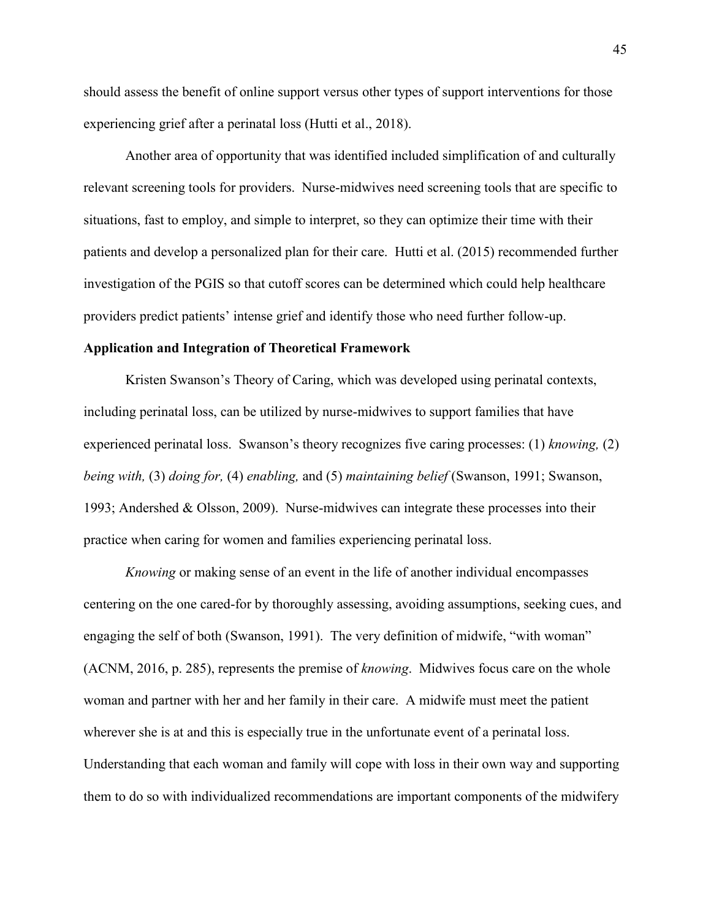should assess the benefit of online support versus other types of support interventions for those experiencing grief after a perinatal loss (Hutti et al., 2018).

Another area of opportunity that was identified included simplification of and culturally relevant screening tools for providers. Nurse-midwives need screening tools that are specific to situations, fast to employ, and simple to interpret, so they can optimize their time with their patients and develop a personalized plan for their care. Hutti et al. (2015) recommended further investigation of the PGIS so that cutoff scores can be determined which could help healthcare providers predict patients' intense grief and identify those who need further follow-up.

**Application and Integration of Theoretical Framework**

Kristen Swanson's Theory of Caring, which was developed using perinatal contexts, including perinatal loss, can be utilized by nurse-midwives to support families that have experienced perinatal loss. Swanson's theory recognizes five caring processes: (1) *knowing,* (2) *being with,* (3) *doing for,* (4) *enabling,* and (5) *maintaining belief* (Swanson, 1991; Swanson, 1993; Andershed & Olsson, 2009). Nurse-midwives can integrate these processes into their practice when caring for women and families experiencing perinatal loss.

*Knowing* or making sense of an event in the life of another individual encompasses centering on the one cared-for by thoroughly assessing, avoiding assumptions, seeking cues, and engaging the self of both (Swanson, 1991). The very definition of midwife, "with woman" (ACNM, 2016, p. 285), represents the premise of *knowing*. Midwives focus care on the whole woman and partner with her and her family in their care. A midwife must meet the patient wherever she is at and this is especially true in the unfortunate event of a perinatal loss. Understanding that each woman and family will cope with loss in their own way and supporting them to do so with individualized recommendations are important components of the midwifery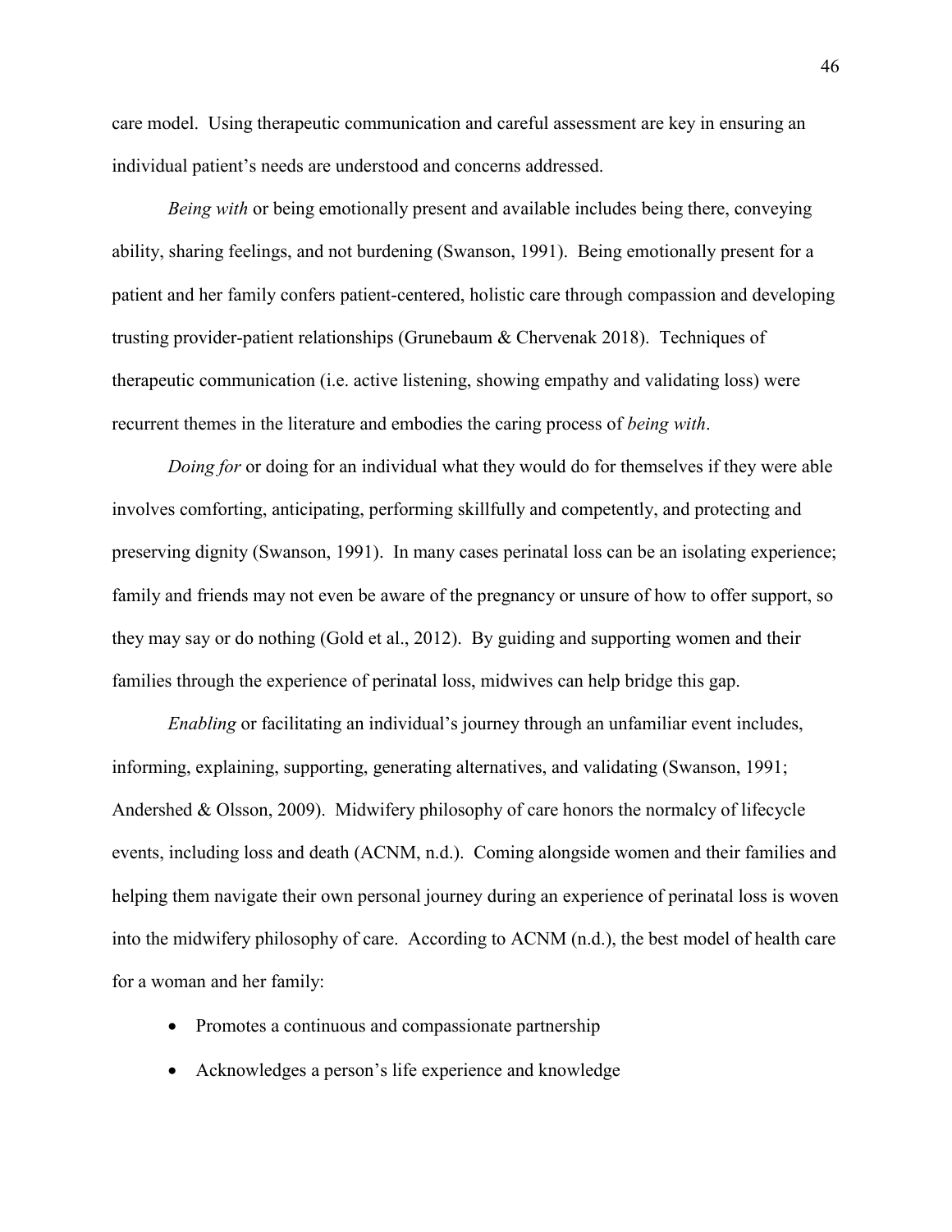care model. Using therapeutic communication and careful assessment are key in ensuring an individual patient's needs are understood and concerns addressed.

*Being with* or being emotionally present and available includes being there, conveying ability, sharing feelings, and not burdening (Swanson, 1991). Being emotionally present for a patient and her family confers patient-centered, holistic care through compassion and developing trusting provider-patient relationships (Grunebaum & Chervenak 2018). Techniques of therapeutic communication (i.e. active listening, showing empathy and validating loss) were recurrent themes in the literature and embodies the caring process of *being with*.

*Doing for* or doing for an individual what they would do for themselves if they were able involves comforting, anticipating, performing skillfully and competently, and protecting and preserving dignity (Swanson, 1991). In many cases perinatal loss can be an isolating experience; family and friends may not even be aware of the pregnancy or unsure of how to offer support, so they may say or do nothing (Gold et al., 2012). By guiding and supporting women and their families through the experience of perinatal loss, midwives can help bridge this gap.

*Enabling* or facilitating an individual's journey through an unfamiliar event includes, informing, explaining, supporting, generating alternatives, and validating (Swanson, 1991; Andershed & Olsson, 2009). Midwifery philosophy of care honors the normalcy of lifecycle events, including loss and death (ACNM, n.d.). Coming alongside women and their families and helping them navigate their own personal journey during an experience of perinatal loss is woven into the midwifery philosophy of care. According to ACNM (n.d.), the best model of health care for a woman and her family:

- Promotes a continuous and compassionate partnership
- Acknowledges a person's life experience and knowledge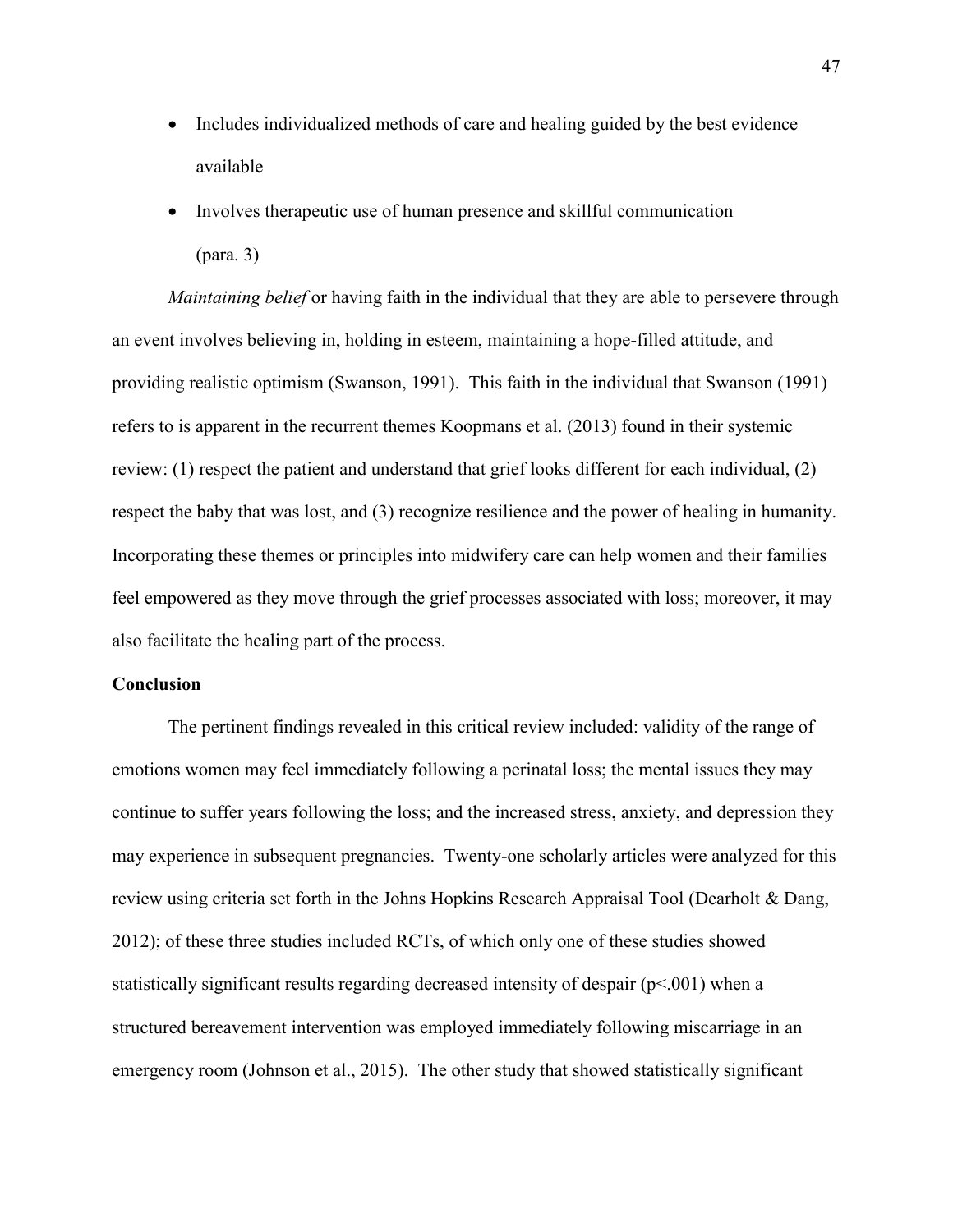- Includes individualized methods of care and healing guided by the best evidence available
- Involves therapeutic use of human presence and skillful communication (para. 3)

*Maintaining belief* or having faith in the individual that they are able to persevere through an event involves believing in, holding in esteem, maintaining a hope-filled attitude, and providing realistic optimism (Swanson, 1991). This faith in the individual that Swanson (1991) refers to is apparent in the recurrent themes Koopmans et al. (2013) found in their systemic review: (1) respect the patient and understand that grief looks different for each individual, (2) respect the baby that was lost, and (3) recognize resilience and the power of healing in humanity. Incorporating these themes or principles into midwifery care can help women and their families feel empowered as they move through the grief processes associated with loss; moreover, it may also facilitate the healing part of the process.

**Conclusion**

The pertinent findings revealed in this critical review included: validity of the range of emotions women may feel immediately following a perinatal loss; the mental issues they may continue to suffer years following the loss; and the increased stress, anxiety, and depression they may experience in subsequent pregnancies. Twenty-one scholarly articles were analyzed for this review using criteria set forth in the Johns Hopkins Research Appraisal Tool (Dearholt & Dang, 2012); of these three studies included RCTs, of which only one of these studies showed statistically significant results regarding decreased intensity of despair ($p<.001$) when a structured bereavement intervention was employed immediately following miscarriage in an emergency room (Johnson et al., 2015). The other study that showed statistically significant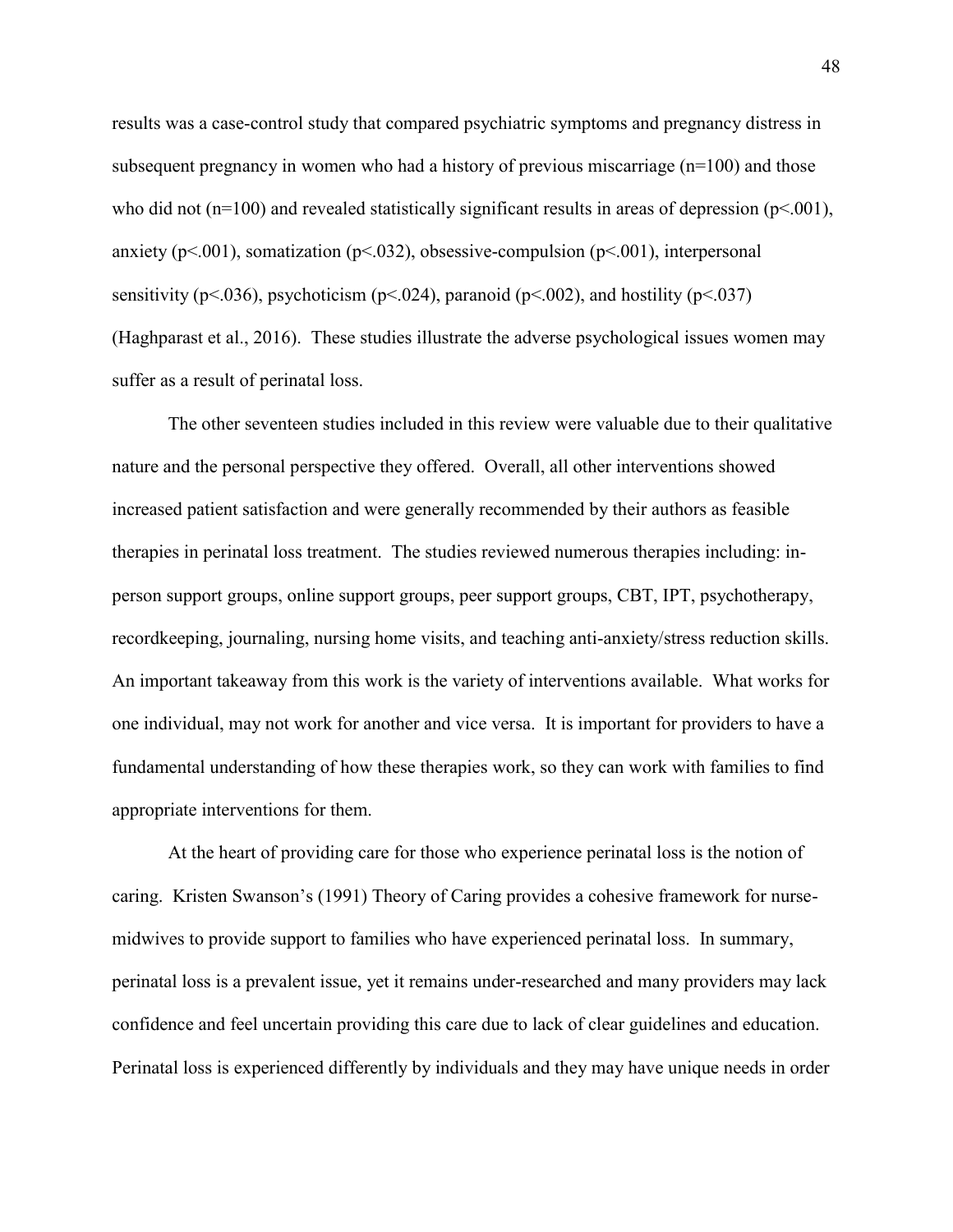results was a case-control study that compared psychiatric symptoms and pregnancy distress in subsequent pregnancy in women who had a history of previous miscarriage ($n=100$) and those who did not ($n=100$) and revealed statistically significant results in areas of depression ($p<.001$), anxiety ($p<.001$), somatization ($p<.032$), obsessive-compulsion ($p<.001$), interpersonal sensitivity ($p<.036$), psychoticism ($p<.024$), paranoid ($p<.002$), and hostility ($p<.037$) (Haghparast et al., 2016). These studies illustrate the adverse psychological issues women may suffer as a result of perinatal loss.

The other seventeen studies included in this review were valuable due to their qualitative nature and the personal perspective they offered. Overall, all other interventions showed increased patient satisfaction and were generally recommended by their authors as feasible therapies in perinatal loss treatment. The studies reviewed numerous therapies including: in-person support groups, online support groups, peer support groups, CBT, IPT, psychotherapy, recordkeeping, journaling, nursing home visits, and teaching anti-anxiety/stress reduction skills. An important takeaway from this work is the variety of interventions available. What works for one individual, may not work for another and vice versa. It is important for providers to have a fundamental understanding of how these therapies work, so they can work with families to find appropriate interventions for them.

At the heart of providing care for those who experience perinatal loss is the notion of caring. Kristen Swanson's (1991) Theory of Caring provides a cohesive framework for nurse-midwives to provide support to families who have experienced perinatal loss. In summary, perinatal loss is a prevalent issue, yet it remains under-researched and many providers may lack confidence and feel uncertain providing this care due to lack of clear guidelines and education. Perinatal loss is experienced differently by individuals and they may have unique needs in order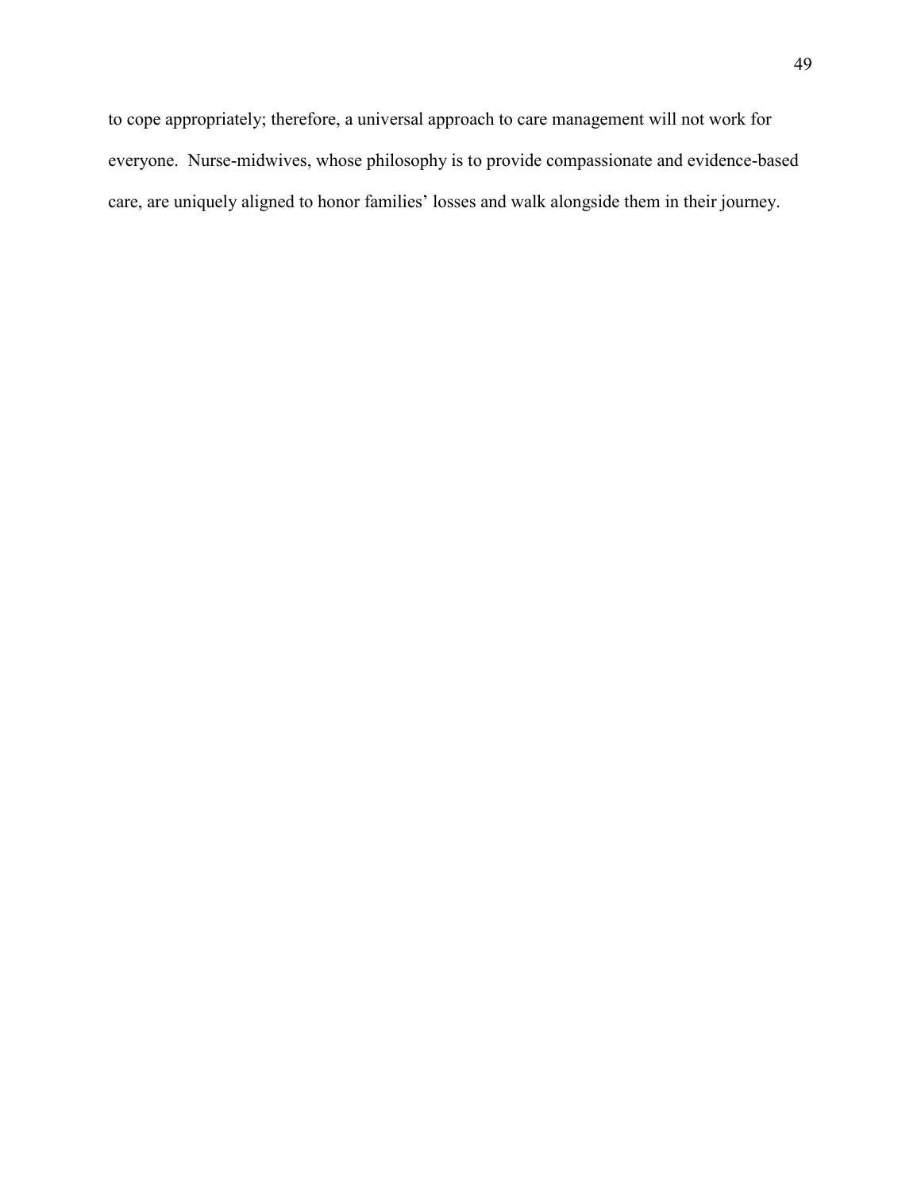to cope appropriately; therefore, a universal approach to care management will not work for everyone. Nurse-midwives, whose philosophy is to provide compassionate and evidence-based care, are uniquely aligned to honor families' losses and walk alongside them in their journey.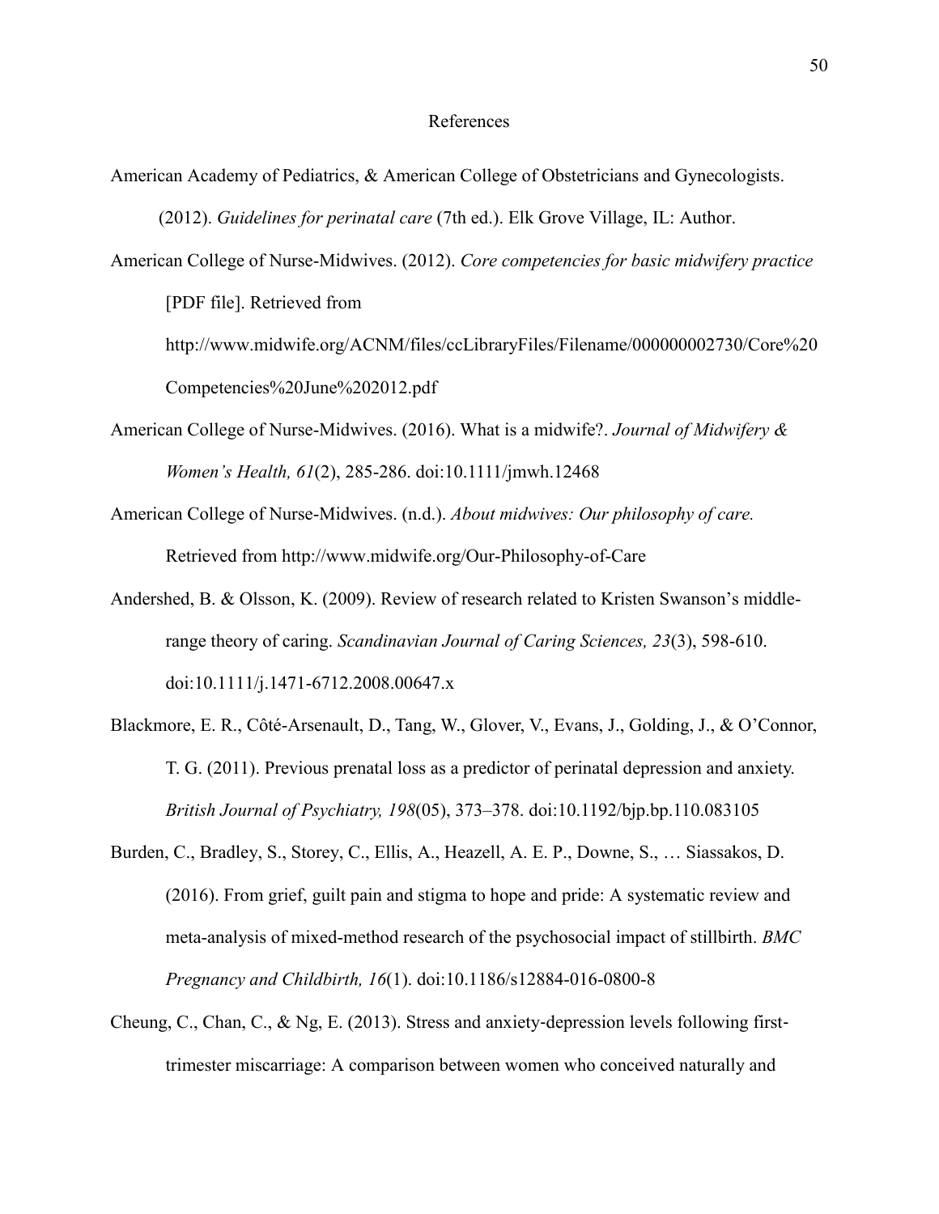# References

American Academy of Pediatrics, & American College of Obstetricians and Gynecologists. (2012). *Guidelines for perinatal care* (7th ed.). Elk Grove Village, IL: Author.

American College of Nurse-Midwives. (2012). *Core competencies for basic midwifery practice* [PDF file]. Retrieved from http://www.midwife.org/ACNM/files/ccLibraryFiles/Filename/000000002730/Core%20Competencies%20June%202012.pdf

American College of Nurse-Midwives. (2016). What is a midwife?. *Journal of Midwifery & Women's Health, 61*(2), 285-286. doi:10.1111/jmwh.12468

American College of Nurse-Midwives. (n.d.). *About midwives: Our philosophy of care.* Retrieved from http://www.midwife.org/Our-Philosophy-of-Care

Andershed, B. & Olsson, K. (2009). Review of research related to Kristen Swanson's middle-range theory of caring. *Scandinavian Journal of Caring Sciences, 23*(3), 598-610. doi:10.1111/j.1471-6712.2008.00647.x

Blackmore, E. R., Côté-Arsenault, D., Tang, W., Glover, V., Evans, J., Golding, J., & O'Connor, T. G. (2011). Previous prenatal loss as a predictor of perinatal depression and anxiety. *British Journal of Psychiatry, 198*(05), 373–378. doi:10.1192/bjp.bp.110.083105

Burden, C., Bradley, S., Storey, C., Ellis, A., Heazell, A. E. P., Downe, S., … Siassakos, D. (2016). From grief, guilt pain and stigma to hope and pride: A systematic review and meta-analysis of mixed-method research of the psychosocial impact of stillbirth. *BMC Pregnancy and Childbirth, 16*(1). doi:10.1186/s12884-016-0800-8

Cheung, C., Chan, C., & Ng, E. (2013). Stress and anxiety-depression levels following first-trimester miscarriage: A comparison between women who conceived naturally and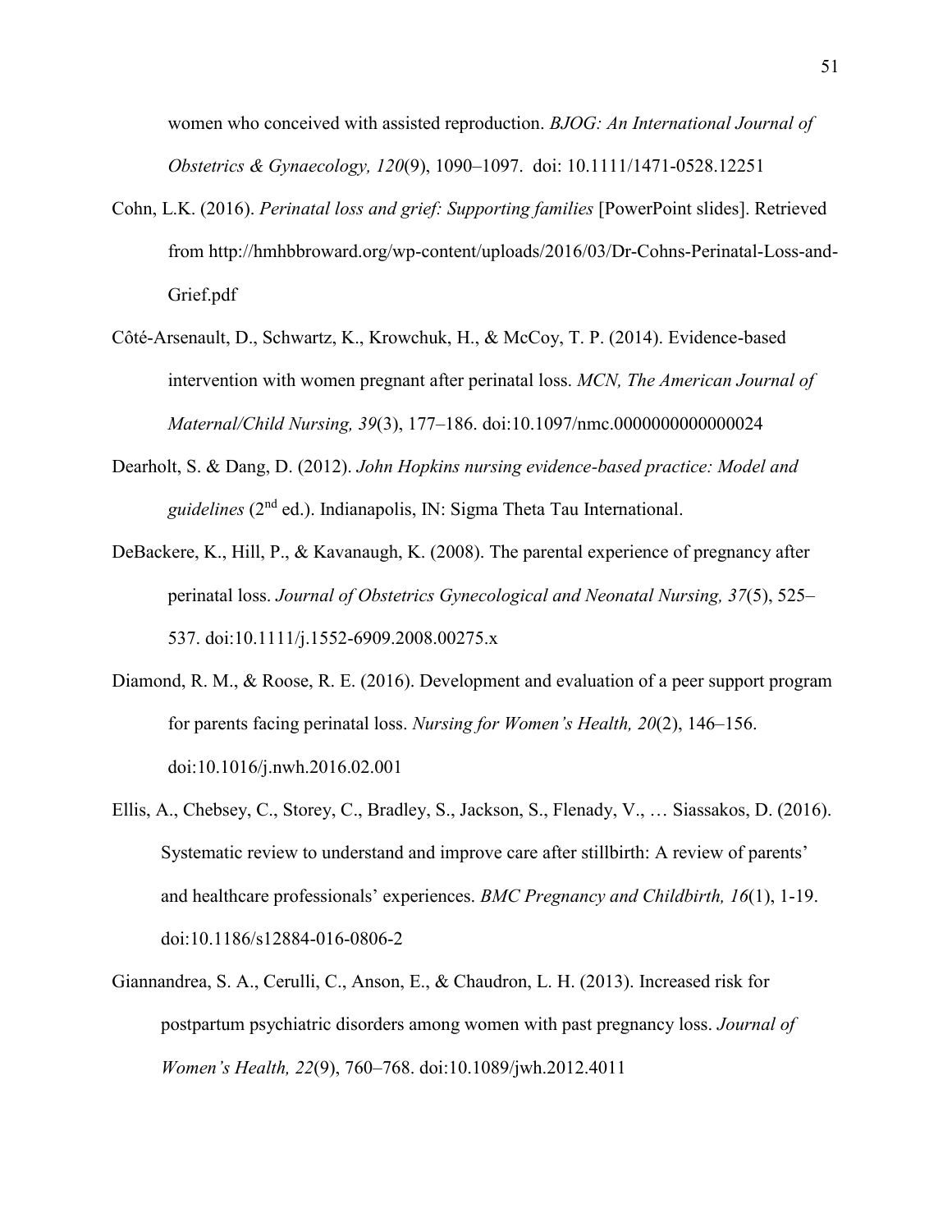women who conceived with assisted reproduction. *BJOG: An International Journal of Obstetrics & Gynaecology, 120*(9), 1090–1097. doi: 10.1111/1471-0528.12251

Cohn, L.K. (2016). *Perinatal loss and grief: Supporting families* [PowerPoint slides]. Retrieved from http://hmhbbroward.org/wp-content/uploads/2016/03/Dr-Cohns-Perinatal-Loss-and-Grief.pdf

Côté-Arsenault, D., Schwartz, K., Krowchuk, H., & McCoy, T. P. (2014). Evidence-based intervention with women pregnant after perinatal loss. *MCN, The American Journal of Maternal/Child Nursing, 39*(3), 177–186. doi:10.1097/nmc.0000000000000024

Dearholt, S. & Dang, D. (2012). *John Hopkins nursing evidence-based practice: Model and guidelines* (2nd ed.). Indianapolis, IN: Sigma Theta Tau International.

DeBackere, K., Hill, P., & Kavanaugh, K. (2008). The parental experience of pregnancy after perinatal loss. *Journal of Obstetrics Gynecological and Neonatal Nursing, 37*(5), 525–537. doi:10.1111/j.1552-6909.2008.00275.x

Diamond, R. M., & Roose, R. E. (2016). Development and evaluation of a peer support program for parents facing perinatal loss. *Nursing for Women's Health, 20*(2), 146–156. doi:10.1016/j.nwh.2016.02.001

Ellis, A., Chebsey, C., Storey, C., Bradley, S., Jackson, S., Flenady, V., … Siassakos, D. (2016). Systematic review to understand and improve care after stillbirth: A review of parents' and healthcare professionals' experiences. *BMC Pregnancy and Childbirth, 16*(1), 1-19. doi:10.1186/s12884-016-0806-2

Giannandrea, S. A., Cerulli, C., Anson, E., & Chaudron, L. H. (2013). Increased risk for postpartum psychiatric disorders among women with past pregnancy loss. *Journal of Women's Health, 22*(9), 760–768. doi:10.1089/jwh.2012.4011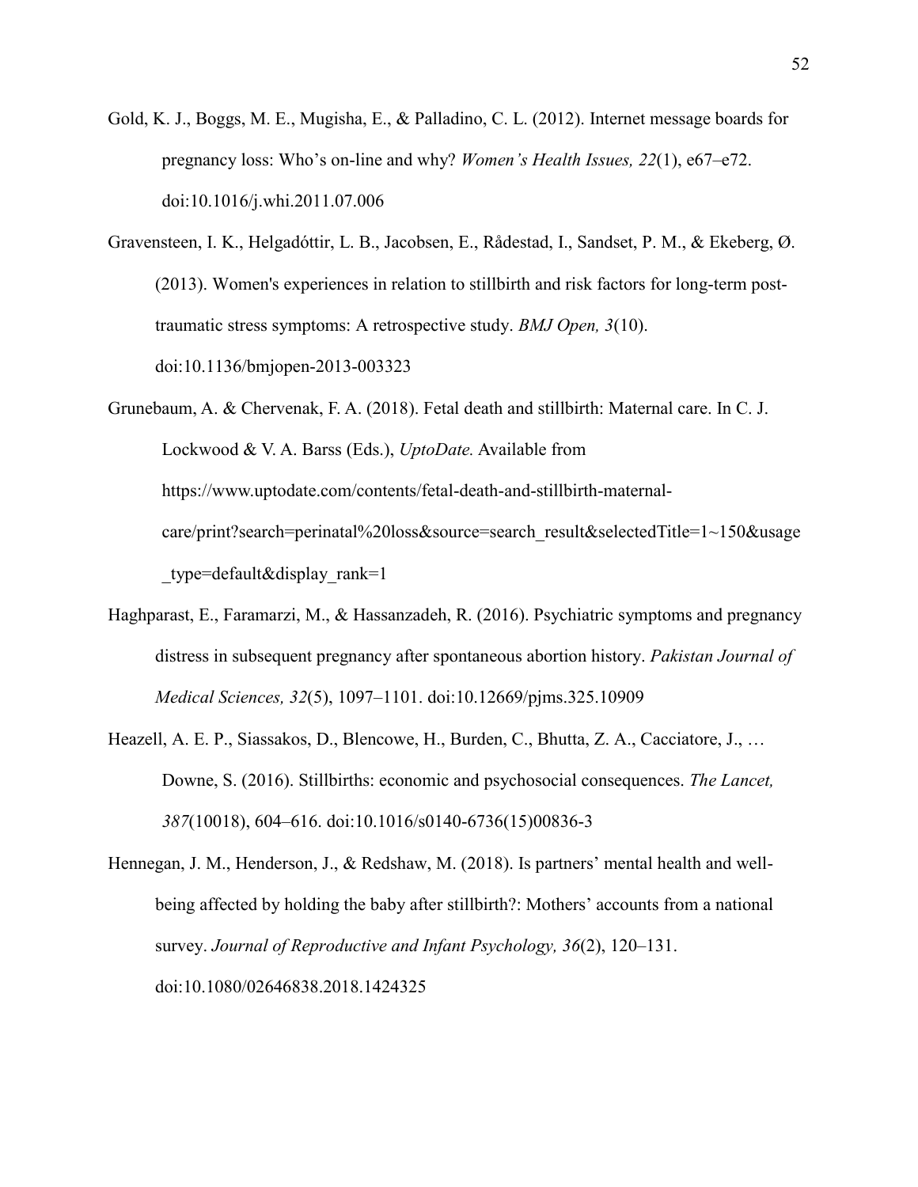Gold, K. J., Boggs, M. E., Mugisha, E., & Palladino, C. L. (2012). Internet message boards for pregnancy loss: Who's on-line and why? *Women's Health Issues, 22*(1), e67–e72. doi:10.1016/j.whi.2011.07.006

Gravensteen, I. K., Helgadóttir, L. B., Jacobsen, E., Rådestad, I., Sandset, P. M., & Ekeberg, Ø. (2013). Women's experiences in relation to stillbirth and risk factors for long-term post-traumatic stress symptoms: A retrospective study. *BMJ Open, 3*(10). doi:10.1136/bmjopen-2013-003323

Grunebaum, A. & Chervenak, F. A. (2018). Fetal death and stillbirth: Maternal care. In C. J. Lockwood & V. A. Barss (Eds.), *UptoDate.* Available from https://www.uptodate.com/contents/fetal-death-and-stillbirth-maternal-care/print?search=perinatal%20loss&source=search_result&selectedTitle=1~150&usage_type=default&display_rank=1

Haghparast, E., Faramarzi, M., & Hassanzadeh, R. (2016). Psychiatric symptoms and pregnancy distress in subsequent pregnancy after spontaneous abortion history. *Pakistan Journal of Medical Sciences, 32*(5), 1097–1101. doi:10.12669/pjms.325.10909

Heazell, A. E. P., Siassakos, D., Blencowe, H., Burden, C., Bhutta, Z. A., Cacciatore, J., … Downe, S. (2016). Stillbirths: economic and psychosocial consequences. *The Lancet, 387*(10018), 604–616. doi:10.1016/s0140-6736(15)00836-3

Hennegan, J. M., Henderson, J., & Redshaw, M. (2018). Is partners' mental health and well-being affected by holding the baby after stillbirth?: Mothers' accounts from a national survey. *Journal of Reproductive and Infant Psychology, 36*(2), 120–131. doi:10.1080/02646838.2018.1424325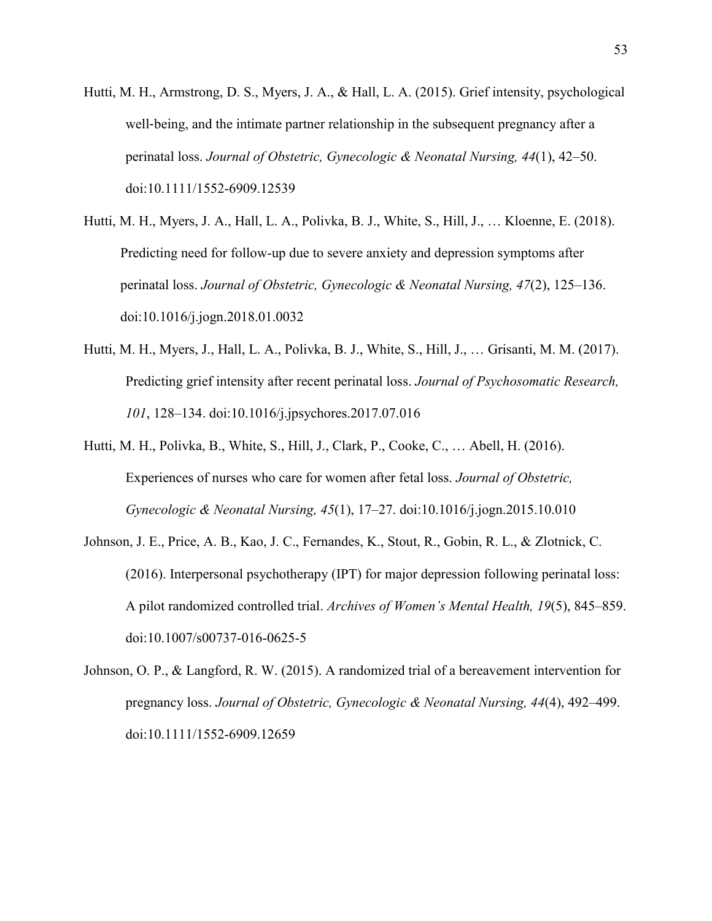Hutti, M. H., Armstrong, D. S., Myers, J. A., & Hall, L. A. (2015). Grief intensity, psychological well-being, and the intimate partner relationship in the subsequent pregnancy after a perinatal loss. *Journal of Obstetric, Gynecologic & Neonatal Nursing, 44*(1), 42–50. doi:10.1111/1552-6909.12539

Hutti, M. H., Myers, J. A., Hall, L. A., Polivka, B. J., White, S., Hill, J., … Kloenne, E. (2018). Predicting need for follow-up due to severe anxiety and depression symptoms after perinatal loss. *Journal of Obstetric, Gynecologic & Neonatal Nursing, 47*(2), 125–136. doi:10.1016/j.jogn.2018.01.0032

Hutti, M. H., Myers, J., Hall, L. A., Polivka, B. J., White, S., Hill, J., … Grisanti, M. M. (2017). Predicting grief intensity after recent perinatal loss. *Journal of Psychosomatic Research, 101*, 128–134. doi:10.1016/j.jpsychores.2017.07.016

Hutti, M. H., Polivka, B., White, S., Hill, J., Clark, P., Cooke, C., … Abell, H. (2016). Experiences of nurses who care for women after fetal loss. *Journal of Obstetric, Gynecologic & Neonatal Nursing, 45*(1), 17–27. doi:10.1016/j.jogn.2015.10.010

Johnson, J. E., Price, A. B., Kao, J. C., Fernandes, K., Stout, R., Gobin, R. L., & Zlotnick, C. (2016). Interpersonal psychotherapy (IPT) for major depression following perinatal loss: A pilot randomized controlled trial. *Archives of Women's Mental Health, 19*(5), 845–859. doi:10.1007/s00737-016-0625-5

Johnson, O. P., & Langford, R. W. (2015). A randomized trial of a bereavement intervention for pregnancy loss. *Journal of Obstetric, Gynecologic & Neonatal Nursing, 44*(4), 492–499. doi:10.1111/1552-6909.12659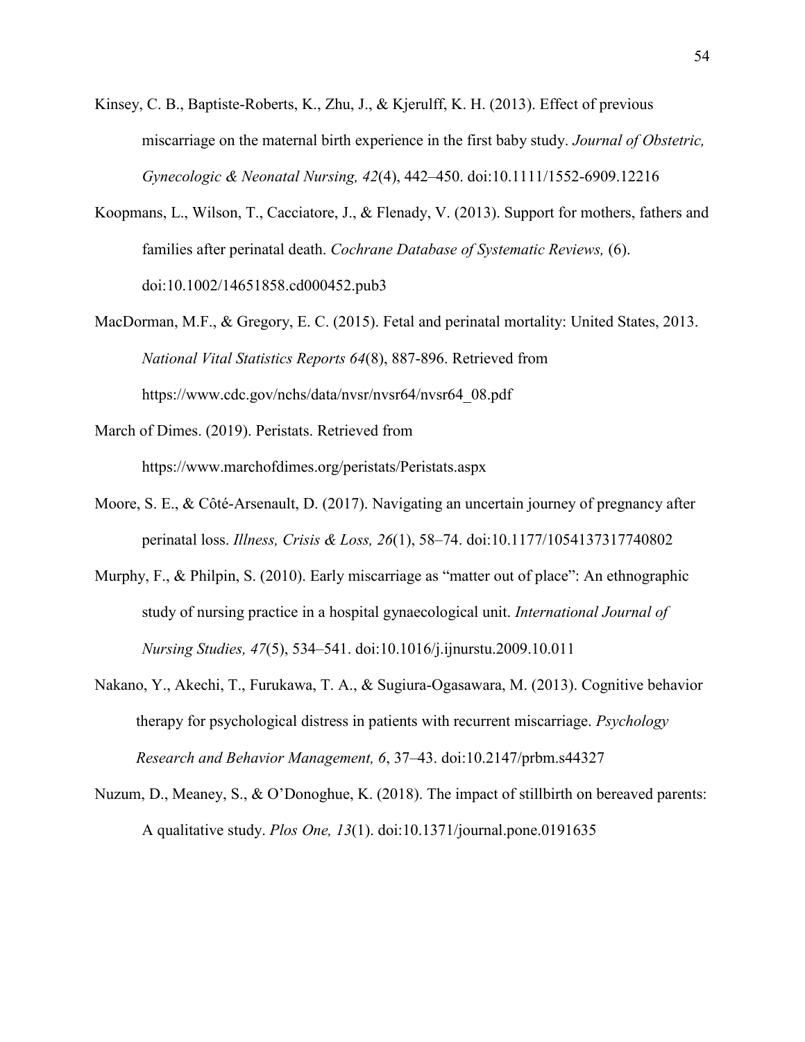Kinsey, C. B., Baptiste-Roberts, K., Zhu, J., & Kjerulff, K. H. (2013). Effect of previous miscarriage on the maternal birth experience in the first baby study. *Journal of Obstetric, Gynecologic & Neonatal Nursing, 42*(4), 442–450. doi:10.1111/1552-6909.12216

Koopmans, L., Wilson, T., Cacciatore, J., & Flenady, V. (2013). Support for mothers, fathers and families after perinatal death. *Cochrane Database of Systematic Reviews,* (6). doi:10.1002/14651858.cd000452.pub3

MacDorman, M.F., & Gregory, E. C. (2015). Fetal and perinatal mortality: United States, 2013. *National Vital Statistics Reports 64*(8), 887-896. Retrieved from https://www.cdc.gov/nchs/data/nvsr/nvsr64/nvsr64_08.pdf

March of Dimes. (2019). Peristats. Retrieved from https://www.marchofdimes.org/peristats/Peristats.aspx

Moore, S. E., & Côté-Arsenault, D. (2017). Navigating an uncertain journey of pregnancy after perinatal loss. *Illness, Crisis & Loss, 26*(1), 58–74. doi:10.1177/1054137317740802

Murphy, F., & Philpin, S. (2010). Early miscarriage as "matter out of place": An ethnographic study of nursing practice in a hospital gynaecological unit. *International Journal of Nursing Studies, 47*(5), 534–541. doi:10.1016/j.ijnurstu.2009.10.011

Nakano, Y., Akechi, T., Furukawa, T. A., & Sugiura-Ogasawara, M. (2013). Cognitive behavior therapy for psychological distress in patients with recurrent miscarriage. *Psychology Research and Behavior Management, 6*, 37–43. doi:10.2147/prbm.s44327

Nuzum, D., Meaney, S., & O'Donoghue, K. (2018). The impact of stillbirth on bereaved parents: A qualitative study. *Plos One, 13*(1). doi:10.1371/journal.pone.0191635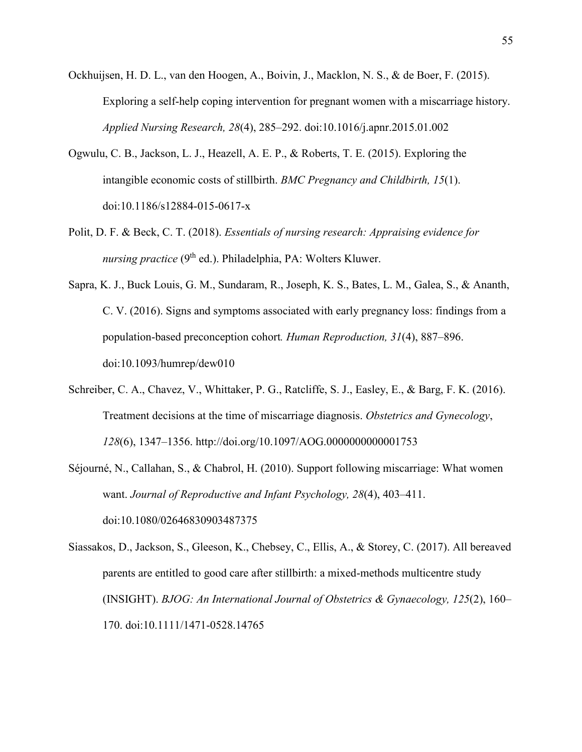Ockhuijsen, H. D. L., van den Hoogen, A., Boivin, J., Macklon, N. S., & de Boer, F. (2015). Exploring a self-help coping intervention for pregnant women with a miscarriage history. *Applied Nursing Research, 28*(4), 285–292. doi:10.1016/j.apnr.2015.01.002

Ogwulu, C. B., Jackson, L. J., Heazell, A. E. P., & Roberts, T. E. (2015). Exploring the intangible economic costs of stillbirth. *BMC Pregnancy and Childbirth, 15*(1). doi:10.1186/s12884-015-0617-x

Polit, D. F. & Beck, C. T. (2018). *Essentials of nursing research: Appraising evidence for nursing practice* (9th ed.). Philadelphia, PA: Wolters Kluwer.

Sapra, K. J., Buck Louis, G. M., Sundaram, R., Joseph, K. S., Bates, L. M., Galea, S., & Ananth, C. V. (2016). Signs and symptoms associated with early pregnancy loss: findings from a population-based preconception cohort*. Human Reproduction, 31*(4), 887–896. doi:10.1093/humrep/dew010

Schreiber, C. A., Chavez, V., Whittaker, P. G., Ratcliffe, S. J., Easley, E., & Barg, F. K. (2016). Treatment decisions at the time of miscarriage diagnosis. *Obstetrics and Gynecology*, *128*(6), 1347–1356. http://doi.org/10.1097/AOG.0000000000001753

Séjourné, N., Callahan, S., & Chabrol, H. (2010). Support following miscarriage: What women want. *Journal of Reproductive and Infant Psychology, 28*(4), 403–411. doi:10.1080/02646830903487375

Siassakos, D., Jackson, S., Gleeson, K., Chebsey, C., Ellis, A., & Storey, C. (2017). All bereaved parents are entitled to good care after stillbirth: a mixed-methods multicentre study (INSIGHT). *BJOG: An International Journal of Obstetrics & Gynaecology, 125*(2), 160–170. doi:10.1111/1471-0528.14765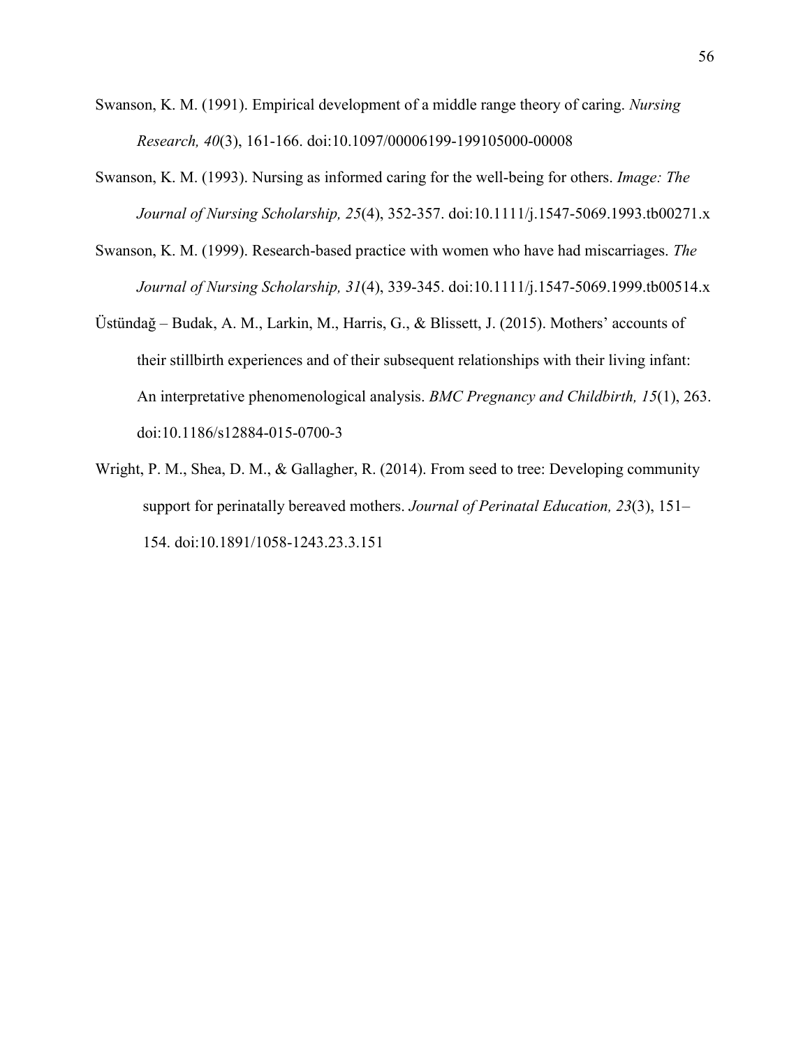Swanson, K. M. (1991). Empirical development of a middle range theory of caring. *Nursing Research, 40*(3), 161-166. doi:10.1097/00006199-199105000-00008

Swanson, K. M. (1993). Nursing as informed caring for the well-being for others. *Image: The Journal of Nursing Scholarship, 25*(4), 352-357. doi:10.1111/j.1547-5069.1993.tb00271.x

Swanson, K. M. (1999). Research-based practice with women who have had miscarriages. *The Journal of Nursing Scholarship, 31*(4), 339-345. doi:10.1111/j.1547-5069.1999.tb00514.x

Üstündağ – Budak, A. M., Larkin, M., Harris, G., & Blissett, J. (2015). Mothers' accounts of their stillbirth experiences and of their subsequent relationships with their living infant: An interpretative phenomenological analysis. *BMC Pregnancy and Childbirth, 15*(1), 263. doi:10.1186/s12884-015-0700-3

Wright, P. M., Shea, D. M., & Gallagher, R. (2014). From seed to tree: Developing community support for perinatally bereaved mothers. *Journal of Perinatal Education, 23*(3), 151–154. doi:10.1891/1058-1243.23.3.151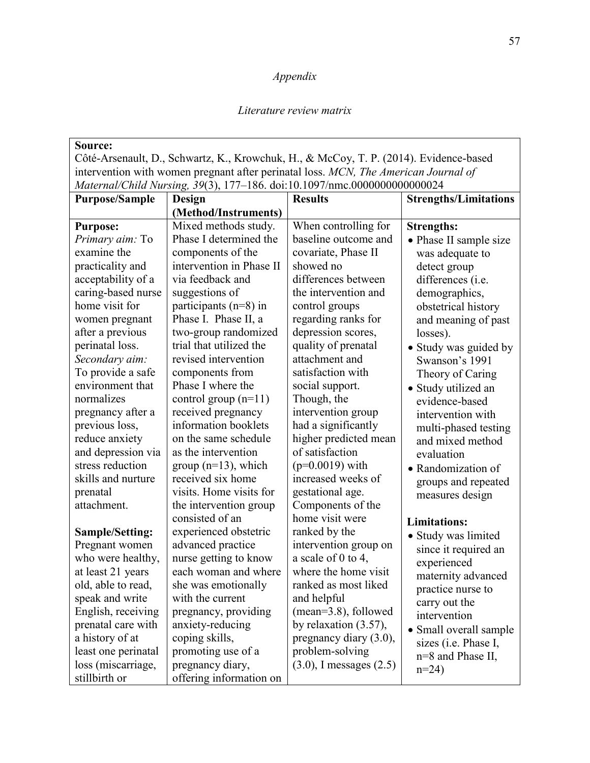*Appendix*

*Literature review matrix*

**Source:**
Côté-Arsenault, D., Schwartz, K., Krowchuk, H., & McCoy, T. P. (2014). Evidence-based intervention with women pregnant after perinatal loss. *MCN, The American Journal of Maternal/Child Nursing, 39*(3), 177–186. doi:10.1097/nmc.0000000000000024

| Purpose/Sample | Design (Method/Instruments) | Results | Strengths/Limitations |
|---|---|---|---|
| **Purpose:**<br>*Primary aim:* To examine the practicality and acceptability of a caring-based nurse home visit for women pregnant after a previous perinatal loss.<br>*Secondary aim:* To provide a safe environment that normalizes pregnancy after a previous loss, reduce anxiety and depression via stress reduction skills and nurture prenatal attachment.<br><br>**Sample/Setting:**<br>Pregnant women who were healthy, at least 21 years old, able to read, speak and write English, receiving prenatal care with a history of at least one perinatal loss (miscarriage, stillbirth or | Mixed methods study. Phase I determined the components of the intervention in Phase II via feedback and suggestions of participants (n=8) in Phase I. Phase II, a two-group randomized trial that utilized the revised intervention components from Phase I where the control group (n=11) received pregnancy information booklets on the same schedule as the intervention group (n=13), which received six home visits. Home visits for the intervention group consisted of an experienced obstetric advanced practice nurse getting to know each woman and where she was emotionally with the current pregnancy, providing anxiety-reducing coping skills, promoting use of a pregnancy diary, offering information on | When controlling for baseline outcome and covariate, Phase II showed no differences between the intervention and control groups regarding ranks for depression scores, quality of prenatal attachment and satisfaction with social support. Though, the intervention group had a significantly higher predicted mean of satisfaction (p=0.0019) with increased weeks of gestational age. Components of the home visit were ranked by the intervention group on a scale of 0 to 4, where the home visit ranked as most liked and helpful (mean=3.8), followed by relaxation (3.57), pregnancy diary (3.0), problem-solving (3.0), I messages (2.5) | **Strengths:**<br>• Phase II sample size was adequate to detect group differences (i.e. demographics, obstetrical history and meaning of past losses).<br>• Study was guided by Swanson's 1991 Theory of Caring<br>• Study utilized an evidence-based intervention with multi-phased testing and mixed method evaluation<br>• Randomization of groups and repeated measures design<br><br>**Limitations:**<br>• Study was limited since it required an experienced maternity advanced practice nurse to carry out the intervention<br>• Small overall sample sizes (i.e. Phase I, n=8 and Phase II, n=24) |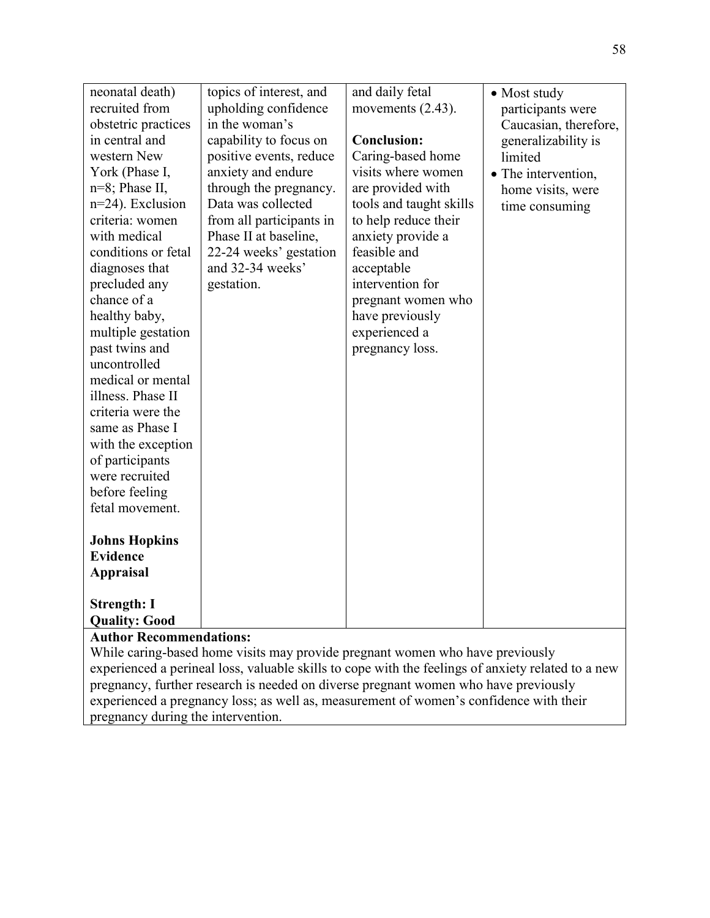| | | | |
|---|---|---|---|
| neonatal death) recruited from obstetric practices in central and western New York (Phase I, n=8; Phase II, n=24). Exclusion criteria: women with medical conditions or fetal diagnoses that precluded any chance of a healthy baby, multiple gestation past twins and uncontrolled medical or mental illness. Phase II criteria were the same as Phase I with the exception of participants were recruited before feeling fetal movement.<br><br>**Johns Hopkins Evidence Appraisal**<br><br>**Strength: I**<br>**Quality: Good** | topics of interest, and upholding confidence in the woman's capability to focus on positive events, reduce anxiety and endure through the pregnancy. Data was collected from all participants in Phase II at baseline, 22-24 weeks' gestation and 32-34 weeks' gestation. | and daily fetal movements (2.43).<br><br>**Conclusion:**<br>Caring-based home visits where women are provided with tools and taught skills to help reduce their anxiety provide a feasible and acceptable intervention for pregnant women who have previously experienced a pregnancy loss. | • Most study participants were Caucasian, therefore, generalizability is limited<br>• The intervention, home visits, were time consuming |
| **Author Recommendations:**<br>While caring-based home visits may provide pregnant women who have previously experienced a perineal loss, valuable skills to cope with the feelings of anxiety related to a new pregnancy, further research is needed on diverse pregnant women who have previously experienced a pregnancy loss; as well as, measurement of women's confidence with their pregnancy during the intervention. | | | |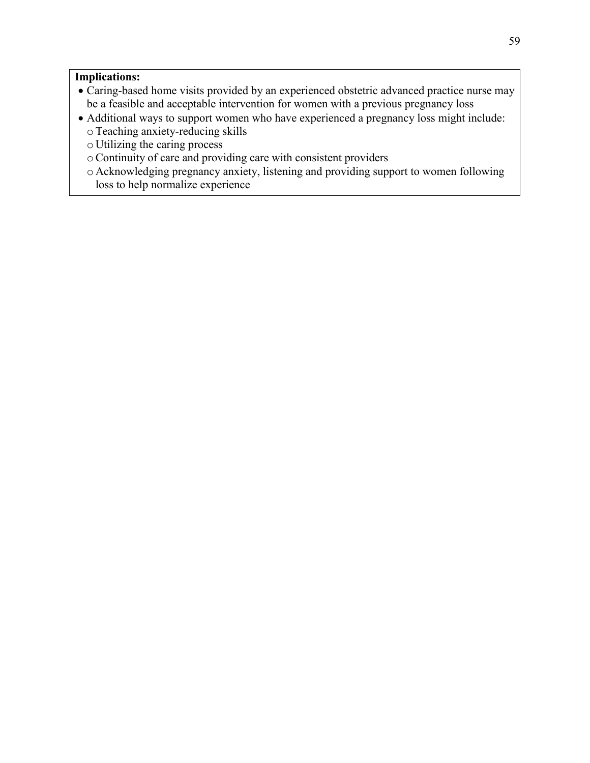**Implications:**

- Caring-based home visits provided by an experienced obstetric advanced practice nurse may be a feasible and acceptable intervention for women with a previous pregnancy loss
- Additional ways to support women who have experienced a pregnancy loss might include:
  - Teaching anxiety-reducing skills
  - Utilizing the caring process
  - Continuity of care and providing care with consistent providers
  - Acknowledging pregnancy anxiety, listening and providing support to women following loss to help normalize experience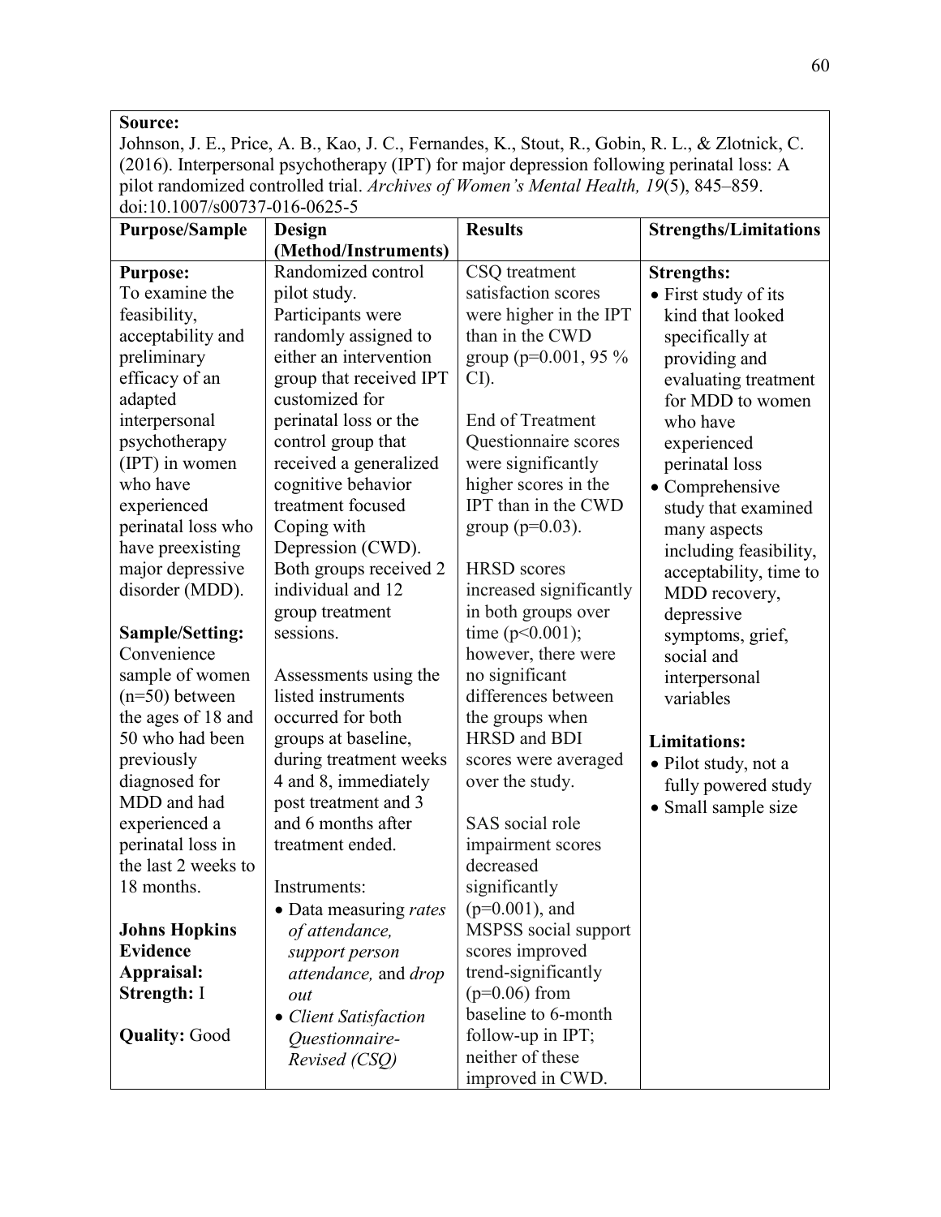**Source:**
Johnson, J. E., Price, A. B., Kao, J. C., Fernandes, K., Stout, R., Gobin, R. L., & Zlotnick, C. (2016). Interpersonal psychotherapy (IPT) for major depression following perinatal loss: A pilot randomized controlled trial. *Archives of Women's Mental Health, 19*(5), 845–859. doi:10.1007/s00737-016-0625-5

| Purpose/Sample | Design (Method/Instruments) | Results | Strengths/Limitations |
|---|---|---|---|
| **Purpose:**<br>To examine the feasibility, acceptability and preliminary efficacy of an adapted interpersonal psychotherapy (IPT) in women who have experienced perinatal loss who have preexisting major depressive disorder (MDD).<br><br>**Sample/Setting:**<br>Convenience sample of women (n=50) between the ages of 18 and 50 who had been previously diagnosed for MDD and had experienced a perinatal loss in the last 2 weeks to 18 months.<br><br>**Johns Hopkins Evidence Appraisal:**<br>**Strength:** I<br><br>**Quality:** Good | Randomized control pilot study.<br>Participants were randomly assigned to either an intervention group that received IPT customized for perinatal loss or the control group that received a generalized cognitive behavior treatment focused Coping with Depression (CWD).<br>Both groups received 2 individual and 12 group treatment sessions.<br><br>Assessments using the listed instruments occurred for both groups at baseline, during treatment weeks 4 and 8, immediately post treatment and 3 and 6 months after treatment ended.<br><br>Instruments:<br>• Data measuring *rates of attendance, support person attendance,* and *drop out*<br>• *Client Satisfaction Questionnaire-Revised (CSQ)* | CSQ treatment satisfaction scores were higher in the IPT than in the CWD group ($p=0.001$, 95 % CI).<br><br>End of Treatment Questionnaire scores were significantly higher scores in the IPT than in the CWD group ($p=0.03$).<br><br>HRSD scores increased significantly in both groups over time ($p<0.001$); however, there were no significant differences between the groups when HRSD and BDI scores were averaged over the study.<br><br>SAS social role impairment scores decreased significantly ($p=0.001$), and MSPSS social support scores improved trend-significantly ($p=0.06$) from baseline to 6-month follow-up in IPT; neither of these improved in CWD. | **Strengths:**<br>• First study of its kind that looked specifically at providing and evaluating treatment for MDD to women who have experienced perinatal loss<br>• Comprehensive study that examined many aspects including feasibility, acceptability, time to MDD recovery, depressive symptoms, grief, social and interpersonal variables<br><br>**Limitations:**<br>• Pilot study, not a fully powered study<br>• Small sample size |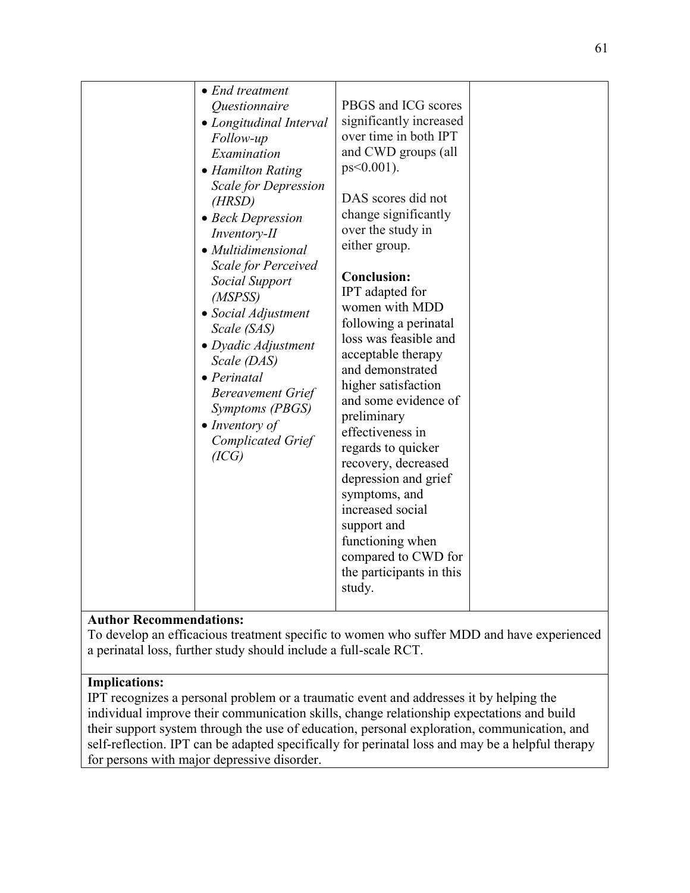| | | | |
|---|---|---|---|
| | • *End treatment Questionnaire*<br>• *Longitudinal Interval Follow-up Examination*<br>• *Hamilton Rating Scale for Depression (HRSD)*<br>• *Beck Depression Inventory-II*<br>• *Multidimensional Scale for Perceived Social Support (MSPSS)*<br>• *Social Adjustment Scale (SAS)*<br>• *Dyadic Adjustment Scale (DAS)*<br>• *Perinatal Bereavement Grief Symptoms (PBGS)*<br>• *Inventory of Complicated Grief (ICG)* | PBGS and ICG scores significantly increased over time in both IPT and CWD groups (all ps<0.001).<br><br>DAS scores did not change significantly over the study in either group.<br><br>**Conclusion:**<br>IPT adapted for women with MDD following a perinatal loss was feasible and acceptable therapy and demonstrated higher satisfaction and some evidence of preliminary effectiveness in regards to quicker recovery, decreased depression and grief symptoms, and increased social support and functioning when compared to CWD for the participants in this study. | |

**Author Recommendations:**
To develop an efficacious treatment specific to women who suffer MDD and have experienced a perinatal loss, further study should include a full-scale RCT.

**Implications:**
IPT recognizes a personal problem or a traumatic event and addresses it by helping the individual improve their communication skills, change relationship expectations and build their support system through the use of education, personal exploration, communication, and self-reflection. IPT can be adapted specifically for perinatal loss and may be a helpful therapy for persons with major depressive disorder.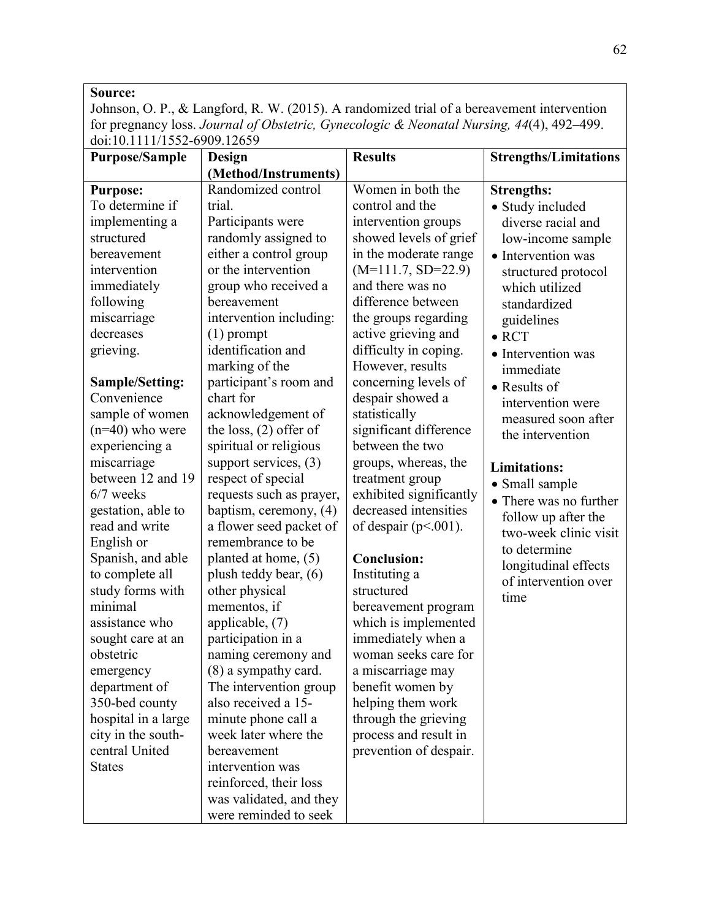| **Source:** Johnson, O. P., & Langford, R. W. (2015). A randomized trial of a bereavement intervention for pregnancy loss. *Journal of Obstetric, Gynecologic & Neonatal Nursing, 44*(4), 492–499. doi:10.1111/1552-6909.12659 | | | |
|---|---|---|---|
| **Purpose/Sample** | **Design (Method/Instruments)** | **Results** | **Strengths/Limitations** |
| **Purpose:** To determine if implementing a structured bereavement intervention immediately following miscarriage decreases grieving.<br><br>**Sample/Setting:** Convenience sample of women (n=40) who were experiencing a miscarriage between 12 and 19 6/7 weeks gestation, able to read and write English or Spanish, and able to complete all study forms with minimal assistance who sought care at an obstetric emergency department of 350-bed county hospital in a large city in the south-central United States | Randomized control trial. Participants were randomly assigned to either a control group or the intervention group who received a bereavement intervention including: (1) prompt identification and marking of the participant's room and chart for acknowledgement of the loss, (2) offer of spiritual or religious support services, (3) respect of special requests such as prayer, baptism, ceremony, (4) a flower seed packet of remembrance to be planted at home, (5) plush teddy bear, (6) other physical mementos, if applicable, (7) participation in a naming ceremony and (8) a sympathy card. The intervention group also received a 15-minute phone call a week later where the bereavement intervention was reinforced, their loss was validated, and they were reminded to seek | Women in both the control and the intervention groups showed levels of grief in the moderate range (M=111.7, SD=22.9) and there was no difference between the groups regarding active grieving and difficulty in coping. However, results concerning levels of despair showed a statistically significant difference between the two groups, whereas, the treatment group exhibited significantly decreased intensities of despair ($p<.001$).<br><br>**Conclusion:** Instituting a structured bereavement program which is implemented immediately when a woman seeks care for a miscarriage may benefit women by helping them work through the grieving process and result in prevention of despair. | **Strengths:**<br>• Study included diverse racial and low-income sample<br>• Intervention was structured protocol which utilized standardized guidelines<br>• RCT<br>• Intervention was immediate<br>• Results of intervention were measured soon after the intervention<br><br>**Limitations:**<br>• Small sample<br>• There was no further follow up after the two-week clinic visit to determine longitudinal effects of intervention over time |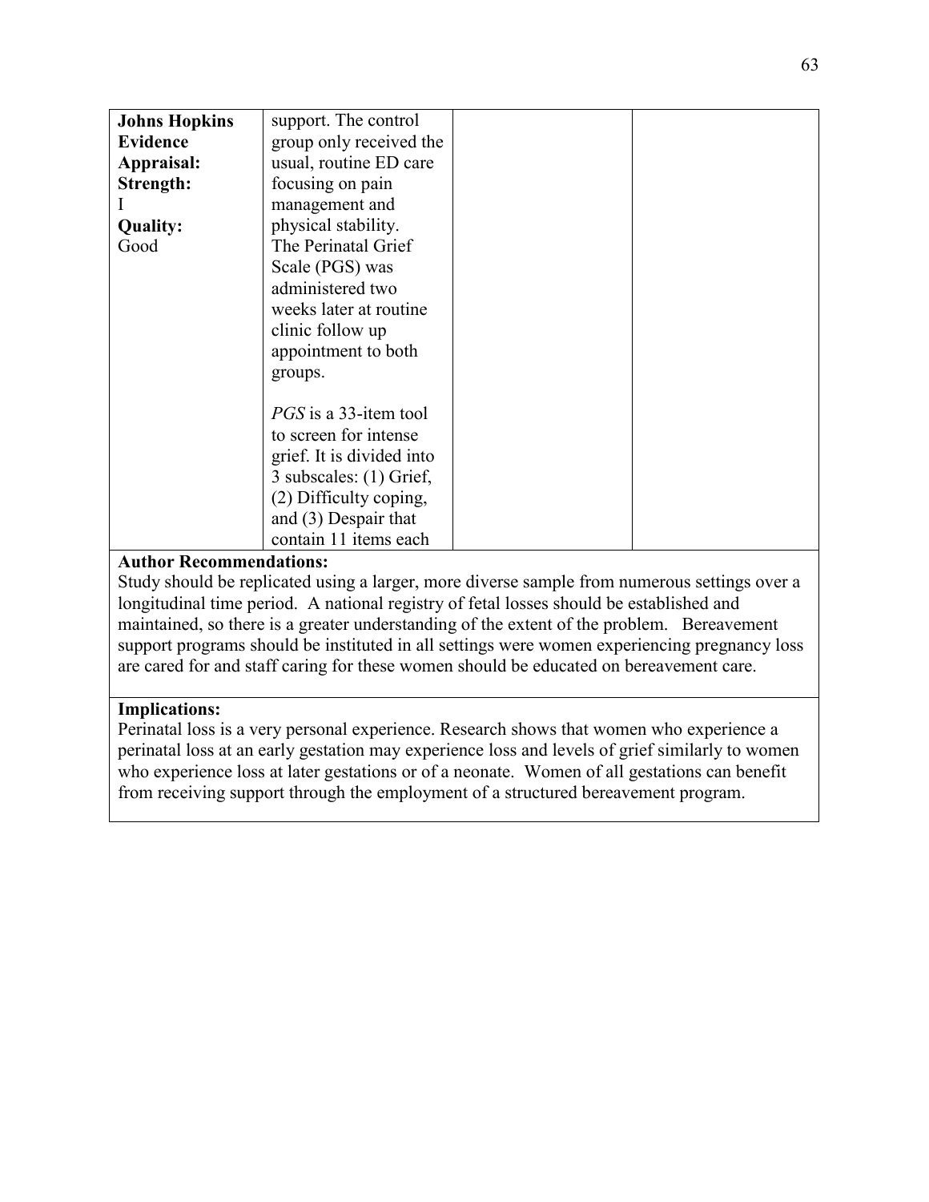| **Johns Hopkins Evidence Appraisal:** **Strength:** I **Quality:** Good | support. The control group only received the usual, routine ED care focusing on pain management and physical stability. The Perinatal Grief Scale (PGS) was administered two weeks later at routine clinic follow up appointment to both groups. <br><br> *PGS* is a 33-item tool to screen for intense grief. It is divided into 3 subscales: (1) Grief, (2) Difficulty coping, and (3) Despair that contain 11 items each | | |
|---|---|---|---|

**Author Recommendations:**
Study should be replicated using a larger, more diverse sample from numerous settings over a longitudinal time period. A national registry of fetal losses should be established and maintained, so there is a greater understanding of the extent of the problem. Bereavement support programs should be instituted in all settings were women experiencing pregnancy loss are cared for and staff caring for these women should be educated on bereavement care.

**Implications:**
Perinatal loss is a very personal experience. Research shows that women who experience a perinatal loss at an early gestation may experience loss and levels of grief similarly to women who experience loss at later gestations or of a neonate. Women of all gestations can benefit from receiving support through the employment of a structured bereavement program.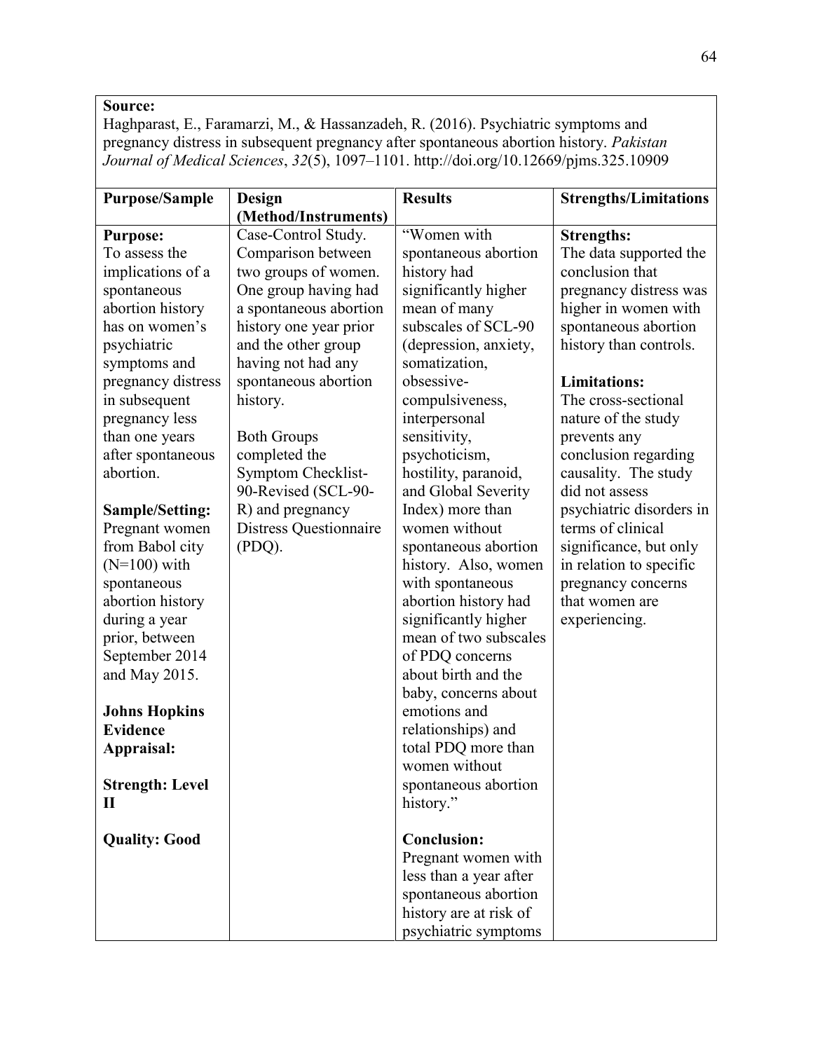**Source:**
Haghparast, E., Faramarzi, M., & Hassanzadeh, R. (2016). Psychiatric symptoms and pregnancy distress in subsequent pregnancy after spontaneous abortion history. *Pakistan Journal of Medical Sciences*, *32*(5), 1097–1101. http://doi.org/10.12669/pjms.325.10909

| **Purpose/Sample** | **Design (Method/Instruments)** | **Results** | **Strengths/Limitations** |
|---|---|---|---|
| **Purpose:**<br>To assess the implications of a spontaneous abortion history has on women's psychiatric symptoms and pregnancy distress in subsequent pregnancy less than one years after spontaneous abortion.<br><br>**Sample/Setting:**<br>Pregnant women from Babol city (N=100) with spontaneous abortion history during a year prior, between September 2014 and May 2015.<br><br>**Johns Hopkins Evidence Appraisal:**<br><br>**Strength: Level II**<br><br>**Quality: Good** | Case-Control Study. Comparison between two groups of women. One group having had a spontaneous abortion history one year prior and the other group having not had any spontaneous abortion history.<br><br>Both Groups completed the Symptom Checklist-90-Revised (SCL-90-R) and pregnancy Distress Questionnaire (PDQ). | "Women with spontaneous abortion history had significantly higher mean of many subscales of SCL-90 (depression, anxiety, somatization, obsessive-compulsiveness, interpersonal sensitivity, psychoticism, hostility, paranoid, and Global Severity Index) more than women without spontaneous abortion history. Also, women with spontaneous abortion history had significantly higher mean of two subscales of PDQ concerns about birth and the baby, concerns about emotions and relationships) and total PDQ more than women without spontaneous abortion history."<br><br>**Conclusion:**<br>Pregnant women with less than a year after spontaneous abortion history are at risk of psychiatric symptoms | **Strengths:**<br>The data supported the conclusion that pregnancy distress was higher in women with spontaneous abortion history than controls.<br><br>**Limitations:**<br>The cross-sectional nature of the study prevents any conclusion regarding causality. The study did not assess psychiatric disorders in terms of clinical significance, but only in relation to specific pregnancy concerns that women are experiencing. |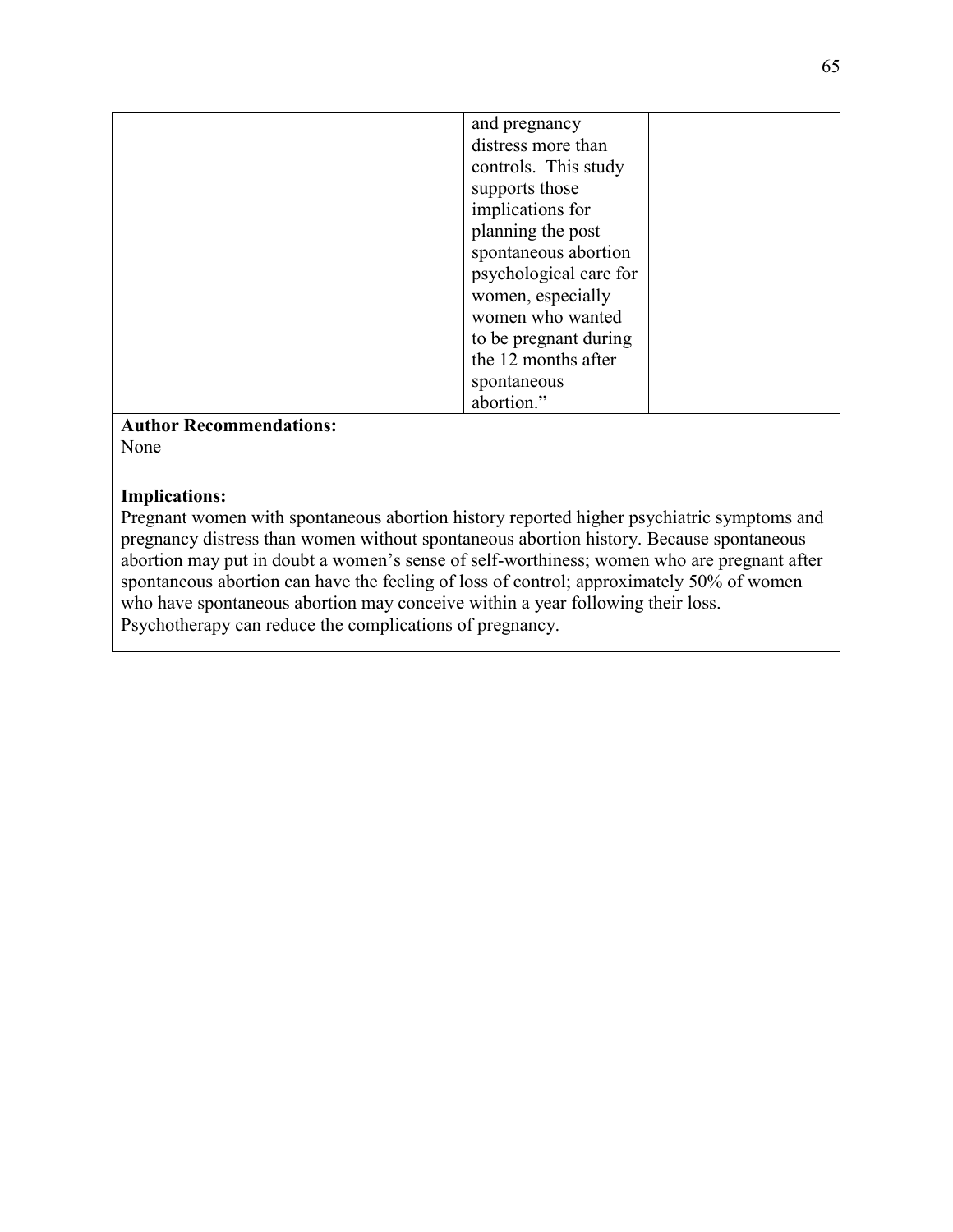| | | and pregnancy distress more than controls. This study supports those implications for planning the post spontaneous abortion psychological care for women, especially women who wanted to be pregnant during the 12 months after spontaneous abortion.” | |
|---|---|---|---|

**Author Recommendations:**
None

**Implications:**
Pregnant women with spontaneous abortion history reported higher psychiatric symptoms and pregnancy distress than women without spontaneous abortion history. Because spontaneous abortion may put in doubt a women’s sense of self-worthiness; women who are pregnant after spontaneous abortion can have the feeling of loss of control; approximately 50% of women who have spontaneous abortion may conceive within a year following their loss. Psychotherapy can reduce the complications of pregnancy.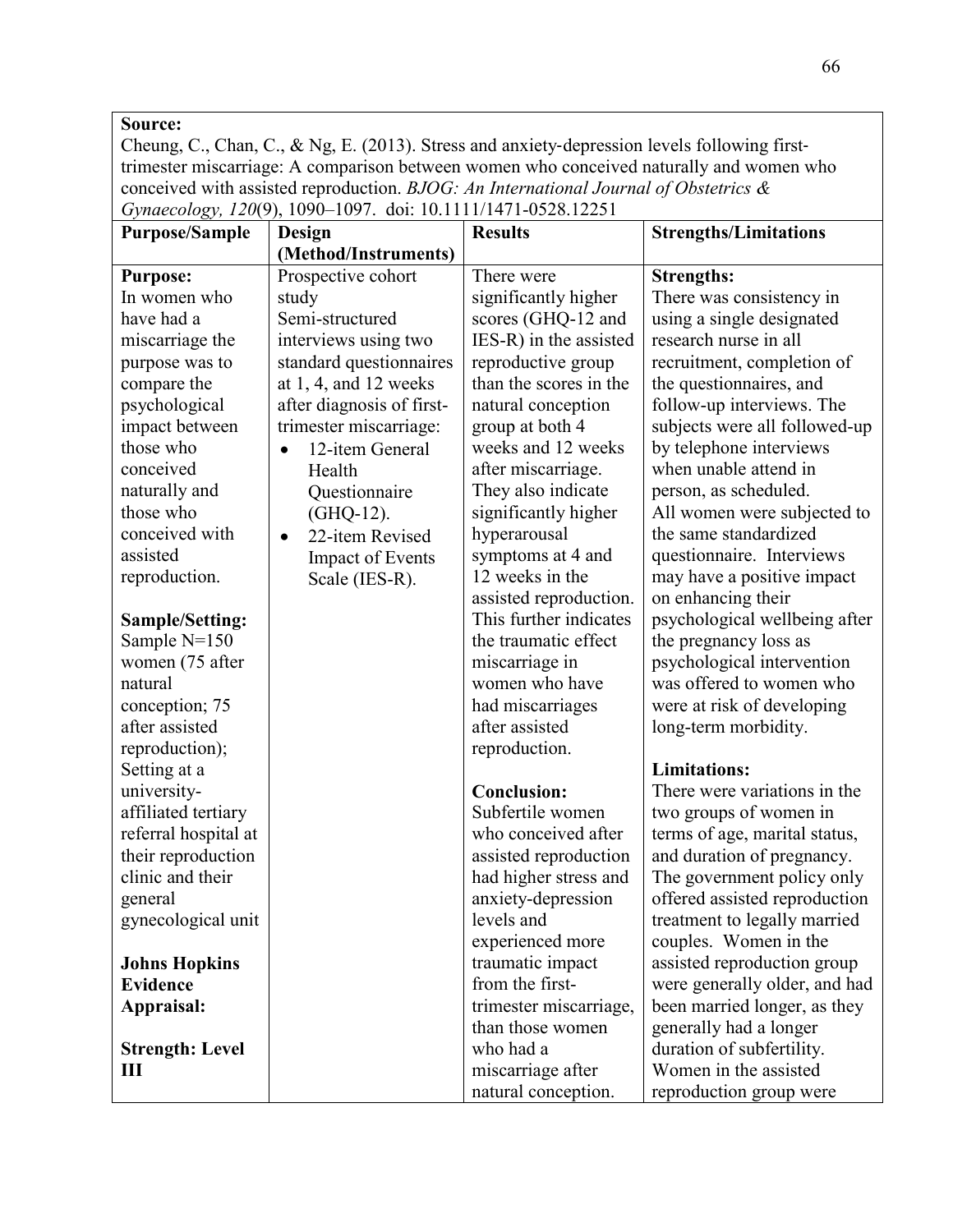**Source:**
Cheung, C., Chan, C., & Ng, E. (2013). Stress and anxiety-depression levels following first-trimester miscarriage: A comparison between women who conceived naturally and women who conceived with assisted reproduction. *BJOG: An International Journal of Obstetrics & Gynaecology, 120*(9), 1090–1097. doi: 10.1111/1471-0528.12251

| Purpose/Sample | Design (Method/Instruments) | Results | Strengths/Limitations |
|---|---|---|---|
| **Purpose:**<br>In women who have had a miscarriage the purpose was to compare the psychological impact between those who conceived naturally and those who conceived with assisted reproduction.<br><br>**Sample/Setting:**<br>Sample N=150 women (75 after natural conception; 75 after assisted reproduction);<br>Setting at a university-affiliated tertiary referral hospital at their reproduction clinic and their general gynecological unit<br><br>**Johns Hopkins Evidence Appraisal:**<br><br>**Strength: Level III** | Prospective cohort study<br>Semi-structured interviews using two standard questionnaires at 1, 4, and 12 weeks after diagnosis of first-trimester miscarriage:<br>• 12-item General Health Questionnaire (GHQ-12).<br>• 22-item Revised Impact of Events Scale (IES-R). | There were significantly higher scores (GHQ-12 and IES-R) in the assisted reproductive group than the scores in the natural conception group at both 4 weeks and 12 weeks after miscarriage. They also indicate significantly higher hyperarousal symptoms at 4 and 12 weeks in the assisted reproduction. This further indicates the traumatic effect miscarriage in women who have had miscarriages after assisted reproduction.<br><br>**Conclusion:**<br>Subfertile women who conceived after assisted reproduction had higher stress and anxiety-depression levels and experienced more traumatic impact from the first-trimester miscarriage, than those women who had a miscarriage after natural conception. | **Strengths:**<br>There was consistency in using a single designated research nurse in all recruitment, completion of the questionnaires, and follow-up interviews. The subjects were all followed-up by telephone interviews when unable attend in person, as scheduled.<br>All women were subjected to the same standardized questionnaire. Interviews may have a positive impact on enhancing their psychological wellbeing after the pregnancy loss as psychological intervention was offered to women who were at risk of developing long-term morbidity.<br><br>**Limitations:**<br>There were variations in the two groups of women in terms of age, marital status, and duration of pregnancy. The government policy only offered assisted reproduction treatment to legally married couples. Women in the assisted reproduction group were generally older, and had been married longer, as they generally had a longer duration of subfertility. Women in the assisted reproduction group were |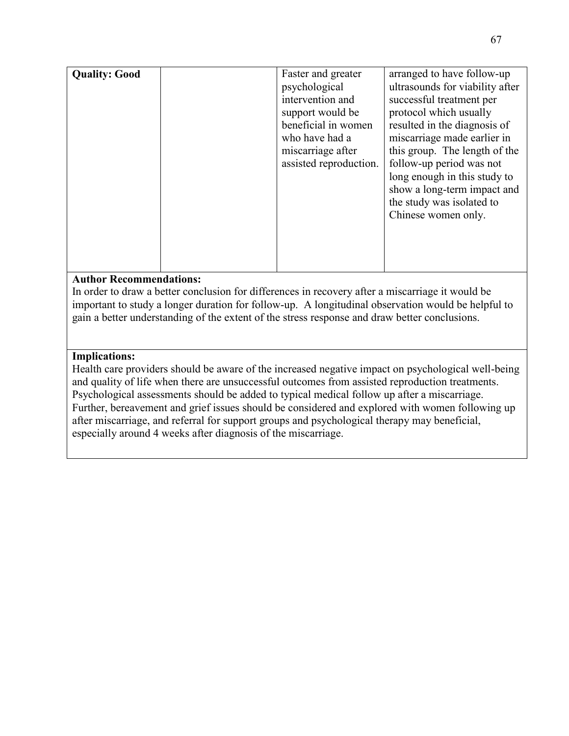| **Quality: Good** | | Faster and greater psychological intervention and support would be beneficial in women who have had a miscarriage after assisted reproduction. | arranged to have follow-up ultrasounds for viability after successful treatment per protocol which usually resulted in the diagnosis of miscarriage made earlier in this group. The length of the follow-up period was not long enough in this study to show a long-term impact and the study was isolated to Chinese women only. |
|---|---|---|---|

**Author Recommendations:**
In order to draw a better conclusion for differences in recovery after a miscarriage it would be important to study a longer duration for follow-up. A longitudinal observation would be helpful to gain a better understanding of the extent of the stress response and draw better conclusions.

**Implications:**
Health care providers should be aware of the increased negative impact on psychological well-being and quality of life when there are unsuccessful outcomes from assisted reproduction treatments. Psychological assessments should be added to typical medical follow up after a miscarriage. Further, bereavement and grief issues should be considered and explored with women following up after miscarriage, and referral for support groups and psychological therapy may beneficial, especially around 4 weeks after diagnosis of the miscarriage.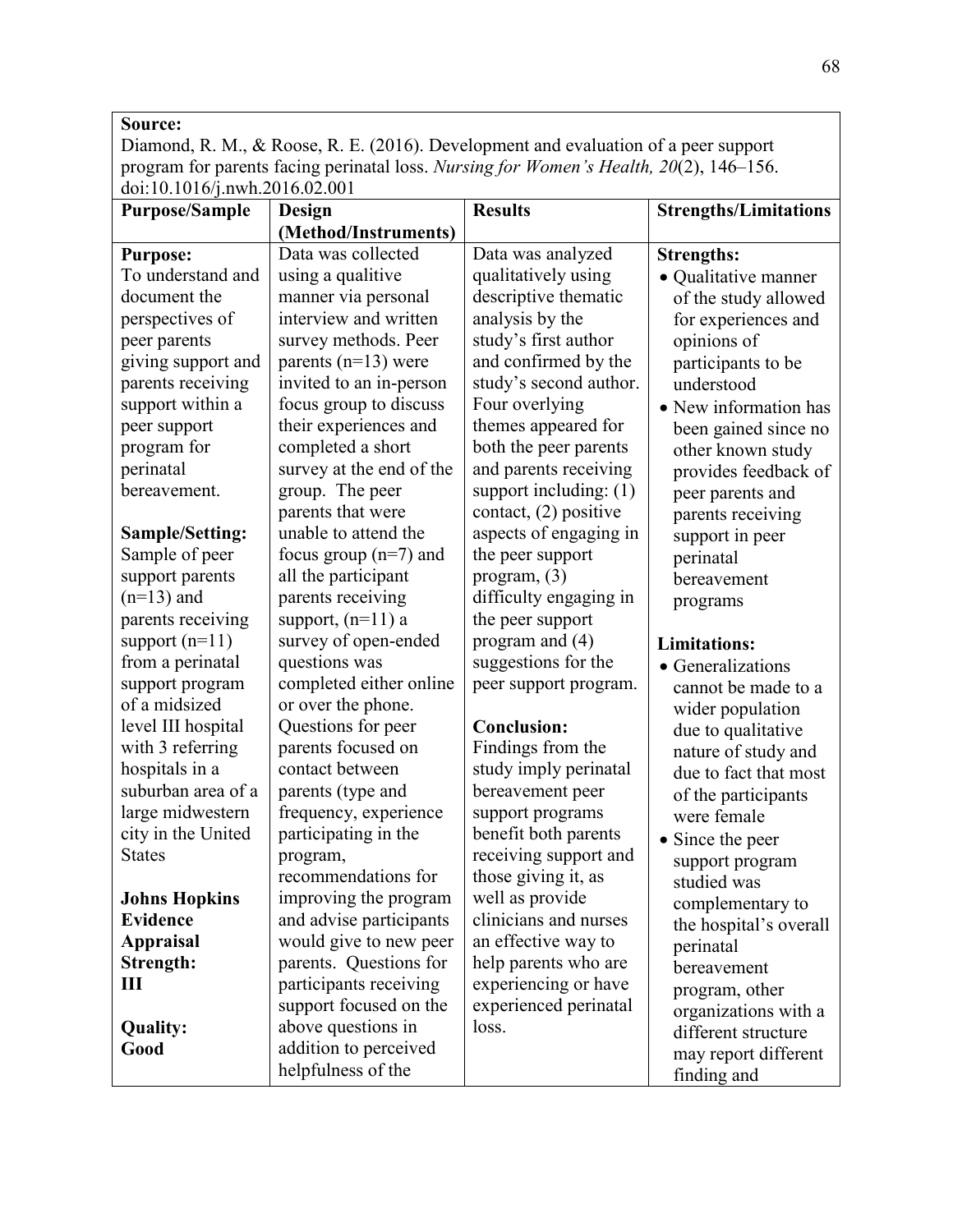| **Source:** Diamond, R. M., & Roose, R. E. (2016). Development and evaluation of a peer support program for parents facing perinatal loss. *Nursing for Women's Health, 20*(2), 146–156. doi:10.1016/j.nwh.2016.02.001 | | | |
|---|---|---|---|
| **Purpose/Sample** | **Design (Method/Instruments)** | **Results** | **Strengths/Limitations** |
| **Purpose:** To understand and document the perspectives of peer parents giving support and parents receiving support within a peer support program for perinatal bereavement.<br><br>**Sample/Setting:** Sample of peer support parents (n=13) and parents receiving support (n=11) from a perinatal support program of a midsized level III hospital with 3 referring hospitals in a suburban area of a large midwestern city in the United States<br><br>**Johns Hopkins Evidence Appraisal Strength:** **III**<br><br>**Quality:** **Good** | Data was collected using a qualitive manner via personal interview and written survey methods. Peer parents (n=13) were invited to an in-person focus group to discuss their experiences and completed a short survey at the end of the group. The peer parents that were unable to attend the focus group (n=7) and all the participant parents receiving support, (n=11) a survey of open-ended questions was completed either online or over the phone. Questions for peer parents focused on contact between parents (type and frequency, experience participating in the program, recommendations for improving the program and advise participants would give to new peer parents. Questions for participants receiving support focused on the above questions in addition to perceived helpfulness of the | Data was analyzed qualitatively using descriptive thematic analysis by the study's first author and confirmed by the study's second author. Four overlying themes appeared for both the peer parents and parents receiving support including: (1) contact, (2) positive aspects of engaging in the peer support program, (3) difficulty engaging in the peer support program and (4) suggestions for the peer support program.<br><br>**Conclusion:** Findings from the study imply perinatal bereavement peer support programs benefit both parents receiving support and those giving it, as well as provide clinicians and nurses an effective way to help parents who are experiencing or have experienced perinatal loss. | **Strengths:**<br>• Qualitative manner of the study allowed for experiences and opinions of participants to be understood<br>• New information has been gained since no other known study provides feedback of peer parents and parents receiving support in peer perinatal bereavement programs<br><br>**Limitations:**<br>• Generalizations cannot be made to a wider population due to qualitative nature of study and due to fact that most of the participants were female<br>• Since the peer support program studied was complementary to the hospital's overall perinatal bereavement program, other organizations with a different structure may report different finding and |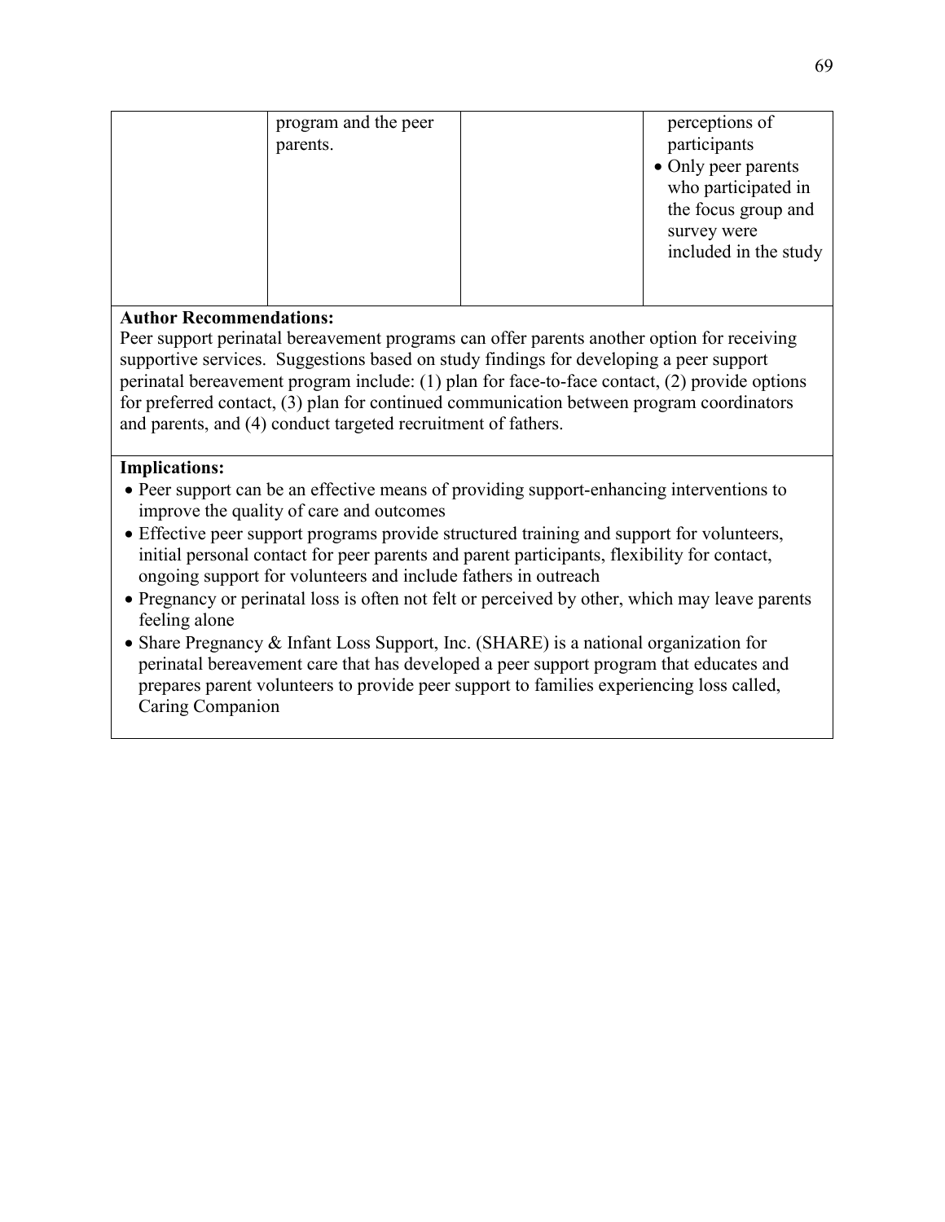|  |  |  |  |
| --- | --- | --- | --- |
|  | program and the peer parents. |  | perceptions of participants<br>• Only peer parents who participated in the focus group and survey were included in the study |

**Author Recommendations:**

Peer support perinatal bereavement programs can offer parents another option for receiving supportive services. Suggestions based on study findings for developing a peer support perinatal bereavement program include: (1) plan for face-to-face contact, (2) provide options for preferred contact, (3) plan for continued communication between program coordinators and parents, and (4) conduct targeted recruitment of fathers.

**Implications:**

- Peer support can be an effective means of providing support-enhancing interventions to improve the quality of care and outcomes
- Effective peer support programs provide structured training and support for volunteers, initial personal contact for peer parents and parent participants, flexibility for contact, ongoing support for volunteers and include fathers in outreach
- Pregnancy or perinatal loss is often not felt or perceived by other, which may leave parents feeling alone
- Share Pregnancy & Infant Loss Support, Inc. (SHARE) is a national organization for perinatal bereavement care that has developed a peer support program that educates and prepares parent volunteers to provide peer support to families experiencing loss called, Caring Companion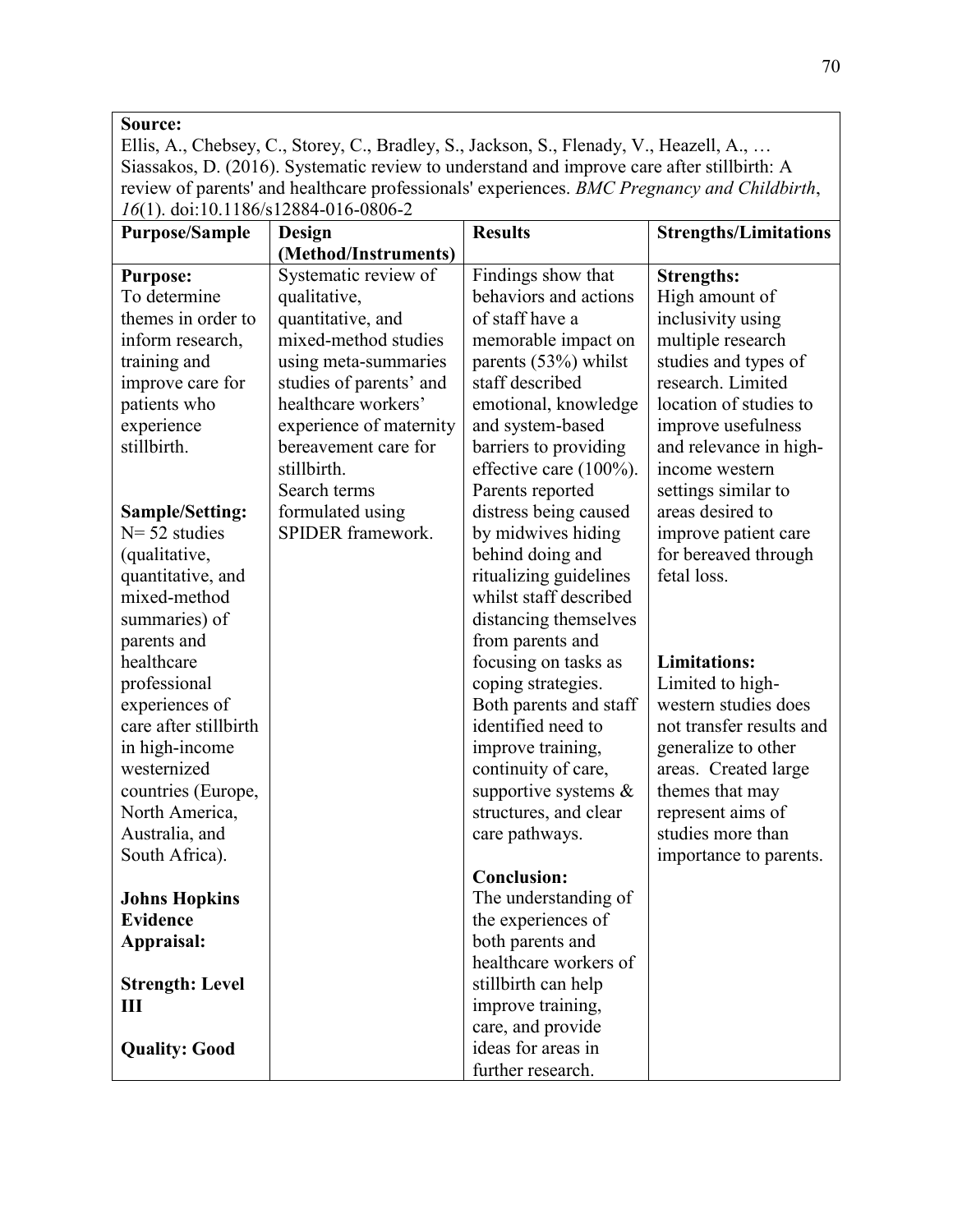| **Source:** Ellis, A., Chebsey, C., Storey, C., Bradley, S., Jackson, S., Flenady, V., Heazell, A., … Siassakos, D. (2016). Systematic review to understand and improve care after stillbirth: A review of parents' and healthcare professionals' experiences. *BMC Pregnancy and Childbirth*, *16*(1). doi:10.1186/s12884-016-0806-2 | | | |
|---|---|---|---|
| **Purpose/Sample** | **Design (Method/Instruments)** | **Results** | **Strengths/Limitations** |
| **Purpose:** To determine themes in order to inform research, training and improve care for patients who experience stillbirth.<br><br>**Sample/Setting:** N= 52 studies (qualitative, quantitative, and mixed-method summaries) of parents and healthcare professional experiences of care after stillbirth in high-income westernized countries (Europe, North America, Australia, and South Africa).<br><br>**Johns Hopkins Evidence Appraisal:**<br><br>**Strength: Level III**<br><br>**Quality: Good** | Systematic review of qualitative, quantitative, and mixed-method studies using meta-summaries studies of parents' and healthcare workers' experience of maternity bereavement care for stillbirth.<br>Search terms formulated using SPIDER framework. | Findings show that behaviors and actions of staff have a memorable impact on parents (53%) whilst staff described emotional, knowledge and system-based barriers to providing effective care (100%). Parents reported distress being caused by midwives hiding behind doing and ritualizing guidelines whilst staff described distancing themselves from parents and focusing on tasks as coping strategies. Both parents and staff identified need to improve training, continuity of care, supportive systems & structures, and clear care pathways.<br><br>**Conclusion:** The understanding of the experiences of both parents and healthcare workers of stillbirth can help improve training, care, and provide ideas for areas in further research. | **Strengths:** High amount of inclusivity using multiple research studies and types of research. Limited location of studies to improve usefulness and relevance in high-income western settings similar to areas desired to improve patient care for bereaved through fetal loss.<br><br>**Limitations:** Limited to high-western studies does not transfer results and generalize to other areas. Created large themes that may represent aims of studies more than importance to parents. |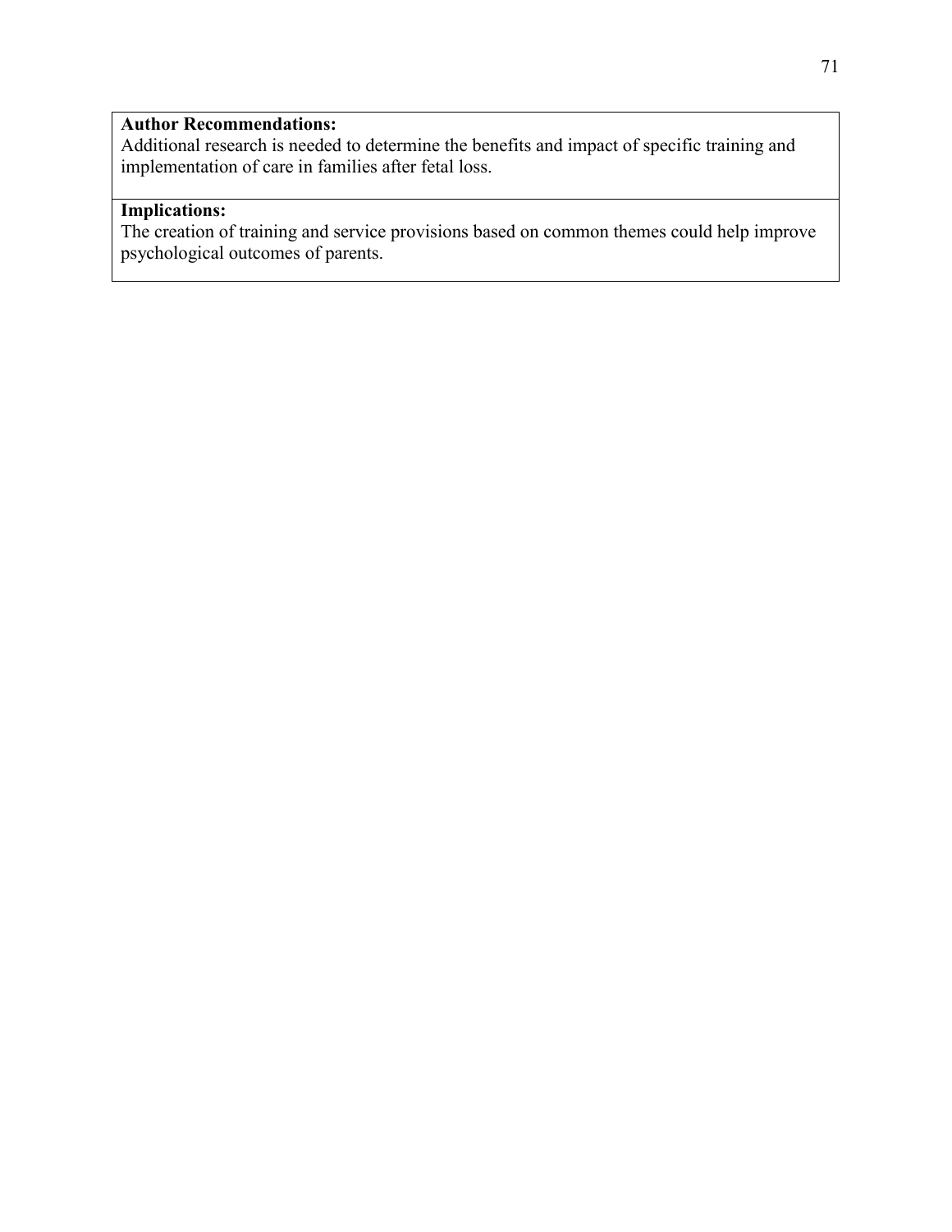**Author Recommendations:**
Additional research is needed to determine the benefits and impact of specific training and implementation of care in families after fetal loss.

**Implications:**
The creation of training and service provisions based on common themes could help improve psychological outcomes of parents.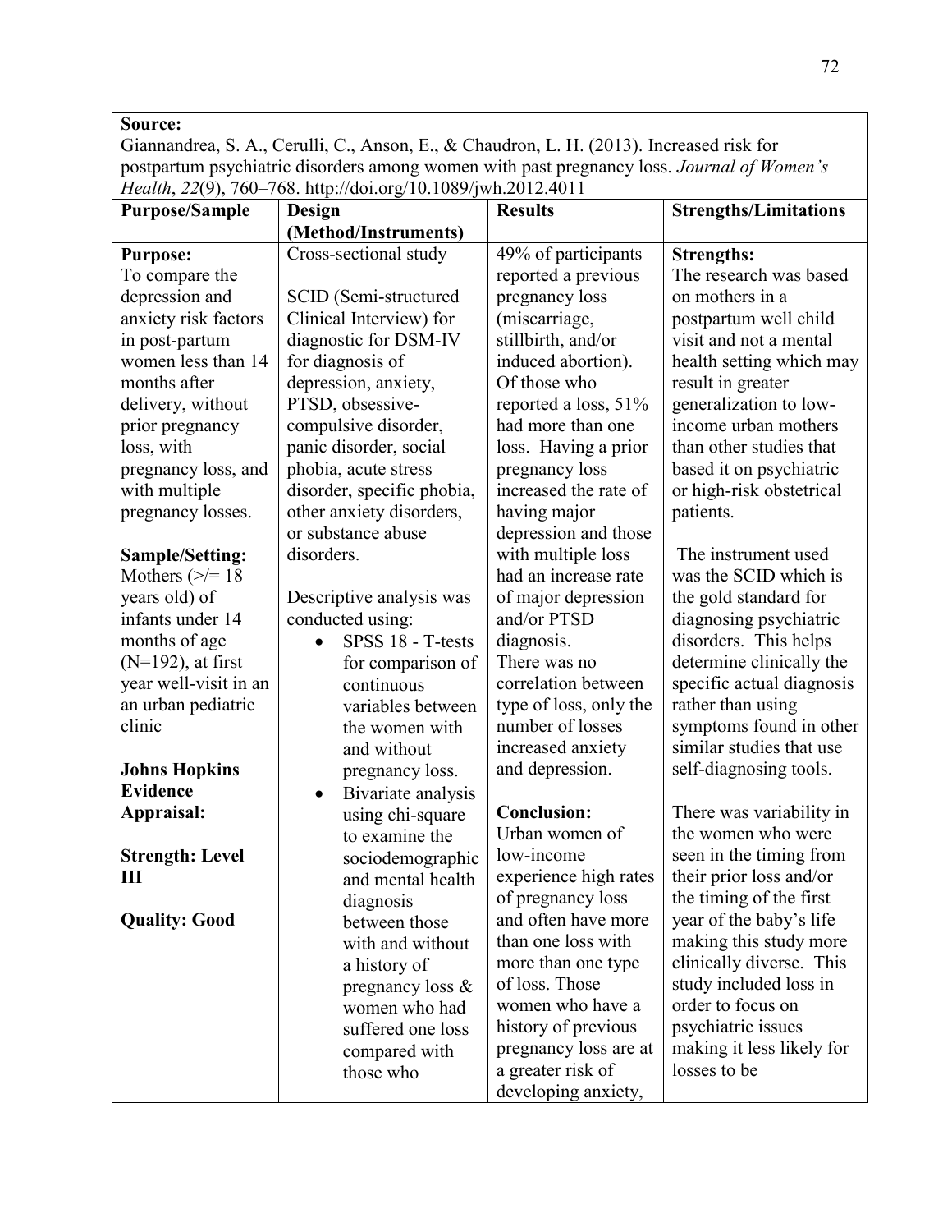| **Source:** Giannandrea, S. A., Cerulli, C., Anson, E., & Chaudron, L. H. (2013). Increased risk for postpartum psychiatric disorders among women with past pregnancy loss. *Journal of Women's Health*, *22*(9), 760–768. http://doi.org/10.1089/jwh.2012.4011 | | | |
|---|---|---|---|
| **Purpose/Sample** | **Design (Method/Instruments)** | **Results** | **Strengths/Limitations** |
| **Purpose:**<br>To compare the depression and anxiety risk factors in post-partum women less than 14 months after delivery, without prior pregnancy loss, with pregnancy loss, and with multiple pregnancy losses.<br><br>**Sample/Setting:**<br>Mothers (>/= 18 years old) of infants under 14 months of age (N=192), at first year well-visit in an an urban pediatric clinic<br><br>**Johns Hopkins Evidence Appraisal:**<br><br>**Strength: Level III**<br><br>**Quality: Good** | Cross-sectional study<br><br>SCID (Semi-structured Clinical Interview) for diagnostic for DSM-IV for diagnosis of depression, anxiety, PTSD, obsessive-compulsive disorder, panic disorder, social phobia, acute stress disorder, specific phobia, other anxiety disorders, or substance abuse disorders.<br><br>Descriptive analysis was conducted using:<br>• SPSS 18 - T-tests for comparison of continuous variables between the women with and without pregnancy loss.<br>• Bivariate analysis using chi-square to examine the sociodemographic and mental health diagnosis between those with and without a history of pregnancy loss & women who had suffered one loss compared with those who | 49% of participants reported a previous pregnancy loss (miscarriage, stillbirth, and/or induced abortion). Of those who reported a loss, 51% had more than one loss. Having a prior pregnancy loss increased the rate of having major depression and those with multiple loss had an increase rate of major depression and/or PTSD diagnosis. There was no correlation between type of loss, only the number of losses increased anxiety and depression.<br><br>**Conclusion:**<br>Urban women of low-income experience high rates of pregnancy loss and often have more than one loss with more than one type of loss. Those women who have a history of previous pregnancy loss are at a greater risk of developing anxiety, | **Strengths:**<br>The research was based on mothers in a postpartum well child visit and not a mental health setting which may result in greater generalization to low-income urban mothers than other studies that based it on psychiatric or high-risk obstetrical patients.<br><br>The instrument used was the SCID which is the gold standard for diagnosing psychiatric disorders. This helps determine clinically the specific actual diagnosis rather than using symptoms found in other similar studies that use self-diagnosing tools.<br><br>There was variability in the women who were seen in the timing from their prior loss and/or the timing of the first year of the baby's life making this study more clinically diverse. This study included loss in order to focus on psychiatric issues making it less likely for losses to be |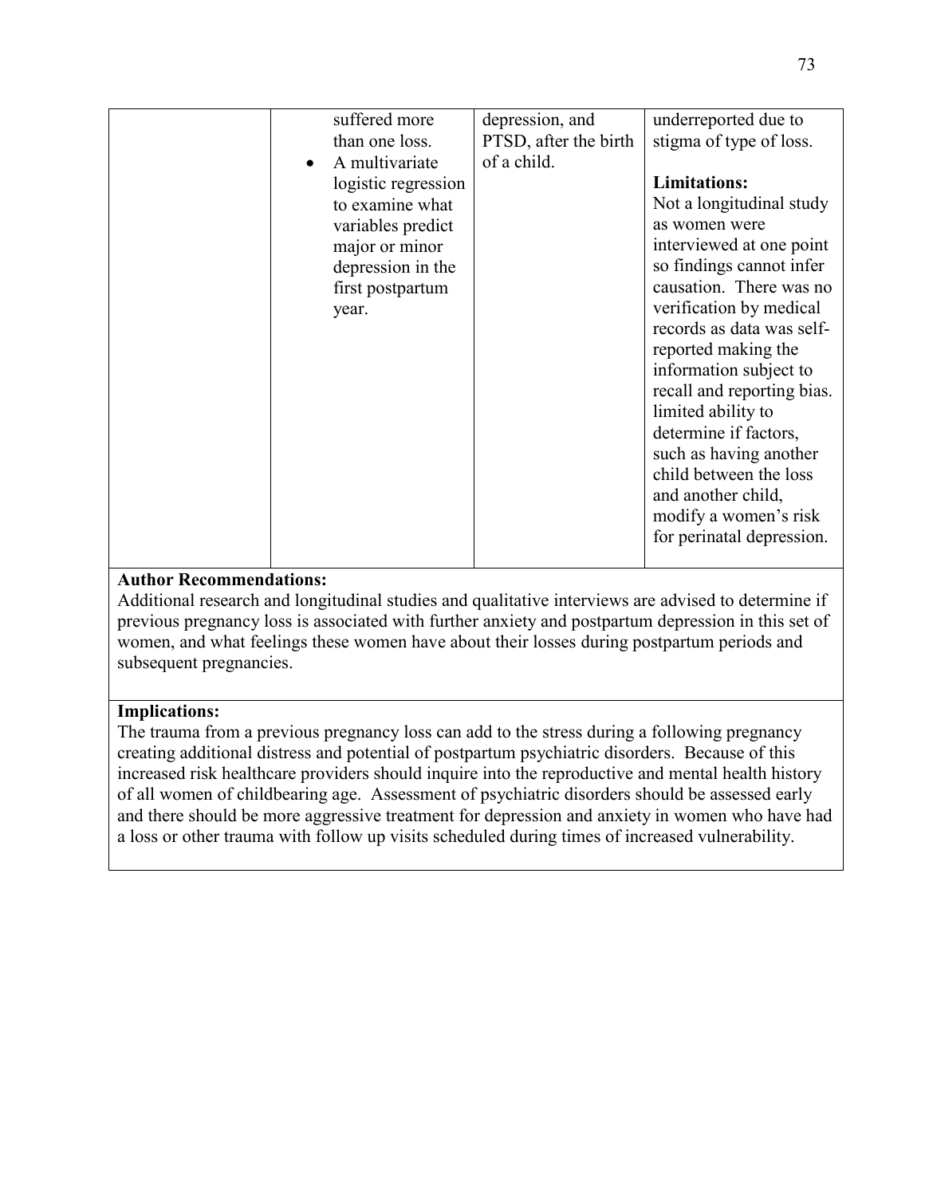| | | | |
|---|---|---|---|
| | suffered more than one loss.<br>• A multivariate logistic regression to examine what variables predict major or minor depression in the first postpartum year. | depression, and PTSD, after the birth of a child. | underreported due to stigma of type of loss.<br><br>**Limitations:**<br>Not a longitudinal study as women were interviewed at one point so findings cannot infer causation. There was no verification by medical records as data was self-reported making the information subject to recall and reporting bias. limited ability to determine if factors, such as having another child between the loss and another child, modify a women's risk for perinatal depression. |

**Author Recommendations:**
Additional research and longitudinal studies and qualitative interviews are advised to determine if previous pregnancy loss is associated with further anxiety and postpartum depression in this set of women, and what feelings these women have about their losses during postpartum periods and subsequent pregnancies.

**Implications:**
The trauma from a previous pregnancy loss can add to the stress during a following pregnancy creating additional distress and potential of postpartum psychiatric disorders. Because of this increased risk healthcare providers should inquire into the reproductive and mental health history of all women of childbearing age. Assessment of psychiatric disorders should be assessed early and there should be more aggressive treatment for depression and anxiety in women who have had a loss or other trauma with follow up visits scheduled during times of increased vulnerability.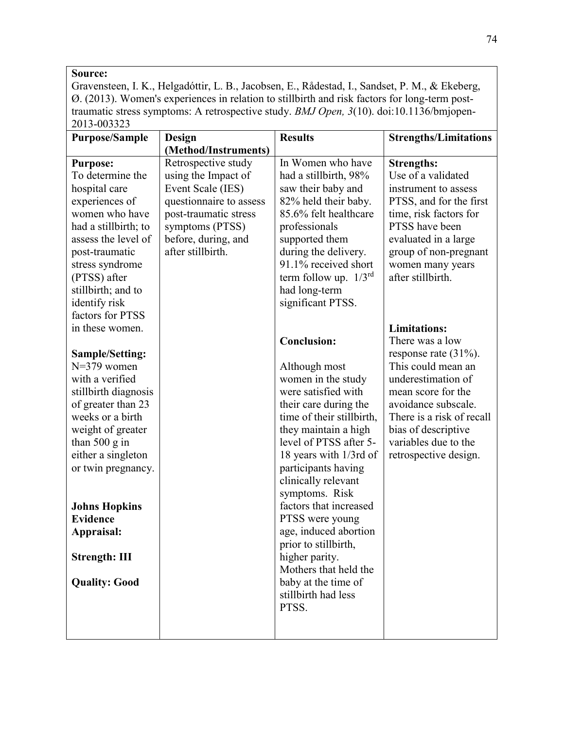**Source:**
Gravensteen, I. K., Helgadóttir, L. B., Jacobsen, E., Rådestad, I., Sandset, P. M., & Ekeberg, Ø. (2013). Women's experiences in relation to stillbirth and risk factors for long-term post-traumatic stress symptoms: A retrospective study. *BMJ Open, 3*(10). doi:10.1136/bmjopen-2013-003323

| Purpose/Sample | Design (Method/Instruments) | Results | Strengths/Limitations |
|---|---|---|---|
| **Purpose:** To determine the hospital care experiences of women who have had a stillbirth; to assess the level of post-traumatic stress syndrome (PTSS) after stillbirth; and to identify risk factors for PTSS in these women.<br><br>**Sample/Setting:** N=379 women with a verified stillbirth diagnosis of greater than 23 weeks or a birth weight of greater than 500 g in either a singleton or twin pregnancy.<br><br>**Johns Hopkins Evidence Appraisal:**<br><br>**Strength: III**<br><br>**Quality: Good** | Retrospective study using the Impact of Event Scale (IES) questionnaire to assess post-traumatic stress symptoms (PTSS) before, during, and after stillbirth. | In Women who have had a stillbirth, 98% saw their baby and 82% held their baby. 85.6% felt healthcare professionals supported them during the delivery. 91.1% received short term follow up. 1/3rd had long-term significant PTSS.<br><br>**Conclusion:**<br><br>Although most women in the study were satisfied with their care during the time of their stillbirth, they maintain a high level of PTSS after 5-18 years with 1/3rd of participants having clinically relevant symptoms. Risk factors that increased PTSS were young age, induced abortion prior to stillbirth, higher parity. Mothers that held the baby at the time of stillbirth had less PTSS. | **Strengths:** Use of a validated instrument to assess PTSS, and for the first time, risk factors for PTSS have been evaluated in a large group of non-pregnant women many years after stillbirth.<br><br>**Limitations:** There was a low response rate (31%). This could mean an underestimation of mean score for the avoidance subscale. There is a risk of recall bias of descriptive variables due to the retrospective design. |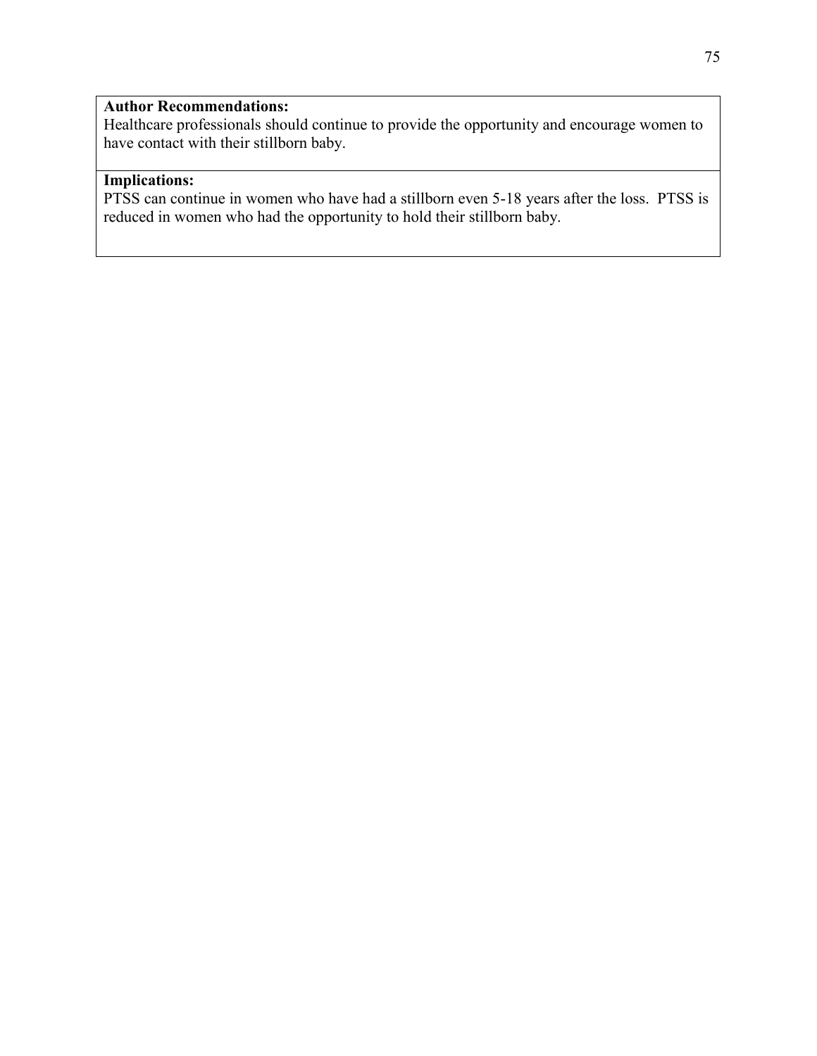**Author Recommendations:**
Healthcare professionals should continue to provide the opportunity and encourage women to have contact with their stillborn baby.

**Implications:**
PTSS can continue in women who have had a stillborn even 5-18 years after the loss. PTSS is reduced in women who had the opportunity to hold their stillborn baby.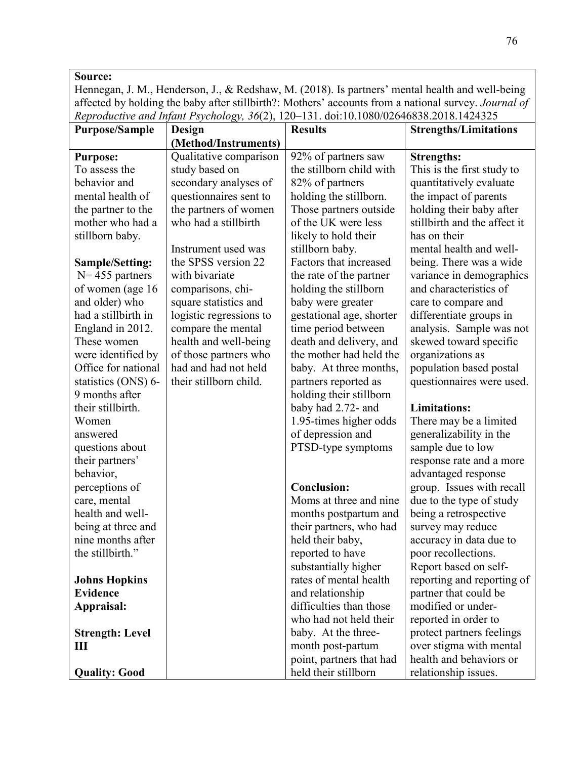| **Source:** Hennegan, J. M., Henderson, J., & Redshaw, M. (2018). Is partners' mental health and well-being affected by holding the baby after stillbirth?: Mothers' accounts from a national survey. *Journal of Reproductive and Infant Psychology, 36*(2), 120–131. doi:10.1080/02646838.2018.1424325 | | | |
|---|---|---|---|
| **Purpose/Sample** | **Design (Method/Instruments)** | **Results** | **Strengths/Limitations** |
| **Purpose:**<br>To assess the behavior and mental health of the partner to the mother who had a stillborn baby.<br><br>**Sample/Setting:**<br>N= 455 partners of women (age 16 and older) who had a stillbirth in England in 2012. These women were identified by Office for national statistics (ONS) 6-9 months after their stillbirth. Women answered questions about their partners' behavior, perceptions of care, mental health and well-being at three and nine months after the stillbirth."<br><br>**Johns Hopkins Evidence Appraisal:**<br><br>**Strength: Level III**<br><br>**Quality: Good** | Qualitative comparison study based on secondary analyses of questionnaires sent to the partners of women who had a stillbirth<br><br>Instrument used was the SPSS version 22 with bivariate comparisons, chi-square statistics and logistic regressions to compare the mental health and well-being of those partners who had and had not held their stillborn child. | 92% of partners saw the stillborn child with 82% of partners holding the stillborn. Those partners outside of the UK were less likely to hold their stillborn baby. Factors that increased the rate of the partner holding the stillborn baby were greater gestational age, shorter time period between death and delivery, and the mother had held the baby. At three months, partners reported as holding their stillborn baby had 2.72- and 1.95-times higher odds of depression and PTSD-type symptoms<br><br>**Conclusion:**<br>Moms at three and nine months postpartum and their partners, who had held their baby, reported to have substantially higher rates of mental health and relationship difficulties than those who had not held their baby. At the three-month post-partum point, partners that had held their stillborn | **Strengths:**<br>This is the first study to quantitatively evaluate the impact of parents holding their baby after stillbirth and the affect it has on their mental health and well-being. There was a wide variance in demographics and characteristics of care to compare and differentiate groups in analysis. Sample was not skewed toward specific organizations as population based postal questionnaires were used.<br><br>**Limitations:**<br>There may be a limited generalizability in the sample due to low response rate and a more advantaged response group. Issues with recall due to the type of study being a retrospective survey may reduce accuracy in data due to poor recollections. Report based on self-reporting and reporting of partner that could be modified or under-reported in order to protect partners feelings over stigma with mental health and behaviors or relationship issues. |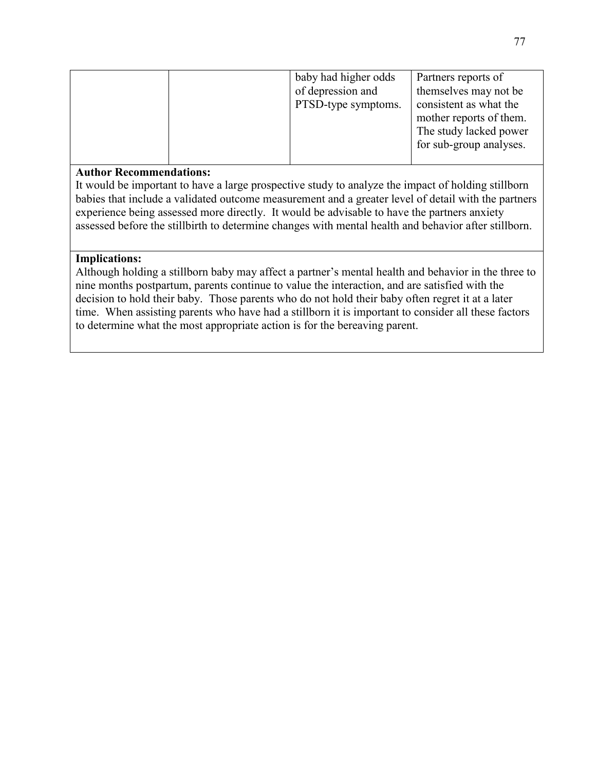| | | baby had higher odds of depression and PTSD-type symptoms. | Partners reports of themselves may not be consistent as what the mother reports of them. The study lacked power for sub-group analyses. |
|---|---|---|---|

**Author Recommendations:**
It would be important to have a large prospective study to analyze the impact of holding stillborn babies that include a validated outcome measurement and a greater level of detail with the partners experience being assessed more directly. It would be advisable to have the partners anxiety assessed before the stillbirth to determine changes with mental health and behavior after stillborn.

**Implications:**
Although holding a stillborn baby may affect a partner's mental health and behavior in the three to nine months postpartum, parents continue to value the interaction, and are satisfied with the decision to hold their baby. Those parents who do not hold their baby often regret it at a later time. When assisting parents who have had a stillborn it is important to consider all these factors to determine what the most appropriate action is for the bereaving parent.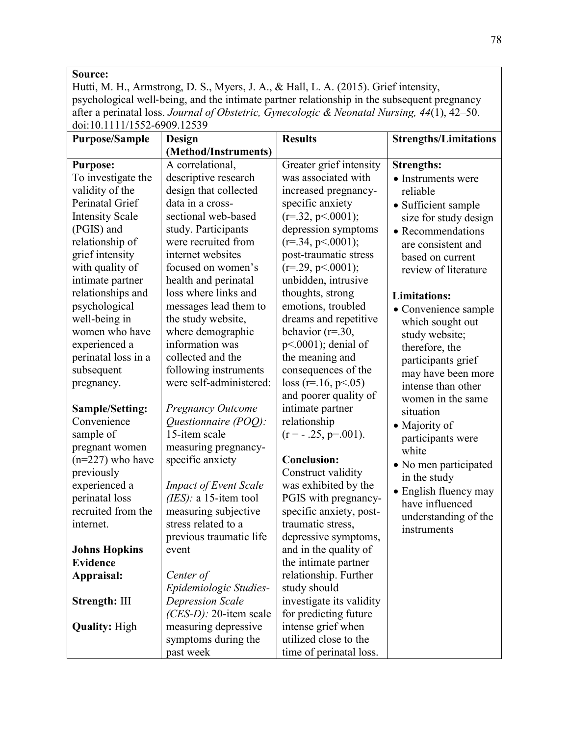**Source:**
Hutti, M. H., Armstrong, D. S., Myers, J. A., & Hall, L. A. (2015). Grief intensity, psychological well-being, and the intimate partner relationship in the subsequent pregnancy after a perinatal loss. *Journal of Obstetric, Gynecologic & Neonatal Nursing, 44*(1), 42–50. doi:10.1111/1552-6909.12539

| Purpose/Sample | Design (Method/Instruments) | Results | Strengths/Limitations |
|---|---|---|---|
| **Purpose:**<br>To investigate the validity of the Perinatal Grief Intensity Scale (PGIS) and relationship of grief intensity with quality of intimate partner relationships and psychological well-being in women who have experienced a perinatal loss in a subsequent pregnancy.<br><br>**Sample/Setting:**<br>Convenience sample of pregnant women (n=227) who have previously experienced a perinatal loss recruited from the internet.<br><br>**Johns Hopkins Evidence Appraisal:**<br><br>**Strength:** III<br><br>**Quality:** High | A correlational, descriptive research design that collected data in a cross-sectional web-based study. Participants were recruited from internet websites focused on women's health and perinatal loss where links and messages lead them to the study website, where demographic information was collected and the following instruments were self-administered:<br><br>*Pregnancy Outcome Questionnaire (POQ):* 15-item scale measuring pregnancy-specific anxiety<br><br>*Impact of Event Scale (IES):* a 15-item tool measuring subjective stress related to a previous traumatic life event<br><br>*Center of Epidemiologic Studies-Depression Scale (CES-D):* 20-item scale measuring depressive symptoms during the past week | Greater grief intensity was associated with increased pregnancy-specific anxiety ($r=.32$, $p<.0001$); depression symptoms ($r=.34$, $p<.0001$); post-traumatic stress ($r=.29$, $p<.0001$); unbidden, intrusive thoughts, strong emotions, troubled dreams and repetitive behavior ($r=.30$, $p<.0001$); denial of the meaning and consequences of the loss ($r=.16$, $p<.05$) and poorer quality of intimate partner relationship ($r = -.25$, $p=.001$).<br><br>**Conclusion:**<br>Construct validity was exhibited by the PGIS with pregnancy-specific anxiety, post-traumatic stress, depressive symptoms, and in the quality of the intimate partner relationship. Further study should investigate its validity for predicting future intense grief when utilized close to the time of perinatal loss. | **Strengths:**<br>• Instruments were reliable<br>• Sufficient sample size for study design<br>• Recommendations are consistent and based on current review of literature<br><br>**Limitations:**<br>• Convenience sample which sought out study website; therefore, the participants grief may have been more intense than other women in the same situation<br>• Majority of participants were white<br>• No men participated in the study<br>• English fluency may have influenced understanding of the instruments |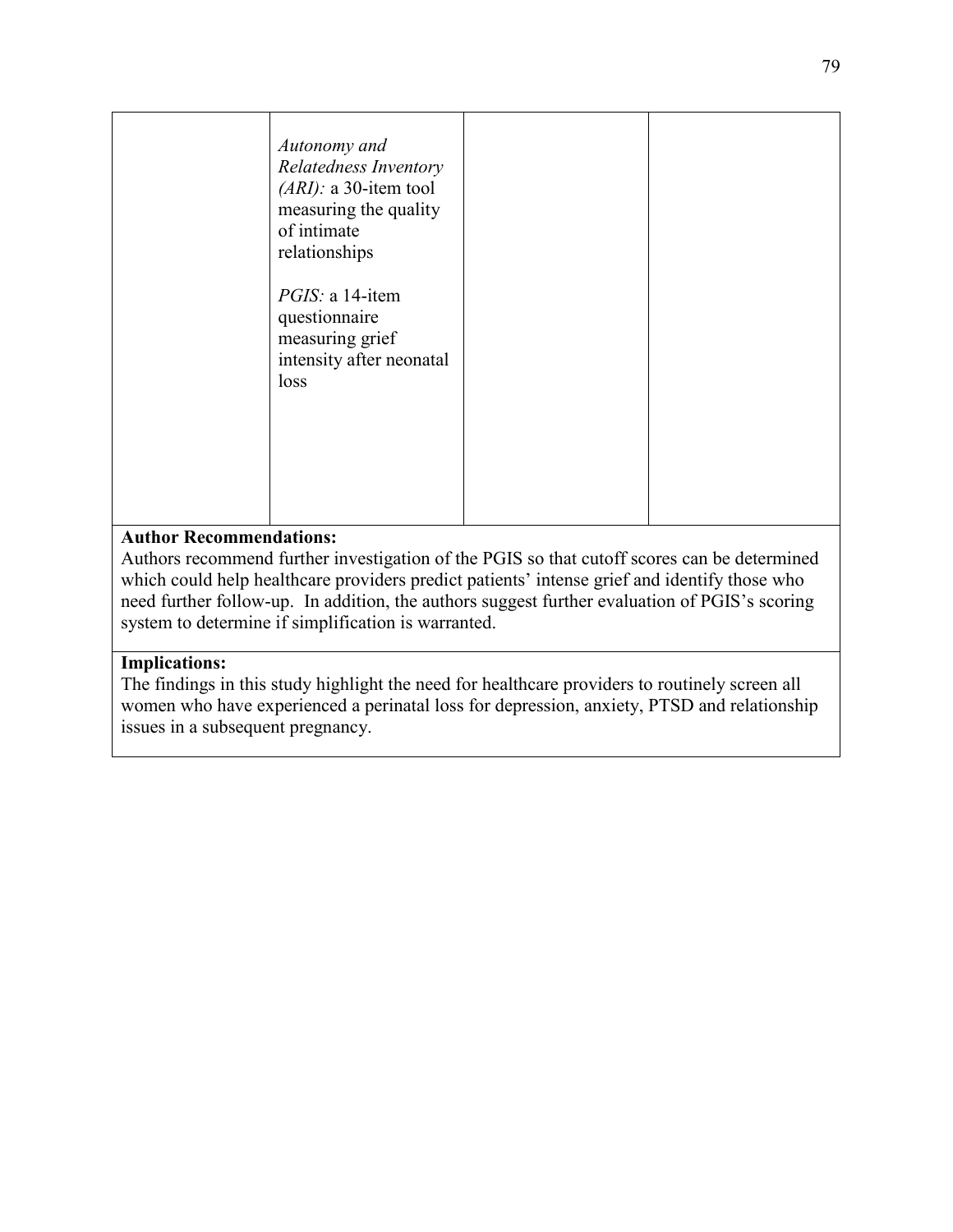| | | | |
|---|---|---|---|
| | *Autonomy and Relatedness Inventory (ARI):* a 30-item tool measuring the quality of intimate relationships<br><br>*PGIS:* a 14-item questionnaire measuring grief intensity after neonatal loss | | |

**Author Recommendations:**
Authors recommend further investigation of the PGIS so that cutoff scores can be determined which could help healthcare providers predict patients' intense grief and identify those who need further follow-up. In addition, the authors suggest further evaluation of PGIS's scoring system to determine if simplification is warranted.

**Implications:**
The findings in this study highlight the need for healthcare providers to routinely screen all women who have experienced a perinatal loss for depression, anxiety, PTSD and relationship issues in a subsequent pregnancy.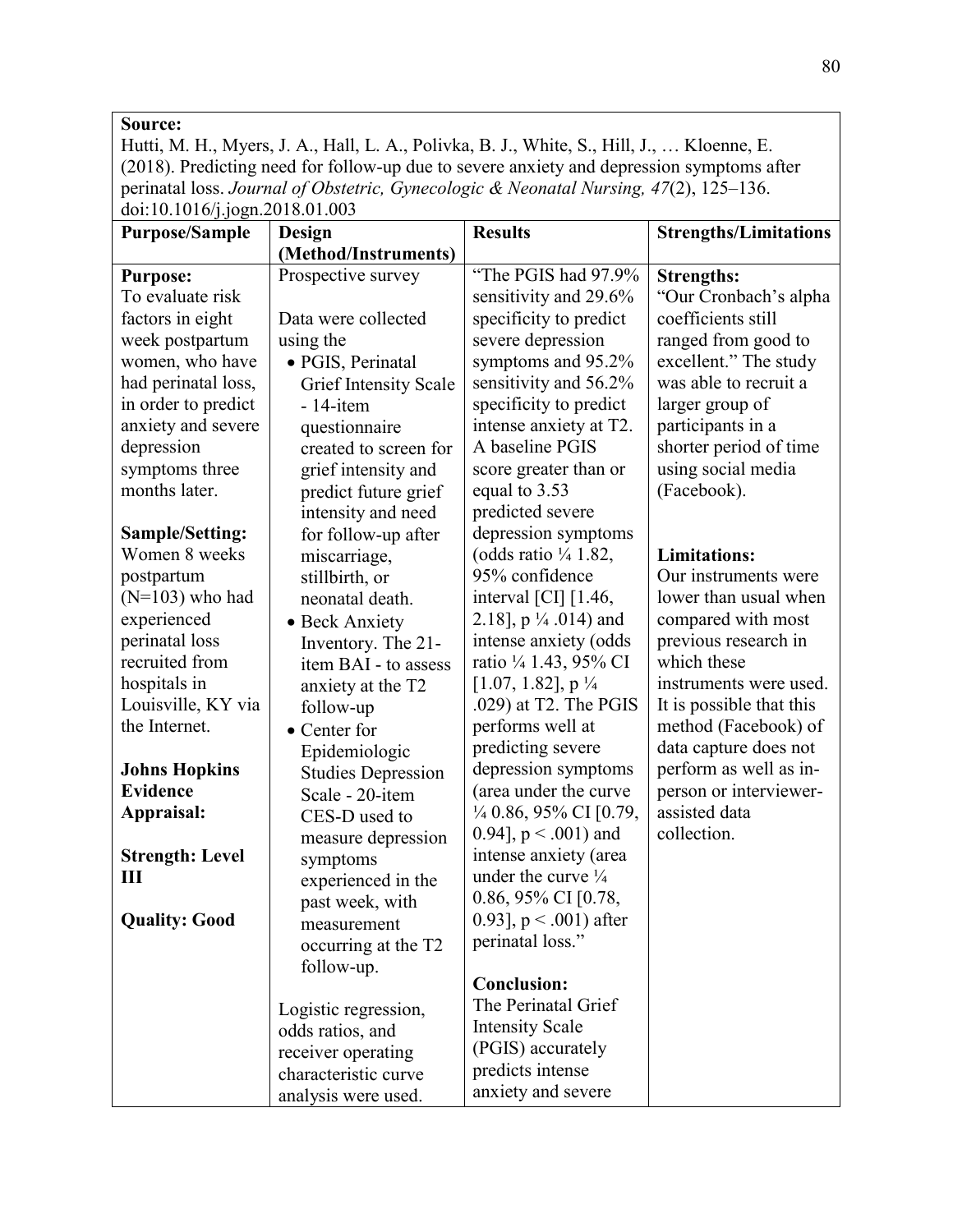| **Source:** Hutti, M. H., Myers, J. A., Hall, L. A., Polivka, B. J., White, S., Hill, J., … Kloenne, E. (2018). Predicting need for follow-up due to severe anxiety and depression symptoms after perinatal loss. *Journal of Obstetric, Gynecologic & Neonatal Nursing, 47*(2), 125–136. doi:10.1016/j.jogn.2018.01.003 | | | |
|---|---|---|---|
| **Purpose/Sample** | **Design (Method/Instruments)** | **Results** | **Strengths/Limitations** |
| **Purpose:**<br>To evaluate risk factors in eight week postpartum women, who have had perinatal loss, in order to predict anxiety and severe depression symptoms three months later.<br><br>**Sample/Setting:**<br>Women 8 weeks postpartum (N=103) who had experienced perinatal loss recruited from hospitals in Louisville, KY via the Internet.<br><br>**Johns Hopkins Evidence Appraisal:**<br><br>**Strength: Level III**<br><br>**Quality: Good** | Prospective survey<br><br>Data were collected using the<br>• PGIS, Perinatal Grief Intensity Scale - 14-item questionnaire created to screen for grief intensity and predict future grief intensity and need for follow-up after miscarriage, stillbirth, or neonatal death.<br>• Beck Anxiety Inventory. The 21-item BAI - to assess anxiety at the T2 follow-up<br>• Center for Epidemiologic Studies Depression Scale - 20-item CES-D used to measure depression symptoms experienced in the past week, with measurement occurring at the T2 follow-up.<br><br>Logistic regression, odds ratios, and receiver operating characteristic curve analysis were used. | "The PGIS had 97.9% sensitivity and 29.6% specificity to predict severe depression symptoms and 95.2% sensitivity and 56.2% specificity to predict intense anxiety at T2. A baseline PGIS score greater than or equal to 3.53 predicted severe depression symptoms (odds ratio ¼ 1.82, 95% confidence interval [CI] [1.46, 2.18], p ¼ .014) and intense anxiety (odds ratio ¼ 1.43, 95% CI [1.07, 1.82], p ¼ .029) at T2. The PGIS performs well at predicting severe depression symptoms (area under the curve ¼ 0.86, 95% CI [0.79, 0.94], p < .001) and intense anxiety (area under the curve ¼ 0.86, 95% CI [0.78, 0.93], p < .001) after perinatal loss."<br><br>**Conclusion:**<br>The Perinatal Grief Intensity Scale (PGIS) accurately predicts intense anxiety and severe | **Strengths:**<br>"Our Cronbach's alpha coefficients still ranged from good to excellent." The study was able to recruit a larger group of participants in a shorter period of time using social media (Facebook).<br><br>**Limitations:**<br>Our instruments were lower than usual when compared with most previous research in which these instruments were used. It is possible that this method (Facebook) of data capture does not perform as well as in-person or interviewer-assisted data collection. |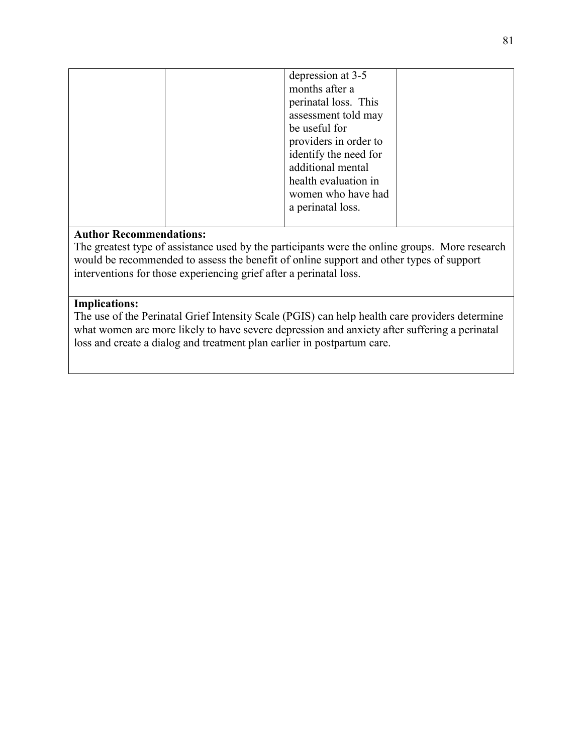| | | | |
|---|---|---|---|
| | | depression at 3-5 months after a perinatal loss. This assessment told may be useful for providers in order to identify the need for additional mental health evaluation in women who have had a perinatal loss. | |

**Author Recommendations:**
The greatest type of assistance used by the participants were the online groups. More research would be recommended to assess the benefit of online support and other types of support interventions for those experiencing grief after a perinatal loss.

**Implications:**
The use of the Perinatal Grief Intensity Scale (PGIS) can help health care providers determine what women are more likely to have severe depression and anxiety after suffering a perinatal loss and create a dialog and treatment plan earlier in postpartum care.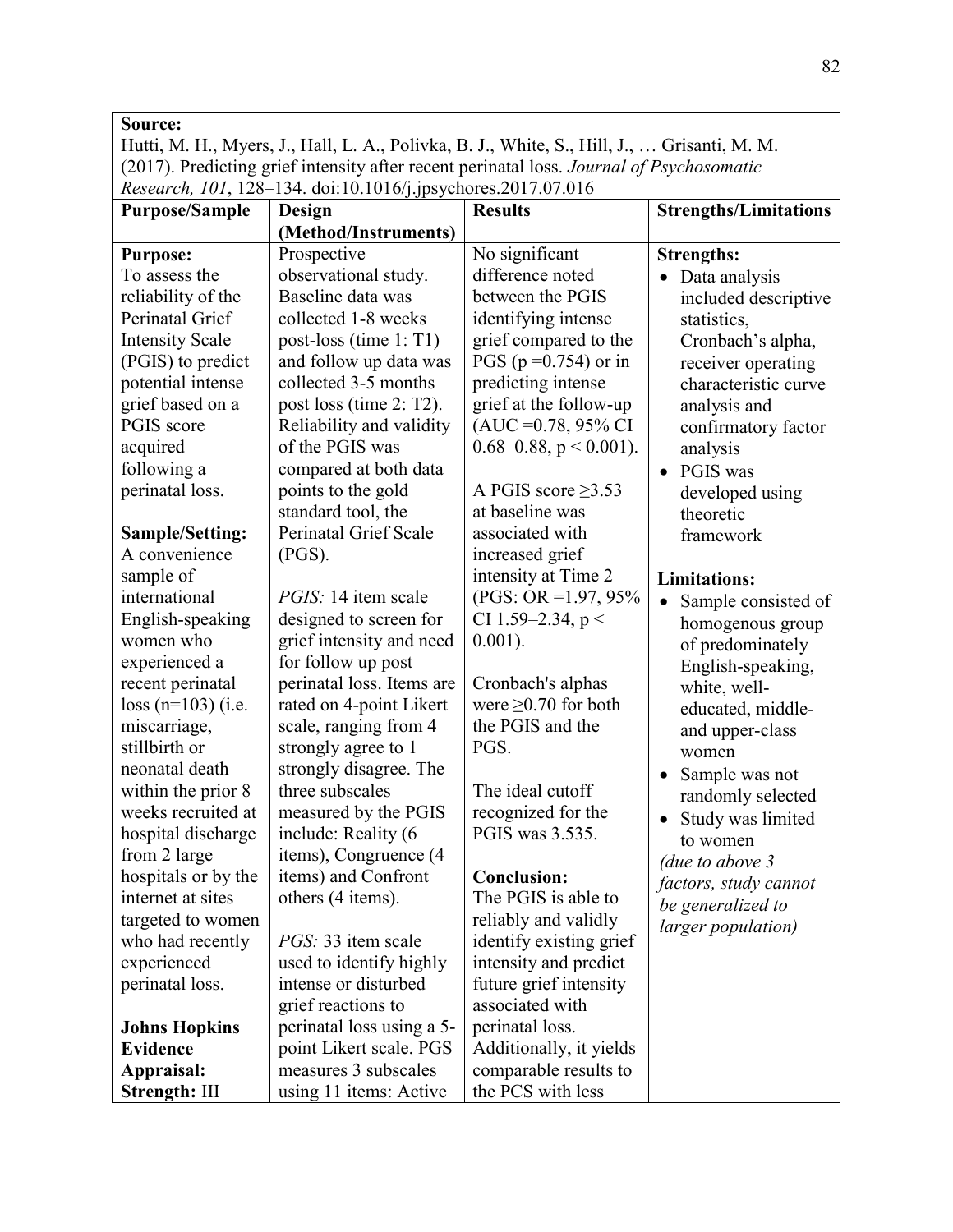| **Source:** Hutti, M. H., Myers, J., Hall, L. A., Polivka, B. J., White, S., Hill, J., … Grisanti, M. M. (2017). Predicting grief intensity after recent perinatal loss. *Journal of Psychosomatic Research, 101*, 128–134. doi:10.1016/j.jpsychores.2017.07.016 | | | |
|---|---|---|---|
| **Purpose/Sample** | **Design (Method/Instruments)** | **Results** | **Strengths/Limitations** |
| **Purpose:**<br>To assess the reliability of the Perinatal Grief Intensity Scale (PGIS) to predict potential intense grief based on a PGIS score acquired following a perinatal loss.<br><br>**Sample/Setting:**<br>A convenience sample of international English-speaking women who experienced a recent perinatal loss (n=103) (i.e. miscarriage, stillbirth or neonatal death within the prior 8 weeks recruited at hospital discharge from 2 large hospitals or by the internet at sites targeted to women who had recently experienced perinatal loss.<br><br>**Johns Hopkins Evidence Appraisal:**<br>**Strength:** III | Prospective observational study. Baseline data was collected 1-8 weeks post-loss (time 1: T1) and follow up data was collected 3-5 months post loss (time 2: T2). Reliability and validity of the PGIS was compared at both data points to the gold standard tool, the Perinatal Grief Scale (PGS).<br><br>*PGIS:* 14 item scale designed to screen for grief intensity and need for follow up post perinatal loss. Items are rated on 4-point Likert scale, ranging from 4 strongly agree to 1 strongly disagree. The three subscales measured by the PGIS include: Reality (6 items), Congruence (4 items) and Confront others (4 items).<br><br>*PGS:* 33 item scale used to identify highly intense or disturbed grief reactions to perinatal loss using a 5-point Likert scale. PGS measures 3 subscales using 11 items: Active | No significant difference noted between the PGIS identifying intense grief compared to the PGS ($p = 0.754$) or in predicting intense grief at the follow-up (AUC =0.78, 95% CI 0.68–0.88, $p < 0.001$).<br><br>A PGIS score ≥3.53 at baseline was associated with increased grief intensity at Time 2 (PGS: OR =1.97, 95% CI 1.59–2.34, $p < 0.001$).<br><br>Cronbach's alphas were ≥0.70 for both the PGIS and the PGS.<br><br>The ideal cutoff recognized for the PGIS was 3.535.<br><br>**Conclusion:**<br>The PGIS is able to reliably and validly identify existing grief intensity and predict future grief intensity associated with perinatal loss. Additionally, it yields comparable results to the PCS with less | **Strengths:**<br>• Data analysis included descriptive statistics, Cronbach's alpha, receiver operating characteristic curve analysis and confirmatory factor analysis<br>• PGIS was developed using theoretic framework<br><br>**Limitations:**<br>• Sample consisted of homogenous group of predominately English-speaking, white, well-educated, middle- and upper-class women<br>• Sample was not randomly selected<br>• Study was limited to women<br>*(due to above 3 factors, study cannot be generalized to larger population)* |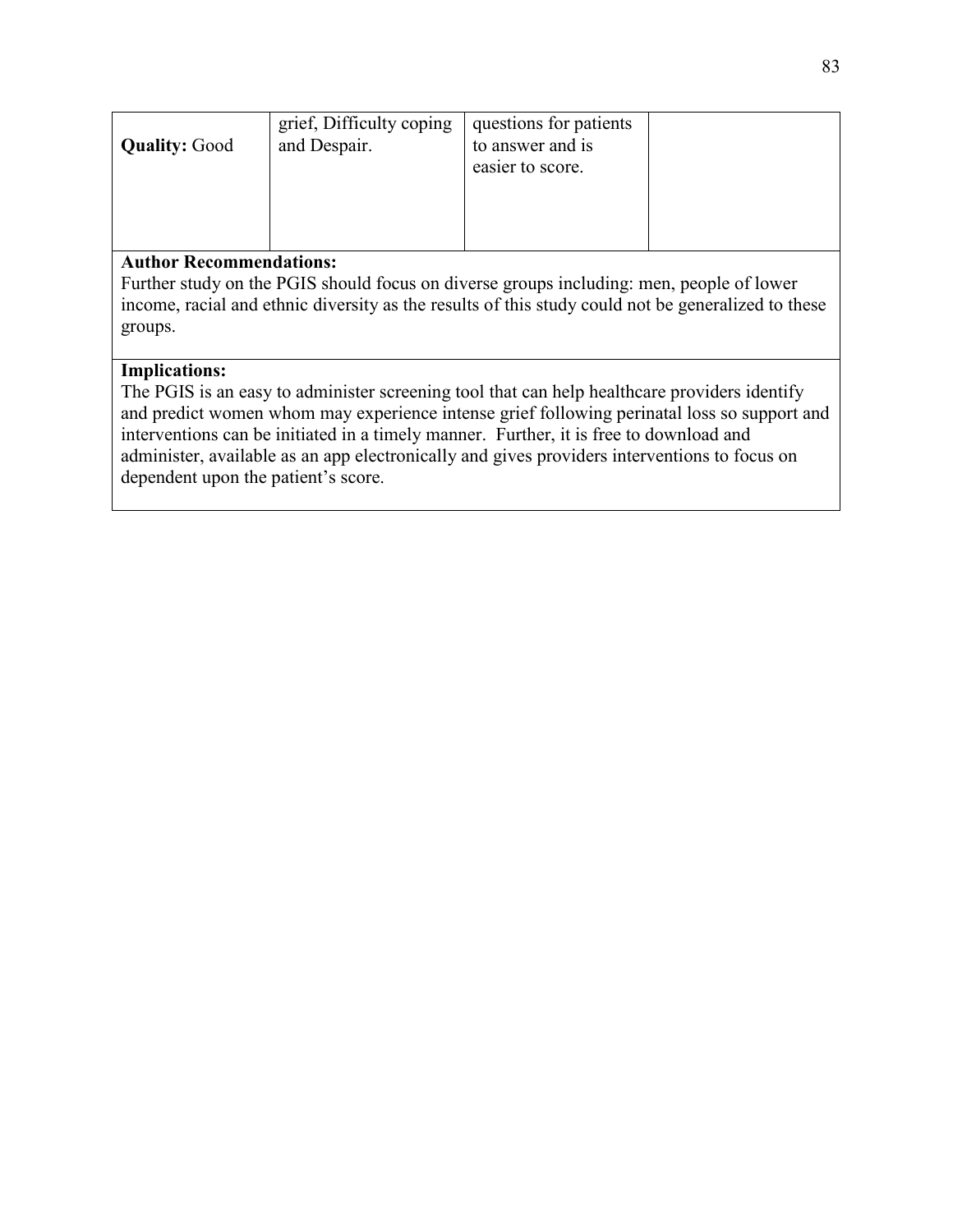| **Quality:** Good | grief, Difficulty coping and Despair. | questions for patients to answer and is easier to score. | |
|---|---|---|---|

**Author Recommendations:**
Further study on the PGIS should focus on diverse groups including: men, people of lower income, racial and ethnic diversity as the results of this study could not be generalized to these groups.

**Implications:**
The PGIS is an easy to administer screening tool that can help healthcare providers identify and predict women whom may experience intense grief following perinatal loss so support and interventions can be initiated in a timely manner. Further, it is free to download and administer, available as an app electronically and gives providers interventions to focus on dependent upon the patient's score.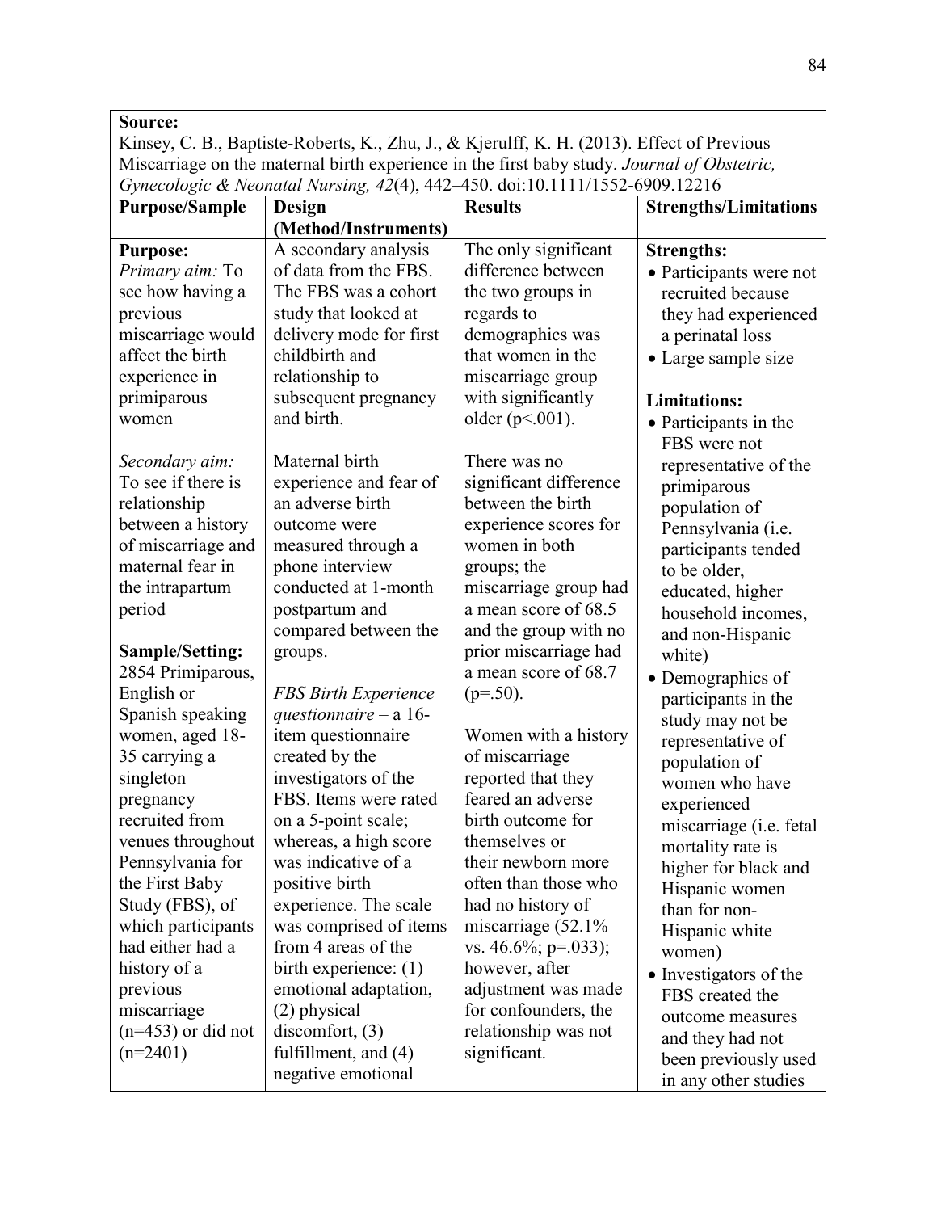**Source:**
Kinsey, C. B., Baptiste-Roberts, K., Zhu, J., & Kjerulff, K. H. (2013). Effect of Previous Miscarriage on the maternal birth experience in the first baby study. *Journal of Obstetric, Gynecologic & Neonatal Nursing, 42*(4), 442–450. doi:10.1111/1552-6909.12216

| Purpose/Sample | Design (Method/Instruments) | Results | Strengths/Limitations |
|---|---|---|---|
| **Purpose:**<br>*Primary aim:* To see how having a previous miscarriage would affect the birth experience in primiparous women<br><br>*Secondary aim:* To see if there is relationship between a history of miscarriage and maternal fear in the intrapartum period<br><br>**Sample/Setting:**<br>2854 Primiparous, English or Spanish speaking women, aged 18-35 carrying a singleton pregnancy recruited from venues throughout Pennsylvania for the First Baby Study (FBS), of which participants had either had a history of a previous miscarriage (n=453) or did not (n=2401) | A secondary analysis of data from the FBS. The FBS was a cohort study that looked at delivery mode for first childbirth and relationship to subsequent pregnancy and birth.<br><br>Maternal birth experience and fear of an adverse birth outcome were measured through a phone interview conducted at 1-month postpartum and compared between the groups.<br><br>*FBS Birth Experience questionnaire* – a 16-item questionnaire created by the investigators of the FBS. Items were rated on a 5-point scale; whereas, a high score was indicative of a positive birth experience. The scale was comprised of items from 4 areas of the birth experience: (1) emotional adaptation, (2) physical discomfort, (3) fulfillment, and (4) negative emotional | The only significant difference between the two groups in regards to demographics was that women in the miscarriage group with significantly older ($p<.001$).<br><br>There was no significant difference between the birth experience scores for women in both groups; the miscarriage group had a mean score of 68.5 and the group with no prior miscarriage had a mean score of 68.7 ($p=.50$).<br><br>Women with a history of miscarriage reported that they feared an adverse birth outcome for themselves or their newborn more often than those who had no history of miscarriage (52.1% vs. 46.6%; $p=.033$); however, after adjustment was made for confounders, the relationship was not significant. | **Strengths:**<br>• Participants were not recruited because they had experienced a perinatal loss<br>• Large sample size<br><br>**Limitations:**<br>• Participants in the FBS were not representative of the primiparous population of Pennsylvania (i.e. participants tended to be older, educated, higher household incomes, and non-Hispanic white)<br>• Demographics of participants in the study may not be representative of population of women who have experienced miscarriage (i.e. fetal mortality rate is higher for black and Hispanic women than for non-Hispanic white women)<br>• Investigators of the FBS created the outcome measures and they had not been previously used in any other studies |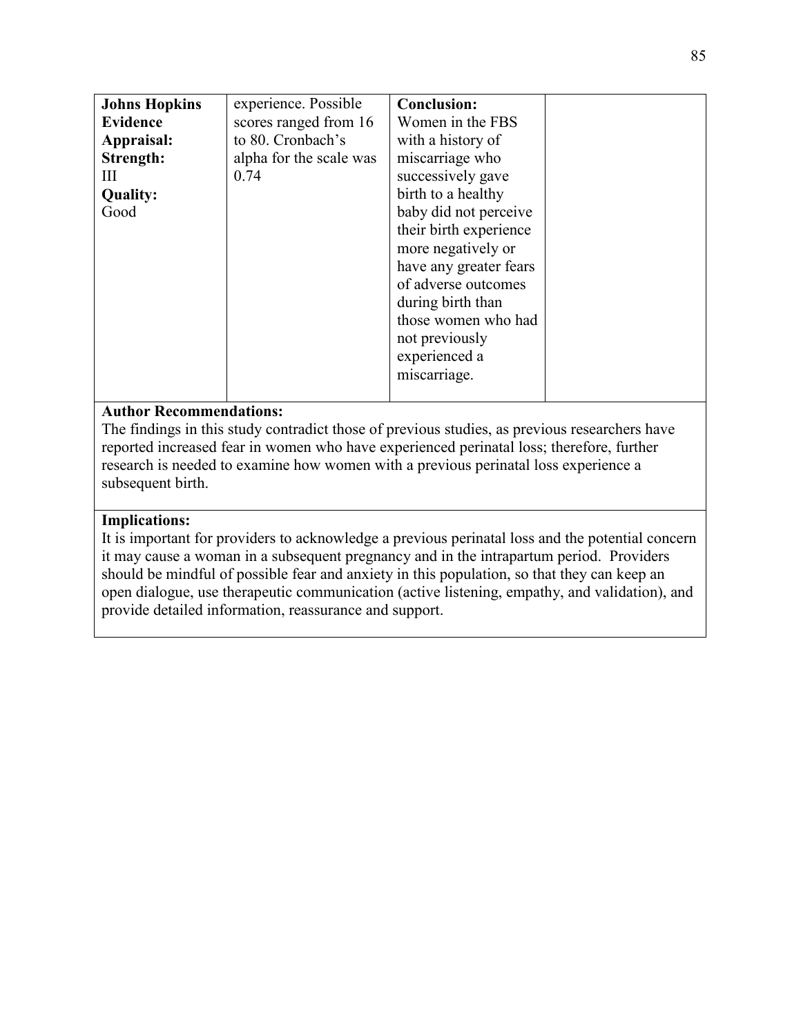| **Johns Hopkins Evidence Appraisal: Strength:** III **Quality:** Good | experience. Possible scores ranged from 16 to 80. Cronbach's alpha for the scale was 0.74 | **Conclusion:** Women in the FBS with a history of miscarriage who successively gave birth to a healthy baby did not perceive their birth experience more negatively or have any greater fears of adverse outcomes during birth than those women who had not previously experienced a miscarriage. | |
|---|---|---|---|

**Author Recommendations:**
The findings in this study contradict those of previous studies, as previous researchers have reported increased fear in women who have experienced perinatal loss; therefore, further research is needed to examine how women with a previous perinatal loss experience a subsequent birth.

**Implications:**
It is important for providers to acknowledge a previous perinatal loss and the potential concern it may cause a woman in a subsequent pregnancy and in the intrapartum period. Providers should be mindful of possible fear and anxiety in this population, so that they can keep an open dialogue, use therapeutic communication (active listening, empathy, and validation), and provide detailed information, reassurance and support.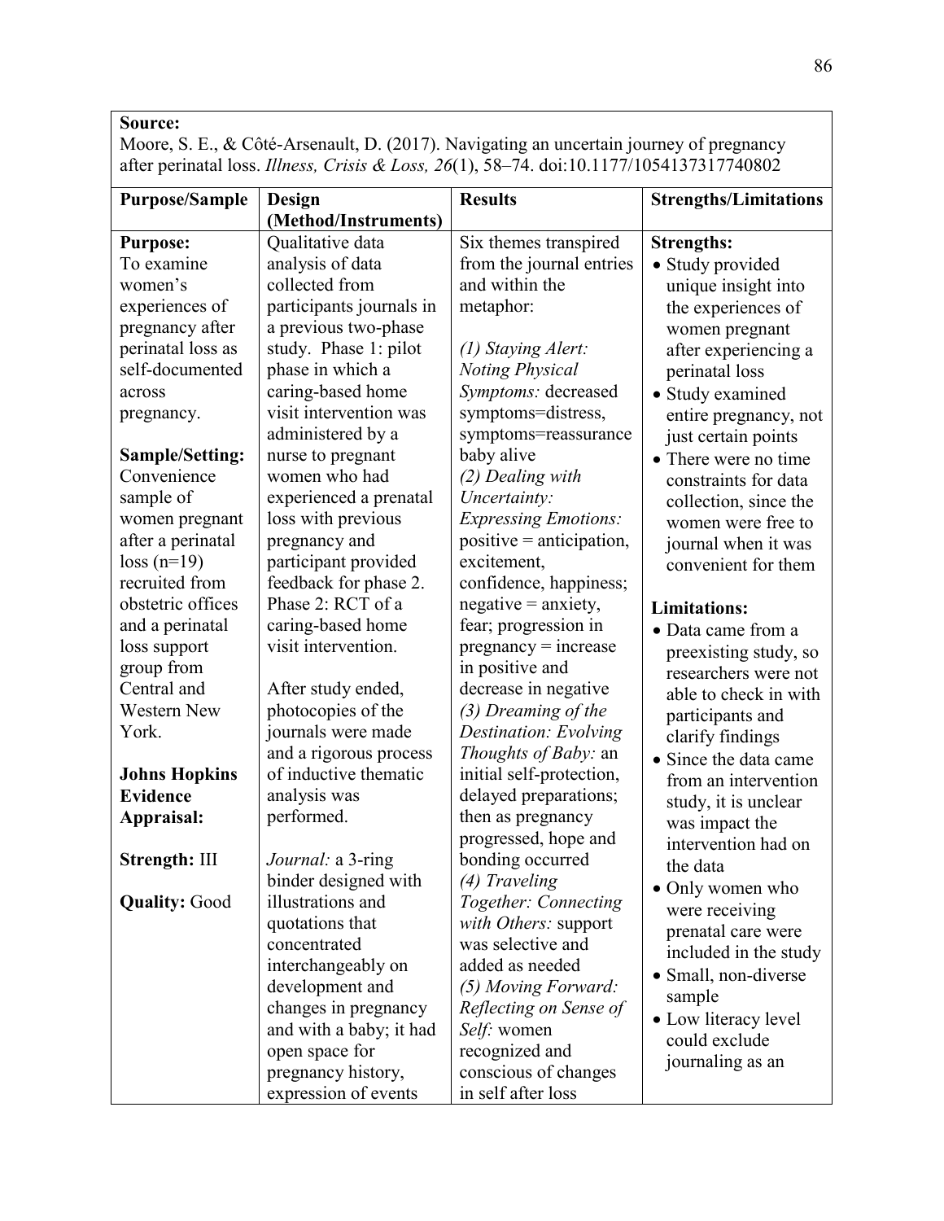| **Source:** Moore, S. E., & Côté-Arsenault, D. (2017). Navigating an uncertain journey of pregnancy after perinatal loss. *Illness, Crisis & Loss, 26*(1), 58–74. doi:10.1177/1054137317740802 | | | |
|---|---|---|---|
| **Purpose/Sample** | **Design (Method/Instruments)** | **Results** | **Strengths/Limitations** |
| **Purpose:** To examine women's experiences of pregnancy after perinatal loss as self-documented across pregnancy.<br><br>**Sample/Setting:** Convenience sample of women pregnant after a perinatal loss (n=19) recruited from obstetric offices and a perinatal loss support group from Central and Western New York.<br><br>**Johns Hopkins Evidence Appraisal:**<br><br>**Strength:** III<br><br>**Quality:** Good | Qualitative data analysis of data collected from participants journals in a previous two-phase study. Phase 1: pilot phase in which a caring-based home visit intervention was administered by a nurse to pregnant women who had experienced a prenatal loss with previous pregnancy and participant provided feedback for phase 2. Phase 2: RCT of a caring-based home visit intervention.<br><br>After study ended, photocopies of the journals were made and a rigorous process of inductive thematic analysis was performed.<br><br>*Journal:* a 3-ring binder designed with illustrations and quotations that concentrated interchangeably on development and changes in pregnancy and with a baby; it had open space for pregnancy history, expression of events | Six themes transpired from the journal entries and within the metaphor:<br><br>*(1) Staying Alert: Noting Physical Symptoms:* decreased symptoms=distress, symptoms=reassurance baby alive<br>*(2) Dealing with Uncertainty: Expressing Emotions:* positive = anticipation, excitement, confidence, happiness; negative = anxiety, fear; progression in pregnancy = increase in positive and decrease in negative<br>*(3) Dreaming of the Destination: Evolving Thoughts of Baby:* an initial self-protection, delayed preparations; then as pregnancy progressed, hope and bonding occurred<br>*(4) Traveling Together: Connecting with Others:* support was selective and added as needed<br>*(5) Moving Forward: Reflecting on Sense of Self:* women recognized and conscious of changes in self after loss | **Strengths:**<br>• Study provided unique insight into the experiences of women pregnant after experiencing a perinatal loss<br>• Study examined entire pregnancy, not just certain points<br>• There were no time constraints for data collection, since the women were free to journal when it was convenient for them<br><br>**Limitations:**<br>• Data came from a preexisting study, so researchers were not able to check in with participants and clarify findings<br>• Since the data came from an intervention study, it is unclear was impact the intervention had on the data<br>• Only women who were receiving prenatal care were included in the study<br>• Small, non-diverse sample<br>• Low literacy level could exclude journaling as an |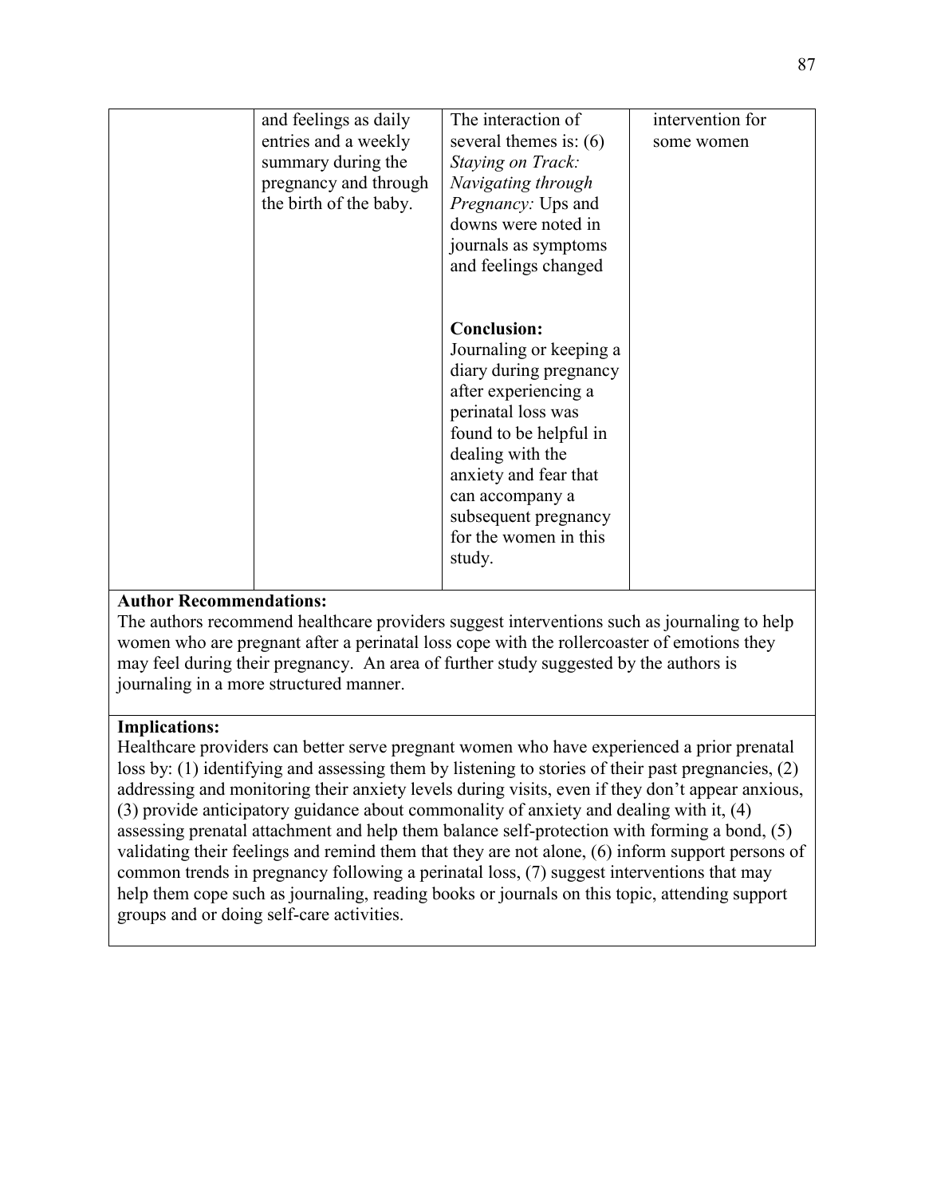| | | | |
|---|---|---|---|
| | and feelings as daily entries and a weekly summary during the pregnancy and through the birth of the baby. | The interaction of several themes is: (6) *Staying on Track: Navigating through Pregnancy:* Ups and downs were noted in journals as symptoms and feelings changed<br><br>**Conclusion:** Journaling or keeping a diary during pregnancy after experiencing a perinatal loss was found to be helpful in dealing with the anxiety and fear that can accompany a subsequent pregnancy for the women in this study. | intervention for some women |

**Author Recommendations:**
The authors recommend healthcare providers suggest interventions such as journaling to help women who are pregnant after a perinatal loss cope with the rollercoaster of emotions they may feel during their pregnancy. An area of further study suggested by the authors is journaling in a more structured manner.

**Implications:**
Healthcare providers can better serve pregnant women who have experienced a prior prenatal loss by: (1) identifying and assessing them by listening to stories of their past pregnancies, (2) addressing and monitoring their anxiety levels during visits, even if they don't appear anxious, (3) provide anticipatory guidance about commonality of anxiety and dealing with it, (4) assessing prenatal attachment and help them balance self-protection with forming a bond, (5) validating their feelings and remind them that they are not alone, (6) inform support persons of common trends in pregnancy following a perinatal loss, (7) suggest interventions that may help them cope such as journaling, reading books or journals on this topic, attending support groups and or doing self-care activities.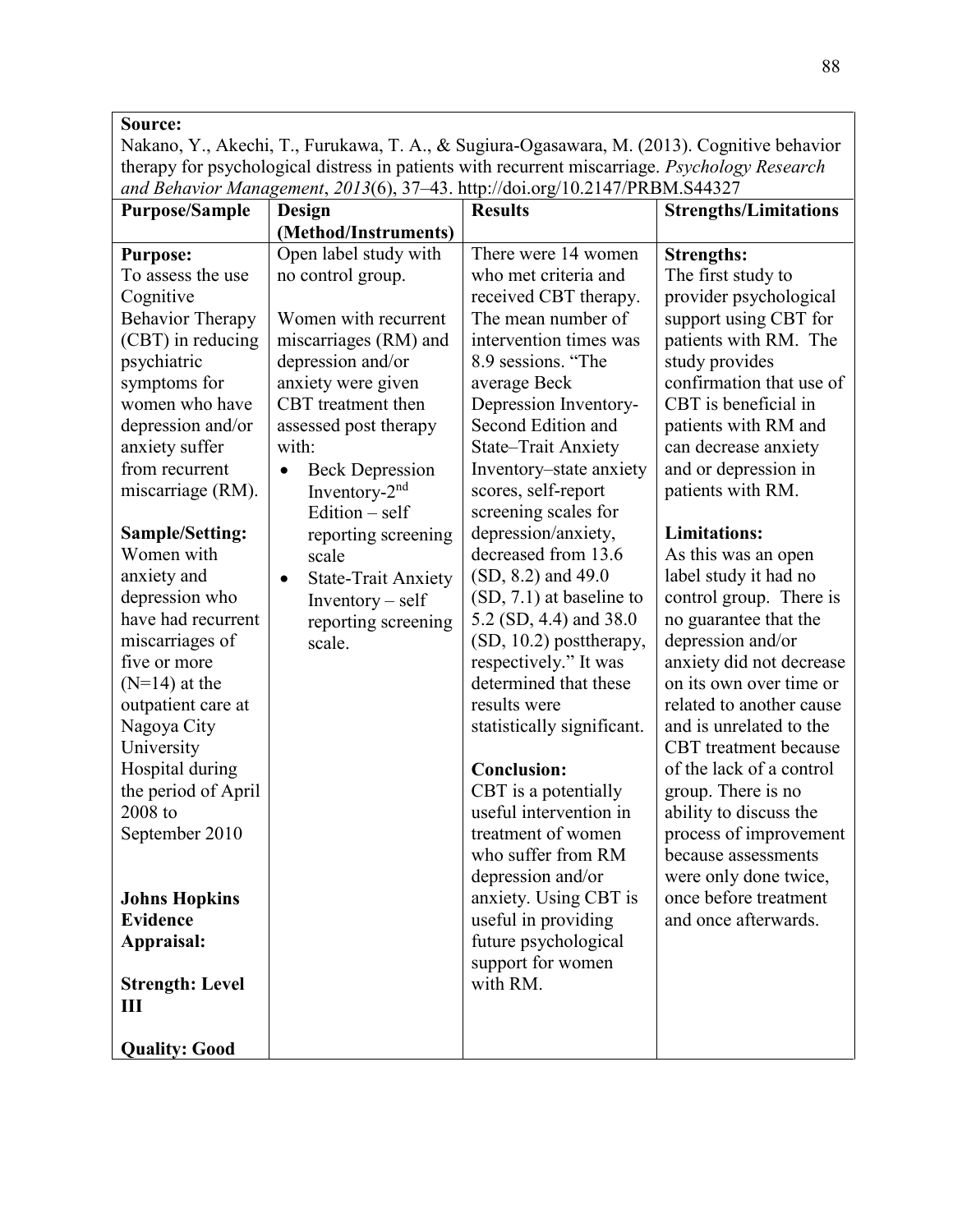**Source:**
Nakano, Y., Akechi, T., Furukawa, T. A., & Sugiura-Ogasawara, M. (2013). Cognitive behavior therapy for psychological distress in patients with recurrent miscarriage. *Psychology Research and Behavior Management*, *2013*(6), 37–43. http://doi.org/10.2147/PRBM.S44327

| Purpose/Sample | Design (Method/Instruments) | Results | Strengths/Limitations |
|---|---|---|---|
| **Purpose:**<br>To assess the use Cognitive Behavior Therapy (CBT) in reducing psychiatric symptoms for women who have depression and/or anxiety suffer from recurrent miscarriage (RM).<br><br>**Sample/Setting:**<br>Women with anxiety and depression who have had recurrent miscarriages of five or more (N=14) at the outpatient care at Nagoya City University Hospital during the period of April 2008 to September 2010<br><br>**Johns Hopkins Evidence Appraisal:**<br><br>**Strength: Level III**<br><br>**Quality: Good** | Open label study with no control group.<br><br>Women with recurrent miscarriages (RM) and depression and/or anxiety were given CBT treatment then assessed post therapy with:<br>• Beck Depression Inventory-2nd Edition – self reporting screening scale<br>• State-Trait Anxiety Inventory – self reporting screening scale. | There were 14 women who met criteria and received CBT therapy. The mean number of intervention times was 8.9 sessions. "The average Beck Depression Inventory-Second Edition and State–Trait Anxiety Inventory–state anxiety scores, self-report screening scales for depression/anxiety, decreased from 13.6 (SD, 8.2) and 49.0 (SD, 7.1) at baseline to 5.2 (SD, 4.4) and 38.0 (SD, 10.2) posttherapy, respectively." It was determined that these results were statistically significant.<br><br>**Conclusion:**<br>CBT is a potentially useful intervention in treatment of women who suffer from RM depression and/or anxiety. Using CBT is useful in providing future psychological support for women with RM. | **Strengths:**<br>The first study to provider psychological support using CBT for patients with RM. The study provides confirmation that use of CBT is beneficial in patients with RM and can decrease anxiety and or depression in patients with RM.<br><br>**Limitations:**<br>As this was an open label study it had no control group. There is no guarantee that the depression and/or anxiety did not decrease on its own over time or related to another cause and is unrelated to the CBT treatment because of the lack of a control group. There is no ability to discuss the process of improvement because assessments were only done twice, once before treatment and once afterwards. |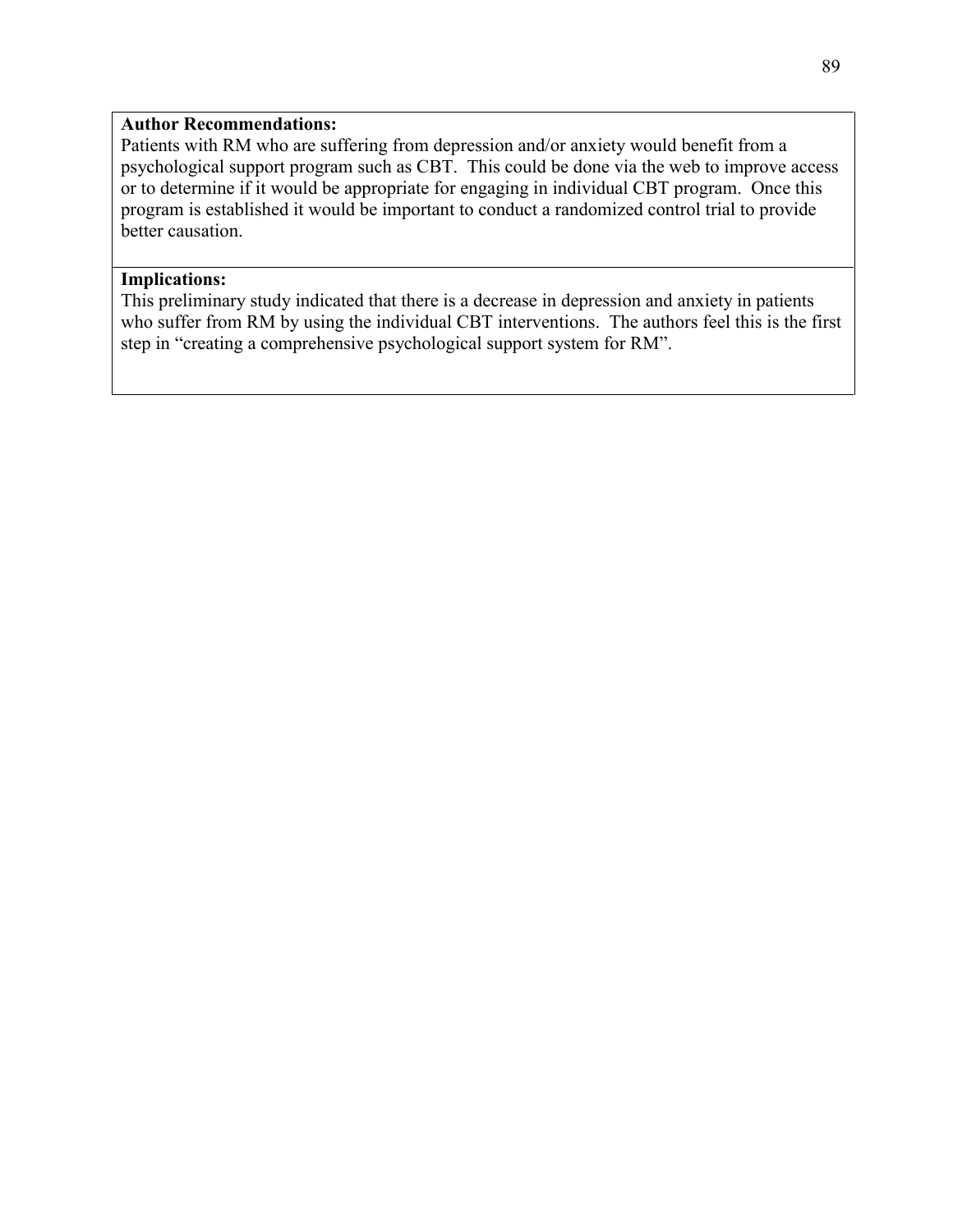**Author Recommendations:**
Patients with RM who are suffering from depression and/or anxiety would benefit from a psychological support program such as CBT. This could be done via the web to improve access or to determine if it would be appropriate for engaging in individual CBT program. Once this program is established it would be important to conduct a randomized control trial to provide better causation.

**Implications:**
This preliminary study indicated that there is a decrease in depression and anxiety in patients who suffer from RM by using the individual CBT interventions. The authors feel this is the first step in "creating a comprehensive psychological support system for RM".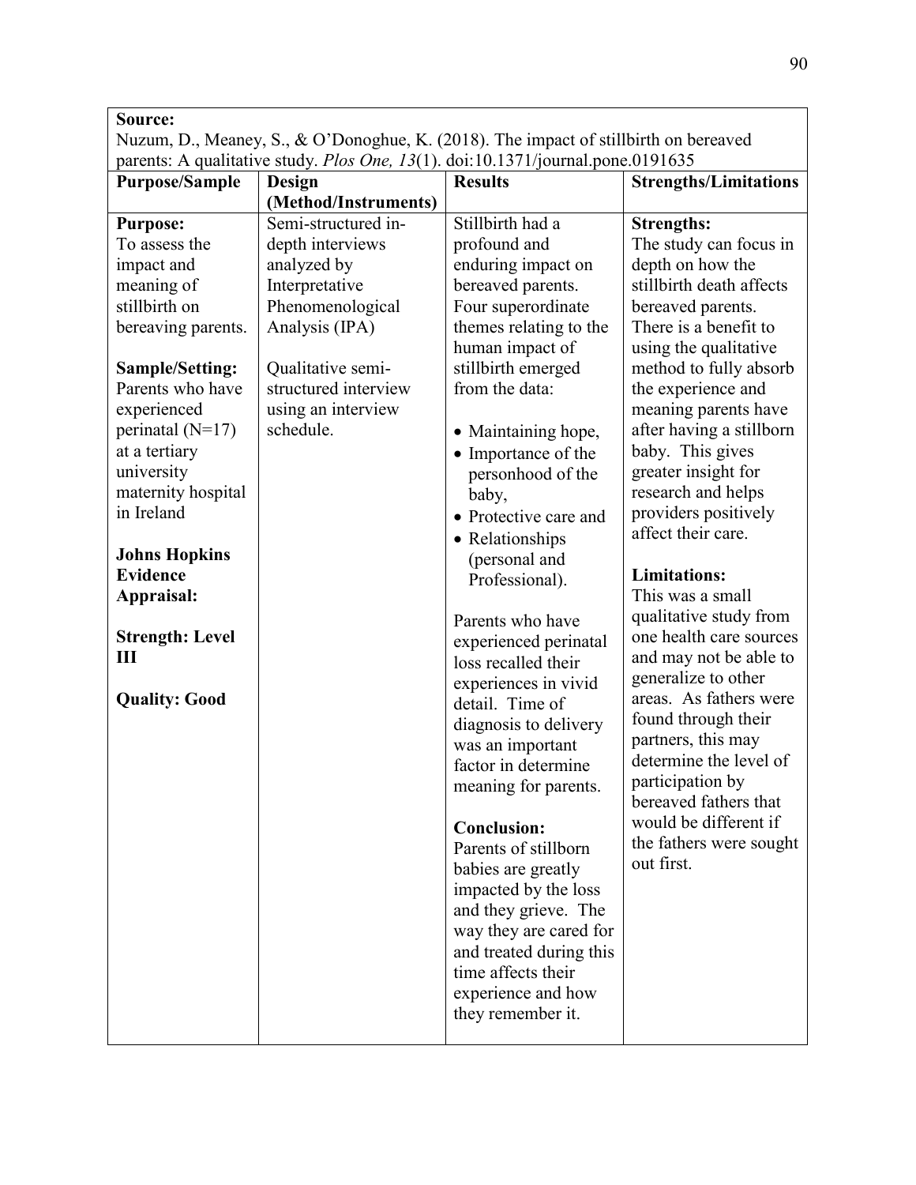| **Source:**<br>Nuzum, D., Meaney, S., & O'Donoghue, K. (2018). The impact of stillbirth on bereaved parents: A qualitative study. *Plos One, 13*(1). doi:10.1371/journal.pone.0191635 | | | |
|---|---|---|---|
| **Purpose/Sample** | **Design (Method/Instruments)** | **Results** | **Strengths/Limitations** |
| **Purpose:**<br>To assess the impact and meaning of stillbirth on bereaving parents.<br><br>**Sample/Setting:**<br>Parents who have experienced perinatal (N=17) at a tertiary university maternity hospital in Ireland<br><br>**Johns Hopkins Evidence Appraisal:**<br><br>**Strength: Level III**<br><br>**Quality: Good** | Semi-structured in-depth interviews analyzed by Interpretative Phenomenological Analysis (IPA)<br><br>Qualitative semi-structured interview using an interview schedule. | Stillbirth had a profound and enduring impact on bereaved parents. Four superordinate themes relating to the human impact of stillbirth emerged from the data:<br><br>• Maintaining hope,<br>• Importance of the personhood of the baby,<br>• Protective care and<br>• Relationships (personal and Professional).<br><br>Parents who have experienced perinatal loss recalled their experiences in vivid detail. Time of diagnosis to delivery was an important factor in determine meaning for parents.<br><br>**Conclusion:**<br>Parents of stillborn babies are greatly impacted by the loss and they grieve. The way they are cared for and treated during this time affects their experience and how they remember it. | **Strengths:**<br>The study can focus in depth on how the stillbirth death affects bereaved parents. There is a benefit to using the qualitative method to fully absorb the experience and meaning parents have after having a stillborn baby. This gives greater insight for research and helps providers positively affect their care.<br><br>**Limitations:**<br>This was a small qualitative study from one health care sources and may not be able to generalize to other areas. As fathers were found through their partners, this may determine the level of participation by bereaved fathers that would be different if the fathers were sought out first. |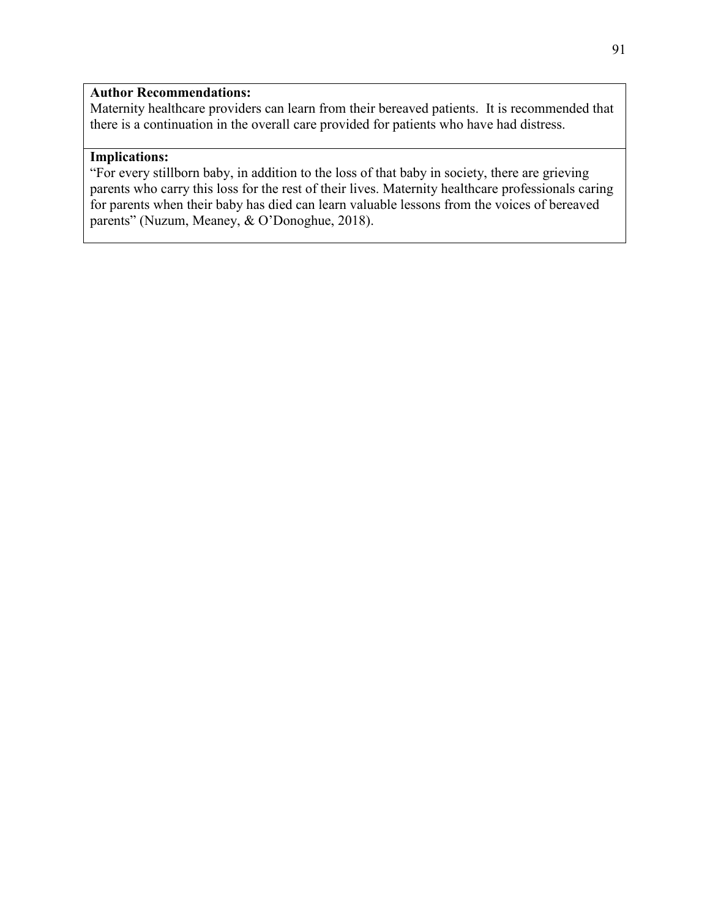| **Author Recommendations:** Maternity healthcare providers can learn from their bereaved patients. It is recommended that there is a continuation in the overall care provided for patients who have had distress. |
|---|
| **Implications:** "For every stillborn baby, in addition to the loss of that baby in society, there are grieving parents who carry this loss for the rest of their lives. Maternity healthcare professionals caring for parents when their baby has died can learn valuable lessons from the voices of bereaved parents" (Nuzum, Meaney, & O'Donoghue, 2018). |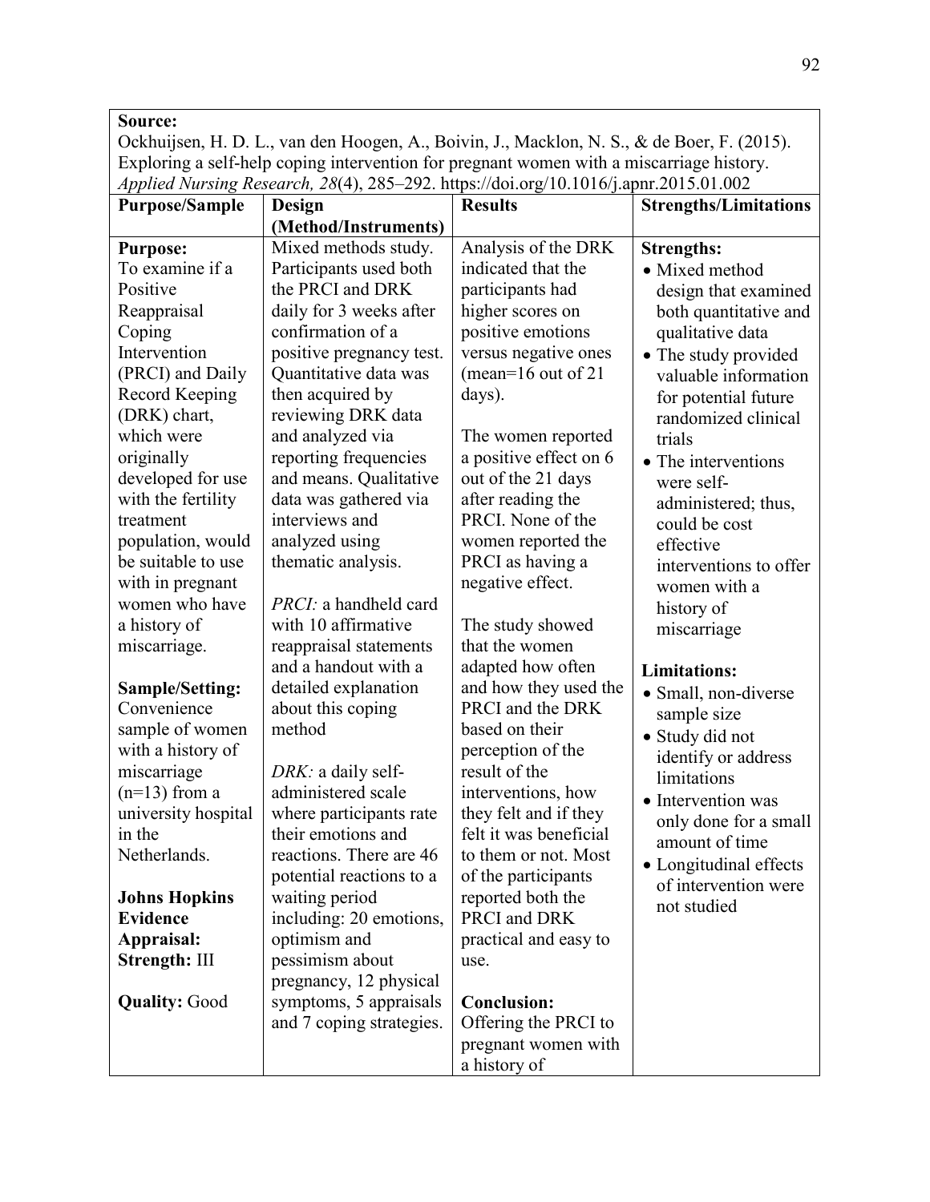| **Source:** Ockhuijsen, H. D. L., van den Hoogen, A., Boivin, J., Macklon, N. S., & de Boer, F. (2015). Exploring a self-help coping intervention for pregnant women with a miscarriage history. *Applied Nursing Research, 28*(4), 285–292. https://doi.org/10.1016/j.apnr.2015.01.002 | | | |
|---|---|---|---|
| **Purpose/Sample** | **Design (Method/Instruments)** | **Results** | **Strengths/Limitations** |
| **Purpose:**<br>To examine if a Positive Reappraisal Coping Intervention (PRCI) and Daily Record Keeping (DRK) chart, which were originally developed for use with the fertility treatment population, would be suitable to use with in pregnant women who have a history of miscarriage.<br><br>**Sample/Setting:**<br>Convenience sample of women with a history of miscarriage (n=13) from a university hospital in the Netherlands.<br><br>**Johns Hopkins Evidence Appraisal:**<br>**Strength:** III<br><br>**Quality:** Good | Mixed methods study. Participants used both the PRCI and DRK daily for 3 weeks after confirmation of a positive pregnancy test. Quantitative data was then acquired by reviewing DRK data and analyzed via reporting frequencies and means. Qualitative data was gathered via interviews and analyzed using thematic analysis.<br><br>*PRCI:* a handheld card with 10 affirmative reappraisal statements and a handout with a detailed explanation about this coping method<br><br>*DRK:* a daily self-administered scale where participants rate their emotions and reactions. There are 46 potential reactions to a waiting period including: 20 emotions, optimism and pessimism about pregnancy, 12 physical symptoms, 5 appraisals and 7 coping strategies. | Analysis of the DRK indicated that the participants had higher scores on positive emotions versus negative ones (mean=16 out of 21 days).<br><br>The women reported a positive effect on 6 out of the 21 days after reading the PRCI. None of the women reported the PRCI as having a negative effect.<br><br>The study showed that the women adapted how often and how they used the PRCI and the DRK based on their perception of the result of the interventions, how they felt and if they felt it was beneficial to them or not. Most of the participants reported both the PRCI and DRK practical and easy to use.<br><br>**Conclusion:**<br>Offering the PRCI to pregnant women with a history of | **Strengths:**<br>• Mixed method design that examined both quantitative and qualitative data<br>• The study provided valuable information for potential future randomized clinical trials<br>• The interventions were self-administered; thus, could be cost effective interventions to offer women with a history of miscarriage<br><br>**Limitations:**<br>• Small, non-diverse sample size<br>• Study did not identify or address limitations<br>• Intervention was only done for a small amount of time<br>• Longitudinal effects of intervention were not studied |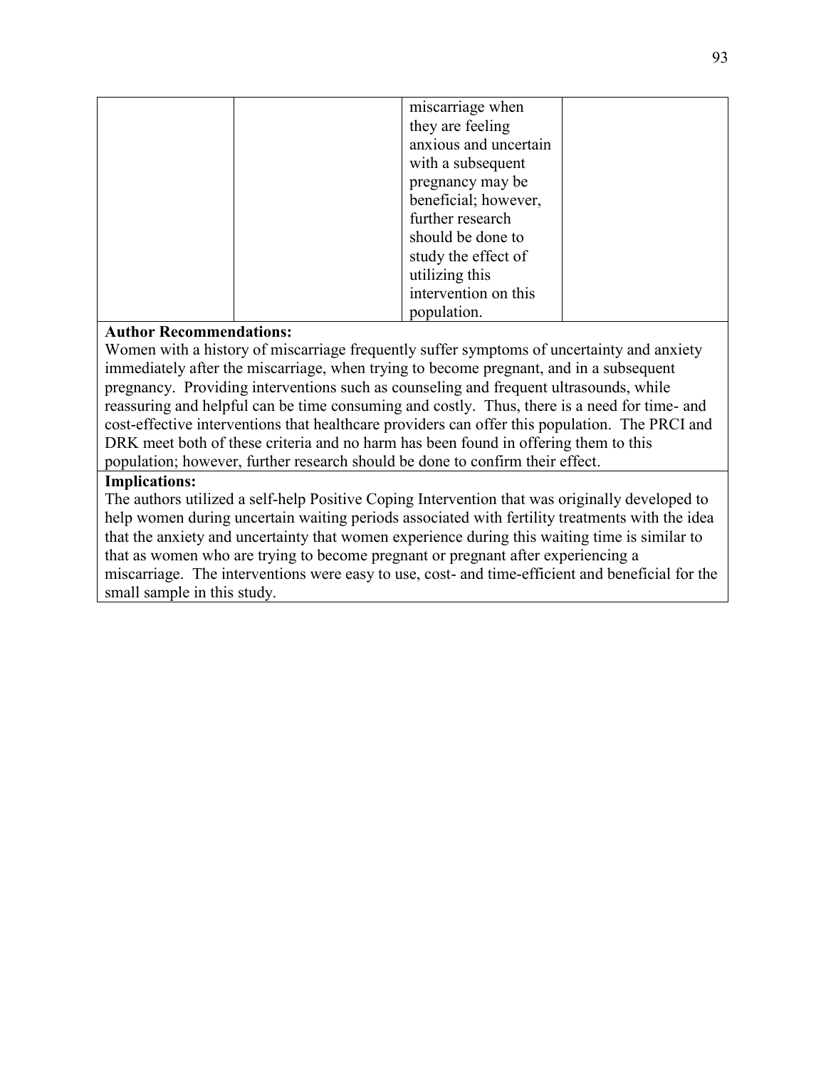| | | miscarriage when they are feeling anxious and uncertain with a subsequent pregnancy may be beneficial; however, further research should be done to study the effect of utilizing this intervention on this population. | |
|---|---|---|---|

**Author Recommendations:**
Women with a history of miscarriage frequently suffer symptoms of uncertainty and anxiety immediately after the miscarriage, when trying to become pregnant, and in a subsequent pregnancy. Providing interventions such as counseling and frequent ultrasounds, while reassuring and helpful can be time consuming and costly. Thus, there is a need for time- and cost-effective interventions that healthcare providers can offer this population. The PRCI and DRK meet both of these criteria and no harm has been found in offering them to this population; however, further research should be done to confirm their effect.

**Implications:**
The authors utilized a self-help Positive Coping Intervention that was originally developed to help women during uncertain waiting periods associated with fertility treatments with the idea that the anxiety and uncertainty that women experience during this waiting time is similar to that as women who are trying to become pregnant or pregnant after experiencing a miscarriage. The interventions were easy to use, cost- and time-efficient and beneficial for the small sample in this study.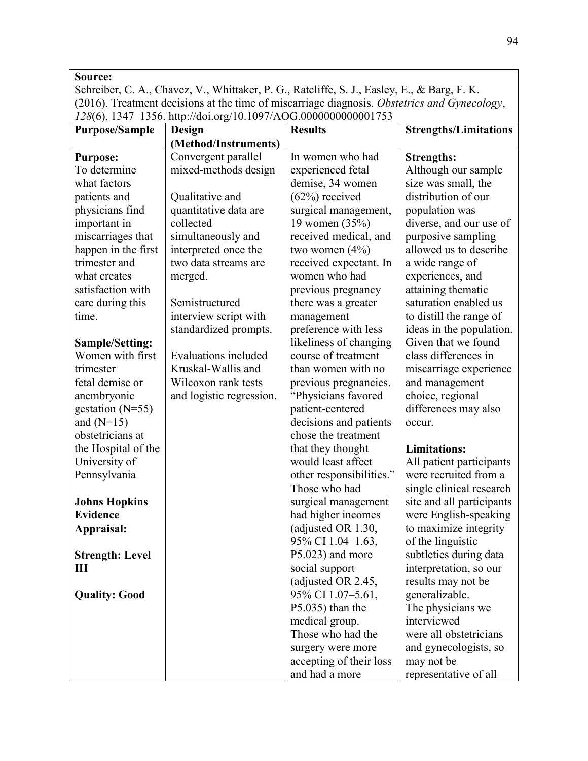| **Source:** Schreiber, C. A., Chavez, V., Whittaker, P. G., Ratcliffe, S. J., Easley, E., & Barg, F. K. (2016). Treatment decisions at the time of miscarriage diagnosis. *Obstetrics and Gynecology*, *128*(6), 1347–1356. http://doi.org/10.1097/AOG.0000000000001753 | | | |
|---|---|---|---|
| **Purpose/Sample** | **Design (Method/Instruments)** | **Results** | **Strengths/Limitations** |
| **Purpose:** To determine what factors patients and physicians find important in miscarriages that happen in the first trimester and what creates satisfaction with care during this time.<br><br>**Sample/Setting:** Women with first trimester fetal demise or anembryonic gestation (N=55) and (N=15) obstetricians at the Hospital of the University of Pennsylvania<br><br>**Johns Hopkins Evidence Appraisal:**<br><br>**Strength: Level III**<br><br>**Quality: Good** | Convergent parallel mixed-methods design<br><br>Qualitative and quantitative data are collected simultaneously and interpreted once the two data streams are merged.<br><br>Semistructured interview script with standardized prompts.<br><br>Evaluations included Kruskal-Wallis and Wilcoxon rank tests and logistic regression. | In women who had experienced fetal demise, 34 women (62%) received surgical management, 19 women (35%) received medical, and two women (4%) received expectant. In women who had previous pregnancy there was a greater management preference with less likeliness of changing course of treatment than women with no previous pregnancies. "Physicians favored patient-centered decisions and patients chose the treatment that they thought would least affect other responsibilities." Those who had surgical management had higher incomes (adjusted OR 1.30, 95% CI 1.04–1.63, P5.023) and more social support (adjusted OR 2.45, 95% CI 1.07–5.61, P5.035) than the medical group. Those who had the surgery were more accepting of their loss and had a more | **Strengths:** Although our sample size was small, the distribution of our population was diverse, and our use of purposive sampling allowed us to describe a wide range of experiences, and attaining thematic saturation enabled us to distill the range of ideas in the population. Given that we found class differences in miscarriage experience and management choice, regional differences may also occur.<br><br>**Limitations:** All patient participants were recruited from a single clinical research site and all participants were English-speaking to maximize integrity of the linguistic subtleties during data interpretation, so our results may not be generalizable. The physicians we interviewed were all obstetricians and gynecologists, so may not be representative of all |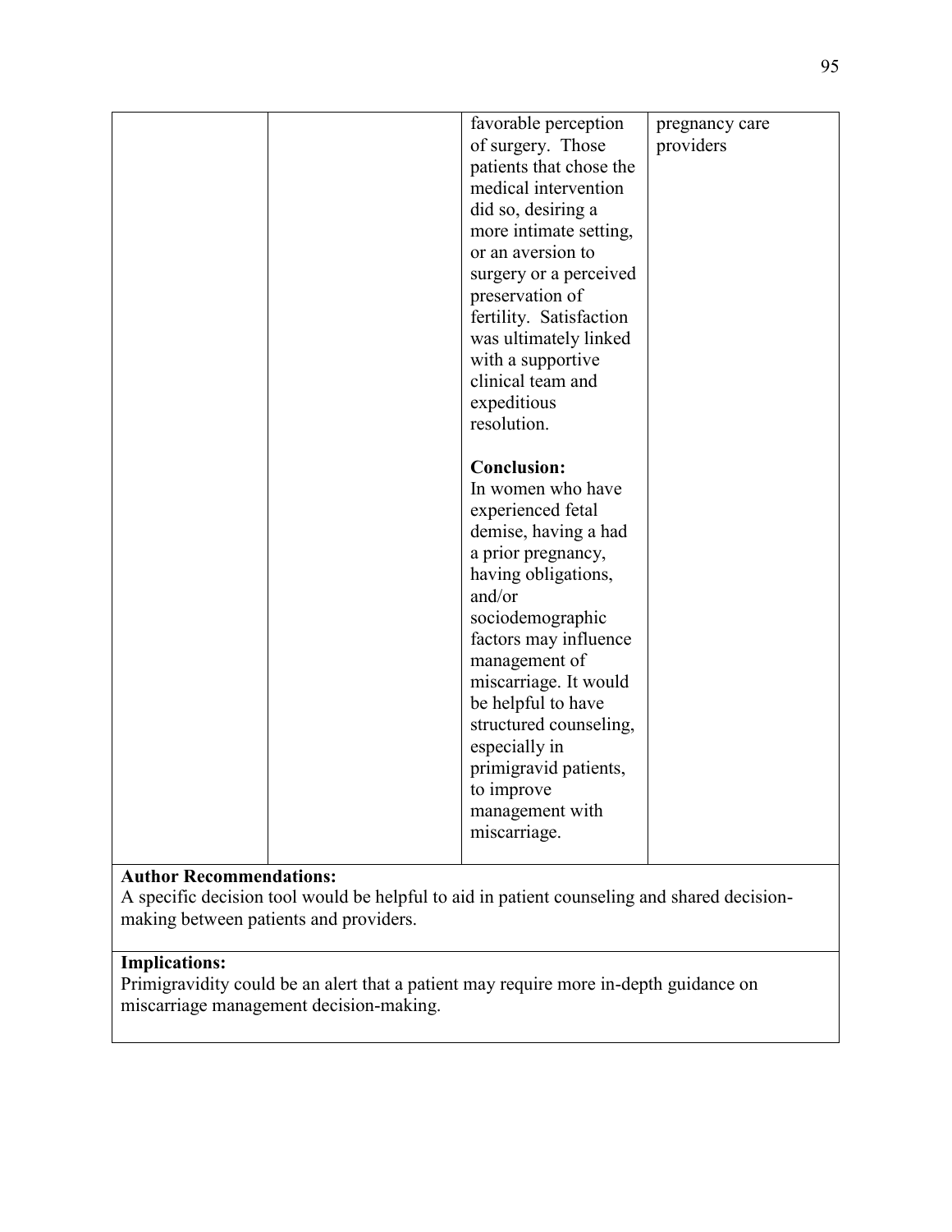| | | | |
|---|---|---|---|
| | | favorable perception of surgery. Those patients that chose the medical intervention did so, desiring a more intimate setting, or an aversion to surgery or a perceived preservation of fertility. Satisfaction was ultimately linked with a supportive clinical team and expeditious resolution.<br><br>**Conclusion:**<br>In women who have experienced fetal demise, having a had a prior pregnancy, having obligations, and/or sociodemographic factors may influence management of miscarriage. It would be helpful to have structured counseling, especially in primigravid patients, to improve management with miscarriage. | pregnancy care providers |

**Author Recommendations:**
A specific decision tool would be helpful to aid in patient counseling and shared decision-making between patients and providers.

**Implications:**
Primigravidity could be an alert that a patient may require more in-depth guidance on miscarriage management decision-making.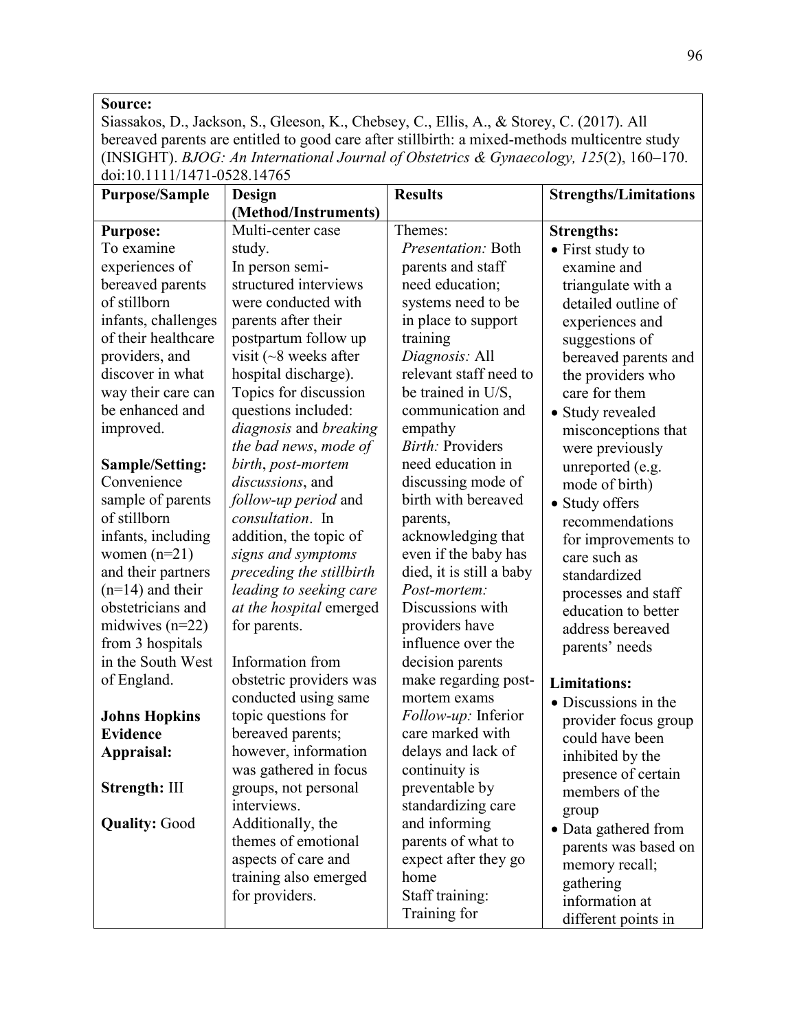| **Source:** Siassakos, D., Jackson, S., Gleeson, K., Chebsey, C., Ellis, A., & Storey, C. (2017). All bereaved parents are entitled to good care after stillbirth: a mixed-methods multicentre study (INSIGHT). *BJOG: An International Journal of Obstetrics & Gynaecology, 125*(2), 160–170. doi:10.1111/1471-0528.14765 | | | |
|---|---|---|---|
| **Purpose/Sample** | **Design (Method/Instruments)** | **Results** | **Strengths/Limitations** |
| **Purpose:** To examine experiences of bereaved parents of stillborn infants, challenges of their healthcare providers, and discover in what way their care can be enhanced and improved.<br><br>**Sample/Setting:** Convenience sample of parents of stillborn infants, including women (n=21) and their partners (n=14) and their obstetricians and midwives (n=22) from 3 hospitals in the South West of England.<br><br>**Johns Hopkins Evidence Appraisal:**<br><br>**Strength:** III<br><br>**Quality:** Good | Multi-center case study.<br>In person semi-structured interviews were conducted with parents after their postpartum follow up visit (~8 weeks after hospital discharge). Topics for discussion questions included: *diagnosis* and *breaking the bad news*, *mode of birth*, *post-mortem discussions*, and *follow-up period* and *consultation*. In addition, the topic of *signs and symptoms preceding the stillbirth leading to seeking care at the hospital* emerged for parents.<br><br>Information from obstetric providers was conducted using same topic questions for bereaved parents; however, information was gathered in focus groups, not personal interviews.<br>Additionally, the themes of emotional aspects of care and training also emerged for providers. | Themes:<br>*Presentation:* Both parents and staff need education; systems need to be in place to support training<br>*Diagnosis:* All relevant staff need to be trained in U/S, communication and empathy<br>*Birth:* Providers need education in discussing mode of birth with bereaved parents, acknowledging that even if the baby has died, it is still a baby<br>*Post-mortem:* Discussions with providers have influence over the decision parents make regarding post-mortem exams<br>*Follow-up:* Inferior care marked with delays and lack of continuity is preventable by standardizing care and informing parents of what to expect after they go home<br>Staff training: Training for | **Strengths:**<br>• First study to examine and triangulate with a detailed outline of experiences and suggestions of bereaved parents and the providers who care for them<br>• Study revealed misconceptions that were previously unreported (e.g. mode of birth)<br>• Study offers recommendations for improvements to care such as standardized processes and staff education to better address bereaved parents' needs<br><br>**Limitations:**<br>• Discussions in the provider focus group could have been inhibited by the presence of certain members of the group<br>• Data gathered from parents was based on memory recall; gathering information at different points in |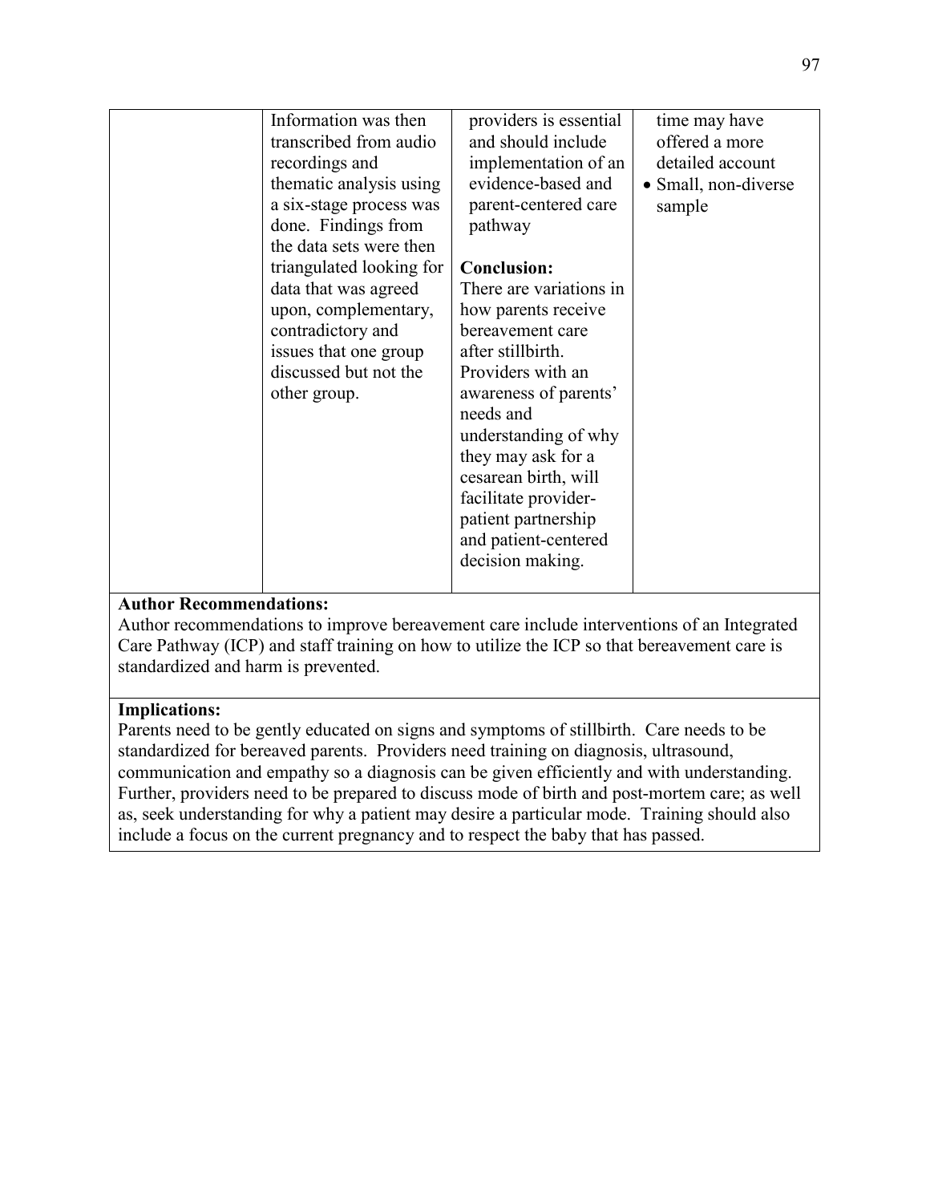| | | | |
|---|---|---|---|
| | Information was then transcribed from audio recordings and thematic analysis using a six-stage process was done. Findings from the data sets were then triangulated looking for data that was agreed upon, complementary, contradictory and issues that one group discussed but not the other group. | providers is essential and should include implementation of an evidence-based and parent-centered care pathway<br><br>**Conclusion:**<br>There are variations in how parents receive bereavement care after stillbirth. Providers with an awareness of parents' needs and understanding of why they may ask for a cesarean birth, will facilitate provider-patient partnership and patient-centered decision making. | time may have offered a more detailed account<br>• Small, non-diverse sample |

**Author Recommendations:**
Author recommendations to improve bereavement care include interventions of an Integrated Care Pathway (ICP) and staff training on how to utilize the ICP so that bereavement care is standardized and harm is prevented.

**Implications:**
Parents need to be gently educated on signs and symptoms of stillbirth. Care needs to be standardized for bereaved parents. Providers need training on diagnosis, ultrasound, communication and empathy so a diagnosis can be given efficiently and with understanding. Further, providers need to be prepared to discuss mode of birth and post-mortem care; as well as, seek understanding for why a patient may desire a particular mode. Training should also include a focus on the current pregnancy and to respect the baby that has passed.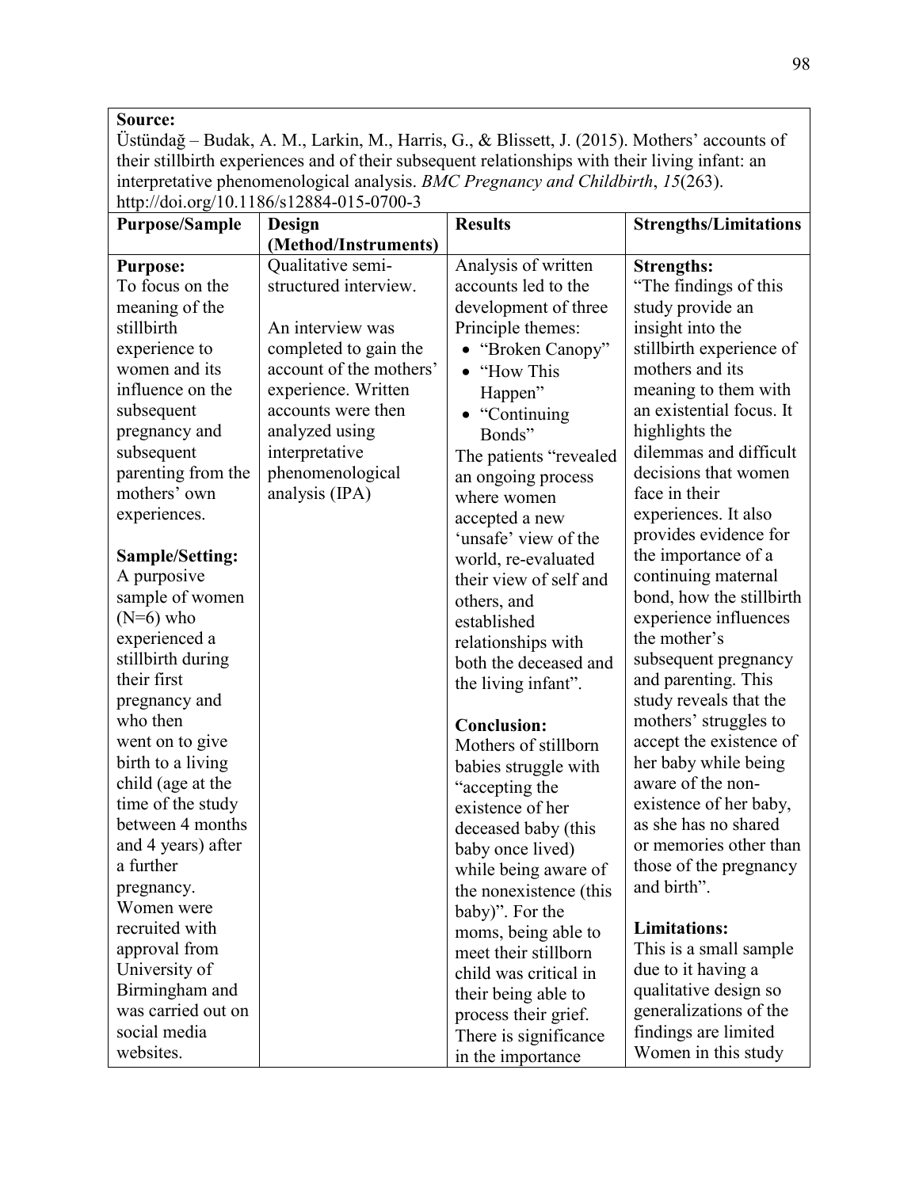| **Source:** Üstündağ – Budak, A. M., Larkin, M., Harris, G., & Blissett, J. (2015). Mothers' accounts of their stillbirth experiences and of their subsequent relationships with their living infant: an interpretative phenomenological analysis. *BMC Pregnancy and Childbirth*, *15*(263). http://doi.org/10.1186/s12884-015-0700-3 | | | |
|---|---|---|---|
| **Purpose/Sample** | **Design (Method/Instruments)** | **Results** | **Strengths/Limitations** |
| **Purpose:**<br>To focus on the meaning of the stillbirth experience to women and its influence on the subsequent pregnancy and subsequent parenting from the mothers' own experiences.<br><br>**Sample/Setting:**<br>A purposive sample of women (N=6) who experienced a stillbirth during their first pregnancy and who then went on to give birth to a living child (age at the time of the study between 4 months and 4 years) after a further pregnancy. Women were recruited with approval from University of Birmingham and was carried out on social media websites. | Qualitative semi-structured interview.<br><br>An interview was completed to gain the account of the mothers' experience. Written accounts were then analyzed using interpretative phenomenological analysis (IPA) | Analysis of written accounts led to the development of three Principle themes:<br>• "Broken Canopy"<br>• "How This Happen"<br>• "Continuing Bonds"<br>The patients "revealed an ongoing process where women accepted a new 'unsafe' view of the world, re-evaluated their view of self and others, and established relationships with both the deceased and the living infant".<br><br>**Conclusion:**<br>Mothers of stillborn babies struggle with "accepting the existence of her deceased baby (this baby once lived) while being aware of the nonexistence (this baby)". For the moms, being able to meet their stillborn child was critical in their being able to process their grief. There is significance in the importance | **Strengths:**<br>"The findings of this study provide an insight into the stillbirth experience of mothers and its meaning to them with an existential focus. It highlights the dilemmas and difficult decisions that women face in their experiences. It also provides evidence for the importance of a continuing maternal bond, how the stillbirth experience influences the mother's subsequent pregnancy and parenting. This study reveals that the mothers' struggles to accept the existence of her baby while being aware of the non-existence of her baby, as she has no shared or memories other than those of the pregnancy and birth".<br><br>**Limitations:**<br>This is a small sample due to it having a qualitative design so generalizations of the findings are limited Women in this study |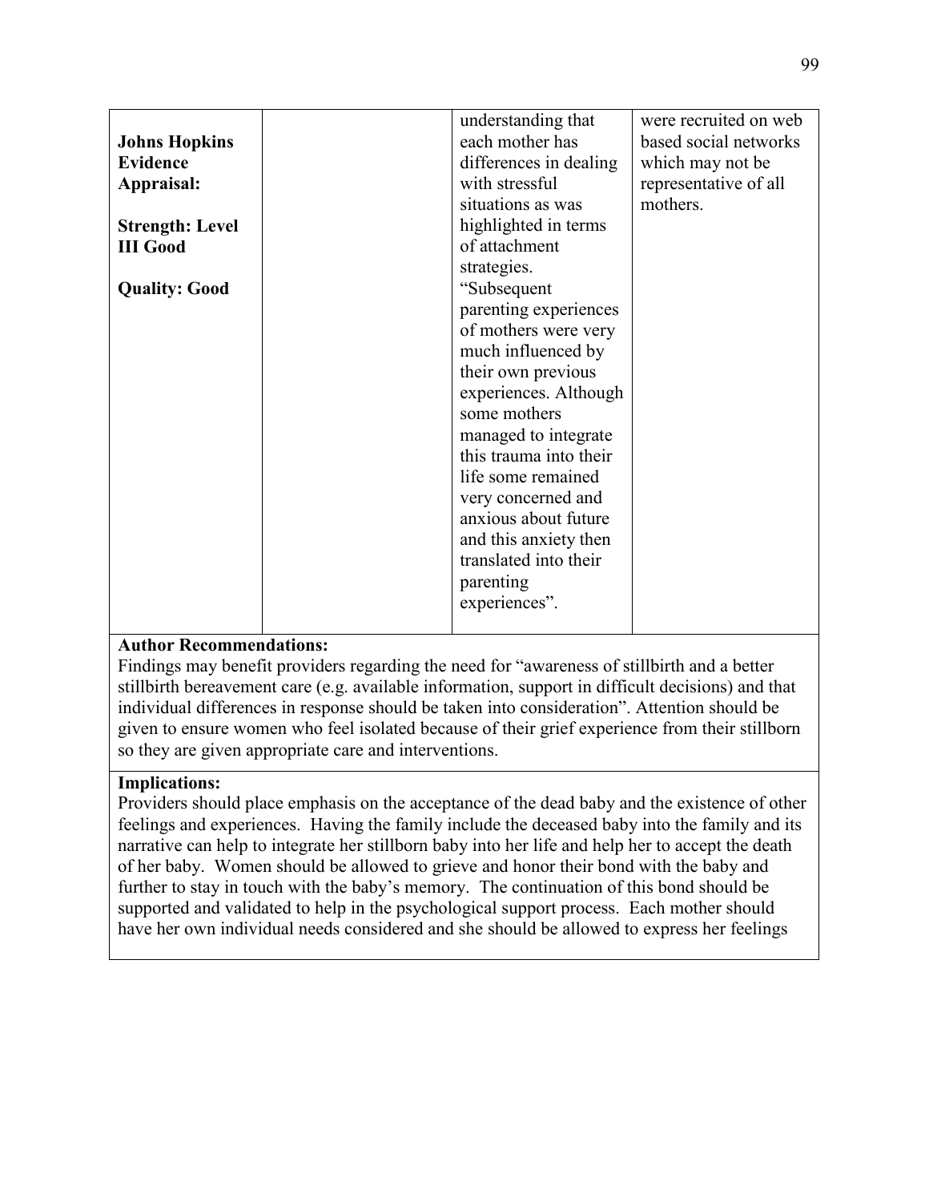| | | | |
|---|---|---|---|
| **Johns Hopkins Evidence Appraisal:**<br><br>**Strength: Level III Good**<br><br>**Quality: Good** | | understanding that each mother has differences in dealing with stressful situations as was highlighted in terms of attachment strategies. "Subsequent parenting experiences of mothers were very much influenced by their own previous experiences. Although some mothers managed to integrate this trauma into their life some remained very concerned and anxious about future and this anxiety then translated into their parenting experiences". | were recruited on web based social networks which may not be representative of all mothers. |

**Author Recommendations:**
Findings may benefit providers regarding the need for "awareness of stillbirth and a better stillbirth bereavement care (e.g. available information, support in difficult decisions) and that individual differences in response should be taken into consideration". Attention should be given to ensure women who feel isolated because of their grief experience from their stillborn so they are given appropriate care and interventions.

**Implications:**
Providers should place emphasis on the acceptance of the dead baby and the existence of other feelings and experiences. Having the family include the deceased baby into the family and its narrative can help to integrate her stillborn baby into her life and help her to accept the death of her baby. Women should be allowed to grieve and honor their bond with the baby and further to stay in touch with the baby's memory. The continuation of this bond should be supported and validated to help in the psychological support process. Each mother should have her own individual needs considered and she should be allowed to express her feelings